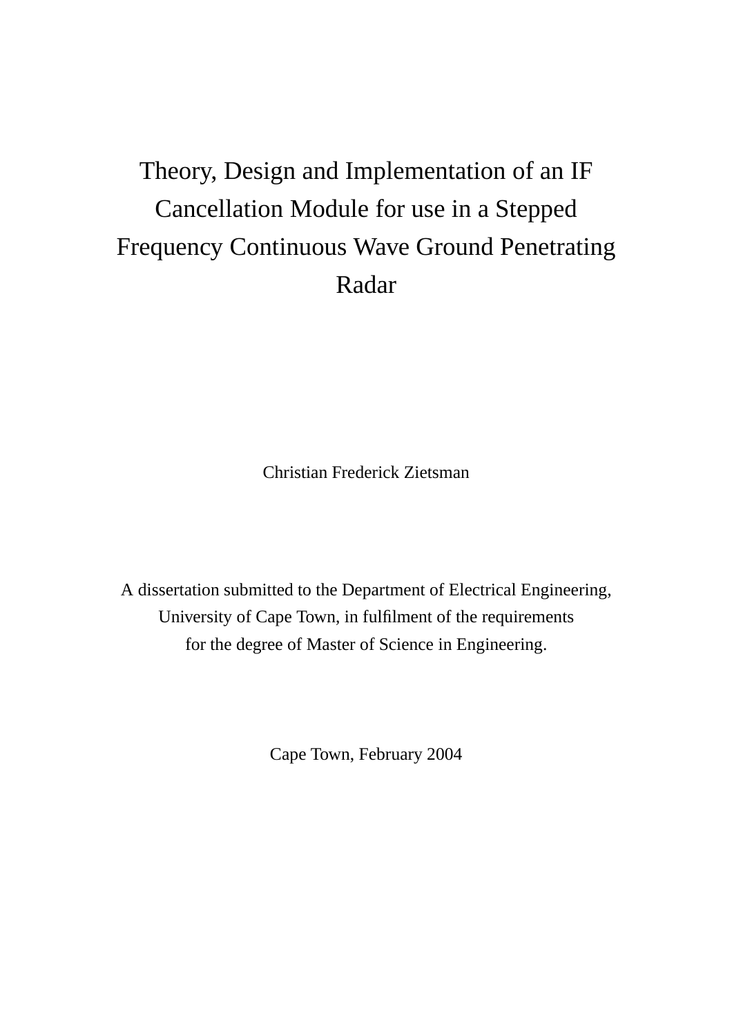# Theory, Design and Implementation of an IF Cancellation Module for use in a Stepped Frequency Continuous Wave Ground Penetrating Radar

Christian Frederick Zietsman

A dissertation submitted to the Department of Electrical Engineering,
University of Cape Town, in fulfilment of the requirements
for the degree of Master of Science in Engineering.

Cape Town, February 2004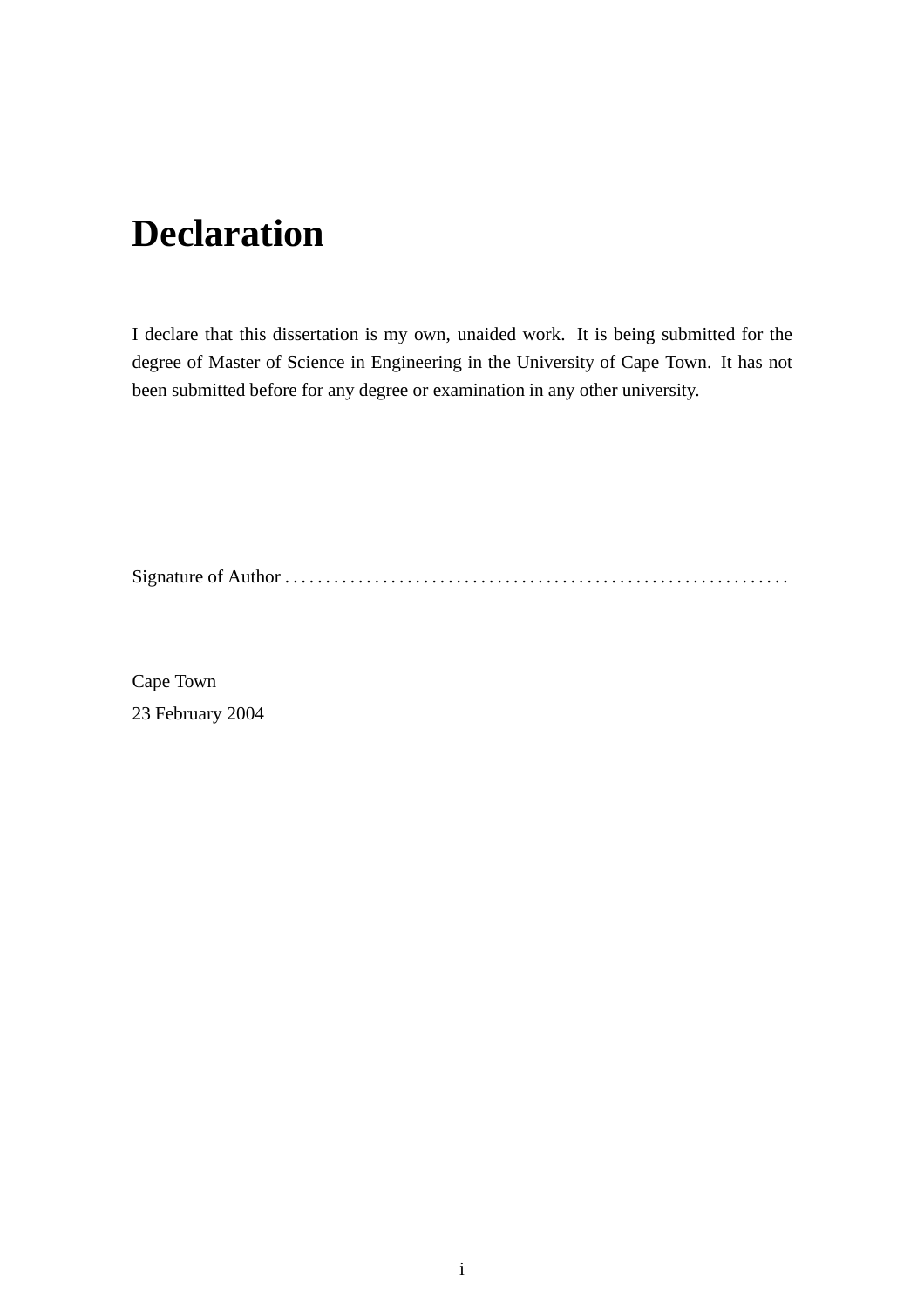# Declaration

I declare that this dissertation is my own, unaided work. It is being submitted for the degree of Master of Science in Engineering in the University of Cape Town. It has not been submitted before for any degree or examination in any other university.

Signature of Author . . . . . . . . . . . . . . . . . . . . . . . . . . . . . . . . . . . . . . . . . . . . . . . . . . . . . . . . . . . . . .

Cape Town

23 February 2004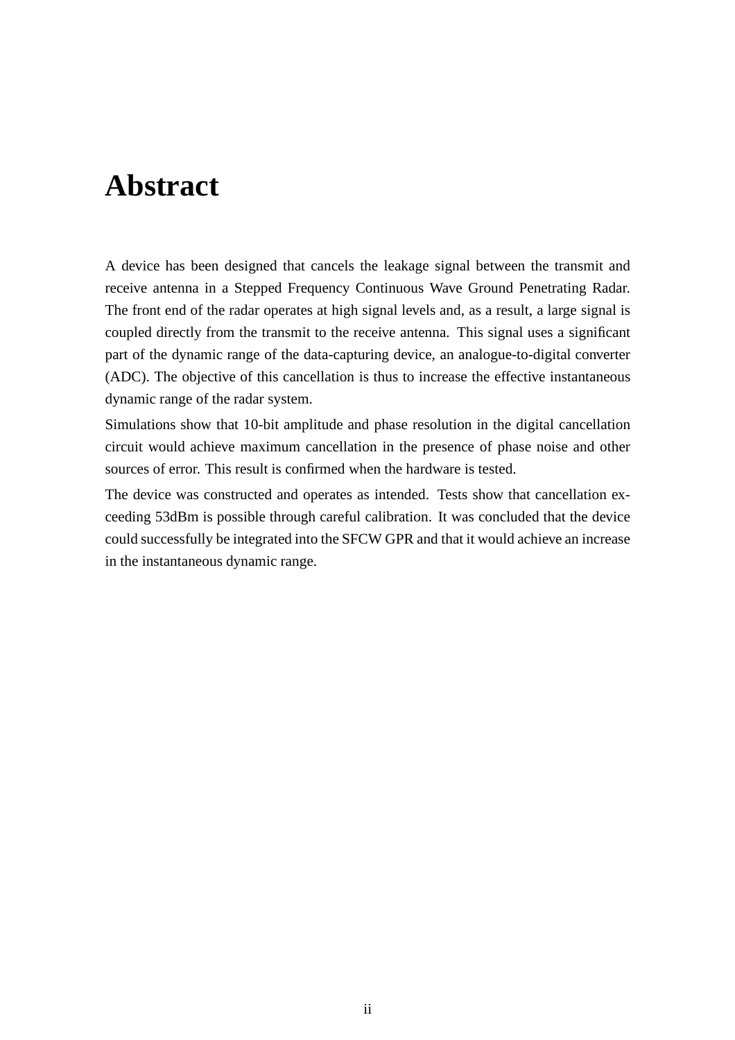# Abstract

A device has been designed that cancels the leakage signal between the transmit and receive antenna in a Stepped Frequency Continuous Wave Ground Penetrating Radar. The front end of the radar operates at high signal levels and, as a result, a large signal is coupled directly from the transmit to the receive antenna. This signal uses a significant part of the dynamic range of the data-capturing device, an analogue-to-digital converter (ADC). The objective of this cancellation is thus to increase the effective instantaneous dynamic range of the radar system.

Simulations show that 10-bit amplitude and phase resolution in the digital cancellation circuit would achieve maximum cancellation in the presence of phase noise and other sources of error. This result is confirmed when the hardware is tested.

The device was constructed and operates as intended. Tests show that cancellation exceeding 53dBm is possible through careful calibration. It was concluded that the device could successfully be integrated into the SFCW GPR and that it would achieve an increase in the instantaneous dynamic range.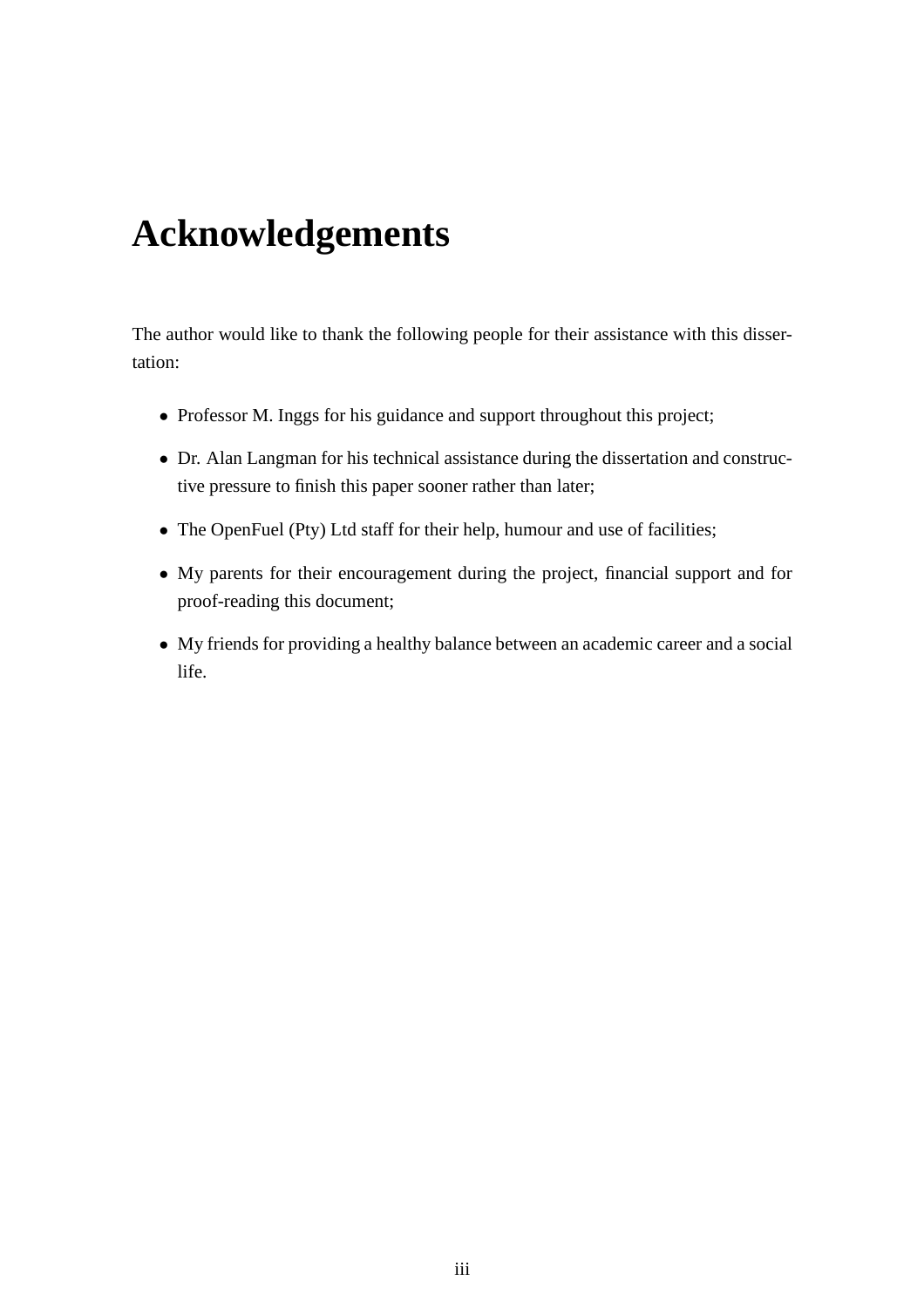# Acknowledgements

The author would like to thank the following people for their assistance with this dissertation:

- Professor M. Inggs for his guidance and support throughout this project;
- Dr. Alan Langman for his technical assistance during the dissertation and constructive pressure to finish this paper sooner rather than later;
- The OpenFuel (Pty) Ltd staff for their help, humour and use of facilities;
- My parents for their encouragement during the project, financial support and for proof-reading this document;
- My friends for providing a healthy balance between an academic career and a social life.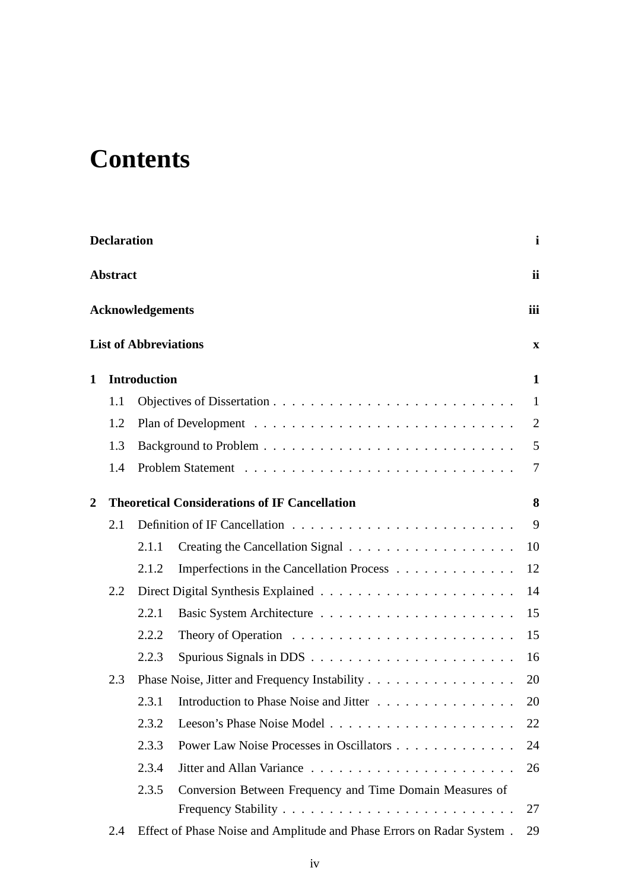# Contents

**Declaration** **i**

**Abstract** **ii**

**Acknowledgements** **iii**

**List of Abbreviations** **x**

**1 Introduction** **1**

- 1.1 Objectives of Dissertation . . . . . . . . . . . . . . . . . . . . . . . . . 1
- 1.2 Plan of Development . . . . . . . . . . . . . . . . . . . . . . . . . . . 2
- 1.3 Background to Problem . . . . . . . . . . . . . . . . . . . . . . . . . . 5
- 1.4 Problem Statement . . . . . . . . . . . . . . . . . . . . . . . . . . . . 7

**2 Theoretical Considerations of IF Cancellation** **8**

- 2.1 Definition of IF Cancellation . . . . . . . . . . . . . . . . . . . . . . . 9
  - 2.1.1 Creating the Cancellation Signal . . . . . . . . . . . . . . . . . . 10
  - 2.1.2 Imperfections in the Cancellation Process . . . . . . . . . . . . . 12
- 2.2 Direct Digital Synthesis Explained . . . . . . . . . . . . . . . . . . . . 14
  - 2.2.1 Basic System Architecture . . . . . . . . . . . . . . . . . . . . . 15
  - 2.2.2 Theory of Operation . . . . . . . . . . . . . . . . . . . . . . . . 15
  - 2.2.3 Spurious Signals in DDS . . . . . . . . . . . . . . . . . . . . . . 16
- 2.3 Phase Noise, Jitter and Frequency Instability . . . . . . . . . . . . . . . 20
  - 2.3.1 Introduction to Phase Noise and Jitter . . . . . . . . . . . . . . . 20
  - 2.3.2 Leeson's Phase Noise Model . . . . . . . . . . . . . . . . . . . . 22
  - 2.3.3 Power Law Noise Processes in Oscillators . . . . . . . . . . . . . 24
  - 2.3.4 Jitter and Allan Variance . . . . . . . . . . . . . . . . . . . . . . 26
  - 2.3.5 Conversion Between Frequency and Time Domain Measures of Frequency Stability . . . . . . . . . . . . . . . . . . . . . . . . . 27
- 2.4 Effect of Phase Noise and Amplitude and Phase Errors on Radar System . 29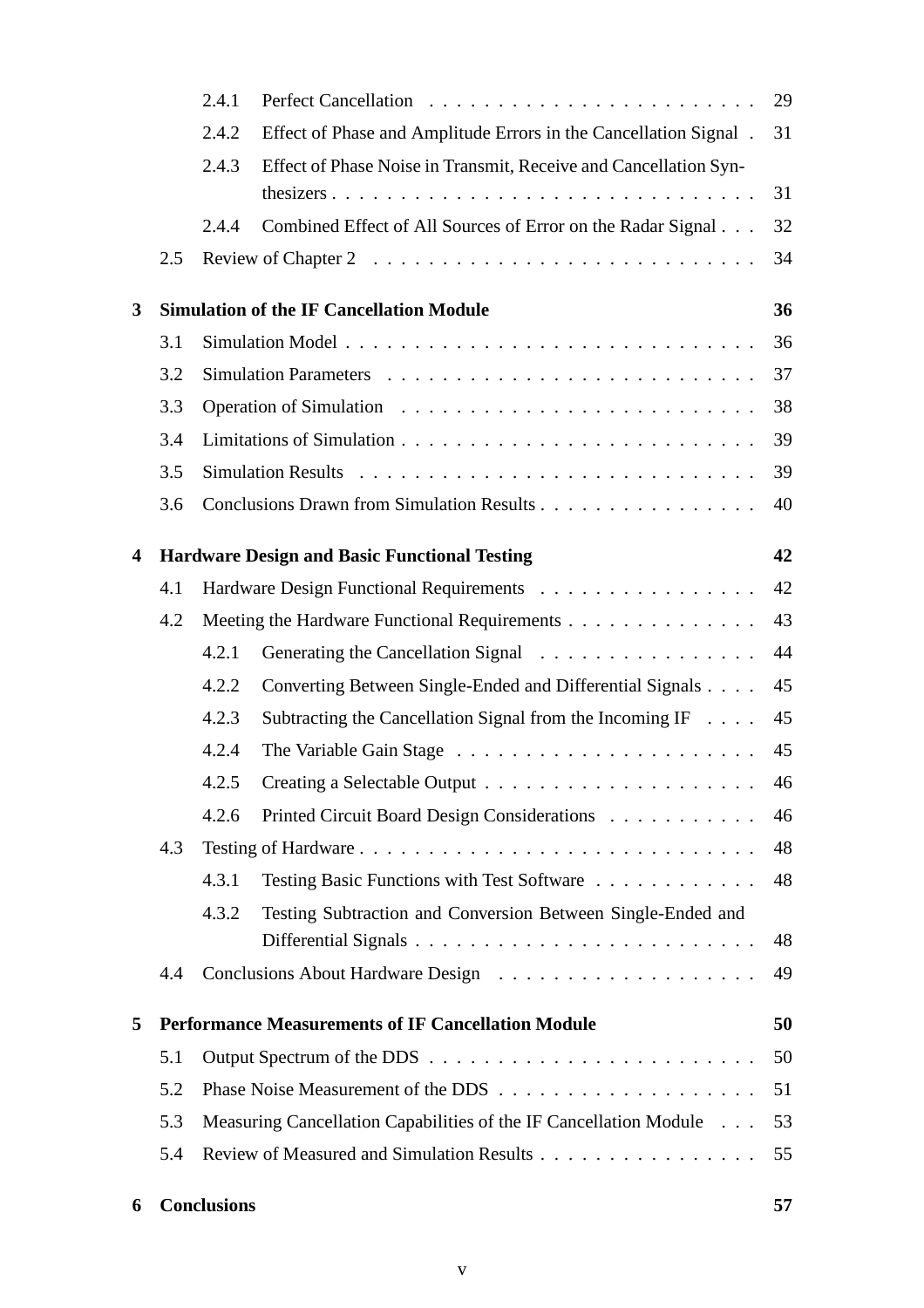- 2.4.1 Perfect Cancellation . . . . . . . . . . . . . . . . . . . . . . . 29
- 2.4.2 Effect of Phase and Amplitude Errors in the Cancellation Signal . 31
- 2.4.3 Effect of Phase Noise in Transmit, Receive and Cancellation Synthesizers . . . . . . . . . . . . . . . . . . . . . . . . . . . . . 31
- 2.4.4 Combined Effect of All Sources of Error on the Radar Signal . . . 32
- 2.5 Review of Chapter 2 . . . . . . . . . . . . . . . . . . . . . . . . . . . 34

**3 Simulation of the IF Cancellation Module** **36**

- 3.1 Simulation Model . . . . . . . . . . . . . . . . . . . . . . . . . . . . . 36
- 3.2 Simulation Parameters . . . . . . . . . . . . . . . . . . . . . . . . . . 37
- 3.3 Operation of Simulation . . . . . . . . . . . . . . . . . . . . . . . . . 38
- 3.4 Limitations of Simulation . . . . . . . . . . . . . . . . . . . . . . . . . 39
- 3.5 Simulation Results . . . . . . . . . . . . . . . . . . . . . . . . . . . . 39
- 3.6 Conclusions Drawn from Simulation Results . . . . . . . . . . . . . . . . 40

**4 Hardware Design and Basic Functional Testing** **42**

- 4.1 Hardware Design Functional Requirements . . . . . . . . . . . . . . . . 42
- 4.2 Meeting the Hardware Functional Requirements . . . . . . . . . . . . . . 43
  - 4.2.1 Generating the Cancellation Signal . . . . . . . . . . . . . . . . 44
  - 4.2.2 Converting Between Single-Ended and Differential Signals . . . . 45
  - 4.2.3 Subtracting the Cancellation Signal from the Incoming IF . . . . 45
  - 4.2.4 The Variable Gain Stage . . . . . . . . . . . . . . . . . . . . . . 45
  - 4.2.5 Creating a Selectable Output . . . . . . . . . . . . . . . . . . . . 46
  - 4.2.6 Printed Circuit Board Design Considerations . . . . . . . . . . . 46
- 4.3 Testing of Hardware . . . . . . . . . . . . . . . . . . . . . . . . . . . . 48
  - 4.3.1 Testing Basic Functions with Test Software . . . . . . . . . . . . 48
  - 4.3.2 Testing Subtraction and Conversion Between Single-Ended and Differential Signals . . . . . . . . . . . . . . . . . . . . . . . . 48
- 4.4 Conclusions About Hardware Design . . . . . . . . . . . . . . . . . . . 49

**5 Performance Measurements of IF Cancellation Module** **50**

- 5.1 Output Spectrum of the DDS . . . . . . . . . . . . . . . . . . . . . . . 50
- 5.2 Phase Noise Measurement of the DDS . . . . . . . . . . . . . . . . . . . 51
- 5.3 Measuring Cancellation Capabilities of the IF Cancellation Module . . . 53
- 5.4 Review of Measured and Simulation Results . . . . . . . . . . . . . . . . 55

**6 Conclusions** **57**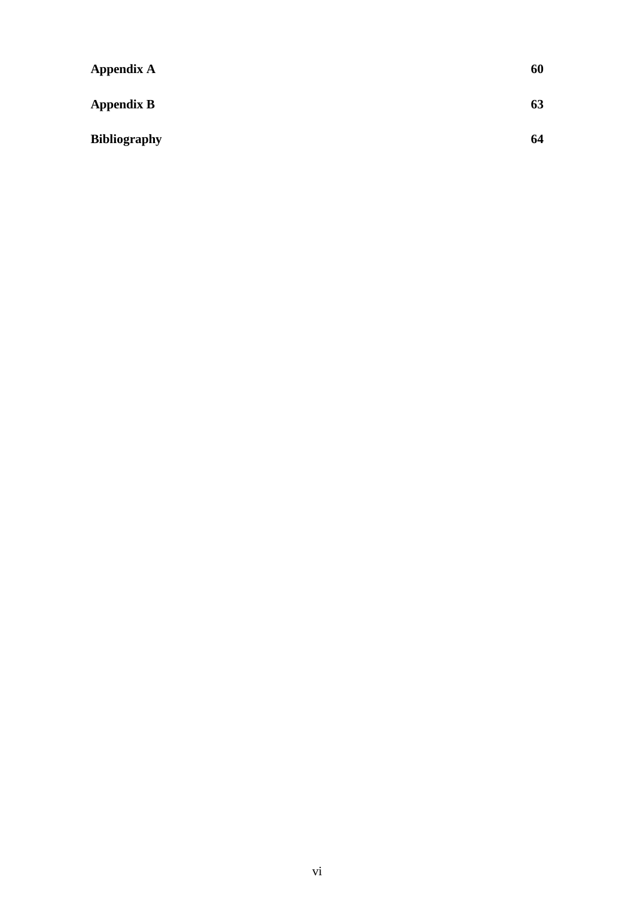**Appendix A** **60**

**Appendix B** **63**

**Bibliography** **64**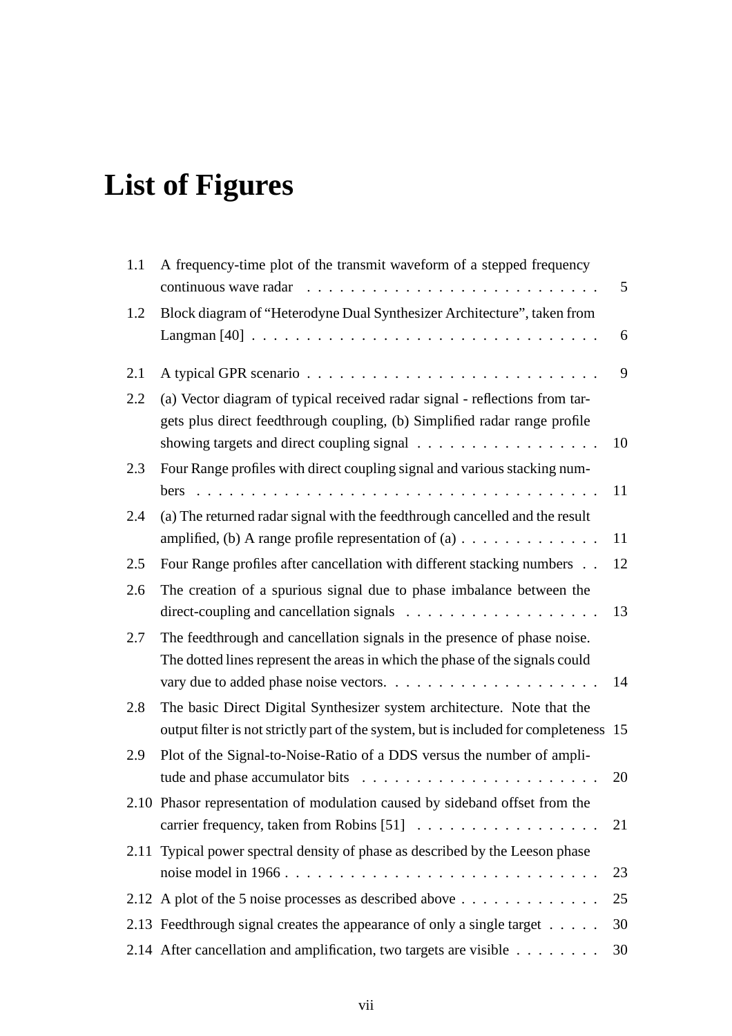# List of Figures

1.1 A frequency-time plot of the transmit waveform of a stepped frequency continuous wave radar . . . . . . . . . . . . . . . . . . . . . . . . . . . 5

1.2 Block diagram of "Heterodyne Dual Synthesizer Architecture", taken from Langman [40] . . . . . . . . . . . . . . . . . . . . . . . . . . . . . . . 6

2.1 A typical GPR scenario . . . . . . . . . . . . . . . . . . . . . . . . . . . 9

2.2 (a) Vector diagram of typical received radar signal - reflections from targets plus direct feedthrough coupling, (b) Simplified radar range profile showing targets and direct coupling signal . . . . . . . . . . . . . . . . . 10

2.3 Four Range profiles with direct coupling signal and various stacking numbers . . . . . . . . . . . . . . . . . . . . . . . . . . . . . . . . . . . . 11

2.4 (a) The returned radar signal with the feedthrough cancelled and the result amplified, (b) A range profile representation of (a) . . . . . . . . . . . . . 11

2.5 Four Range profiles after cancellation with different stacking numbers . . 12

2.6 The creation of a spurious signal due to phase imbalance between the direct-coupling and cancellation signals . . . . . . . . . . . . . . . . . . 13

2.7 The feedthrough and cancellation signals in the presence of phase noise. The dotted lines represent the areas in which the phase of the signals could vary due to added phase noise vectors. . . . . . . . . . . . . . . . . . . . 14

2.8 The basic Direct Digital Synthesizer system architecture. Note that the output filter is not strictly part of the system, but is included for completeness 15

2.9 Plot of the Signal-to-Noise-Ratio of a DDS versus the number of amplitude and phase accumulator bits . . . . . . . . . . . . . . . . . . . . . . 20

2.10 Phasor representation of modulation caused by sideband offset from the carrier frequency, taken from Robins [51] . . . . . . . . . . . . . . . . . 21

2.11 Typical power spectral density of phase as described by the Leeson phase noise model in 1966 . . . . . . . . . . . . . . . . . . . . . . . . . . . . 23

2.12 A plot of the 5 noise processes as described above . . . . . . . . . . . . . 25

2.13 Feedthrough signal creates the appearance of only a single target . . . . . 30

2.14 After cancellation and amplification, two targets are visible . . . . . . . . 30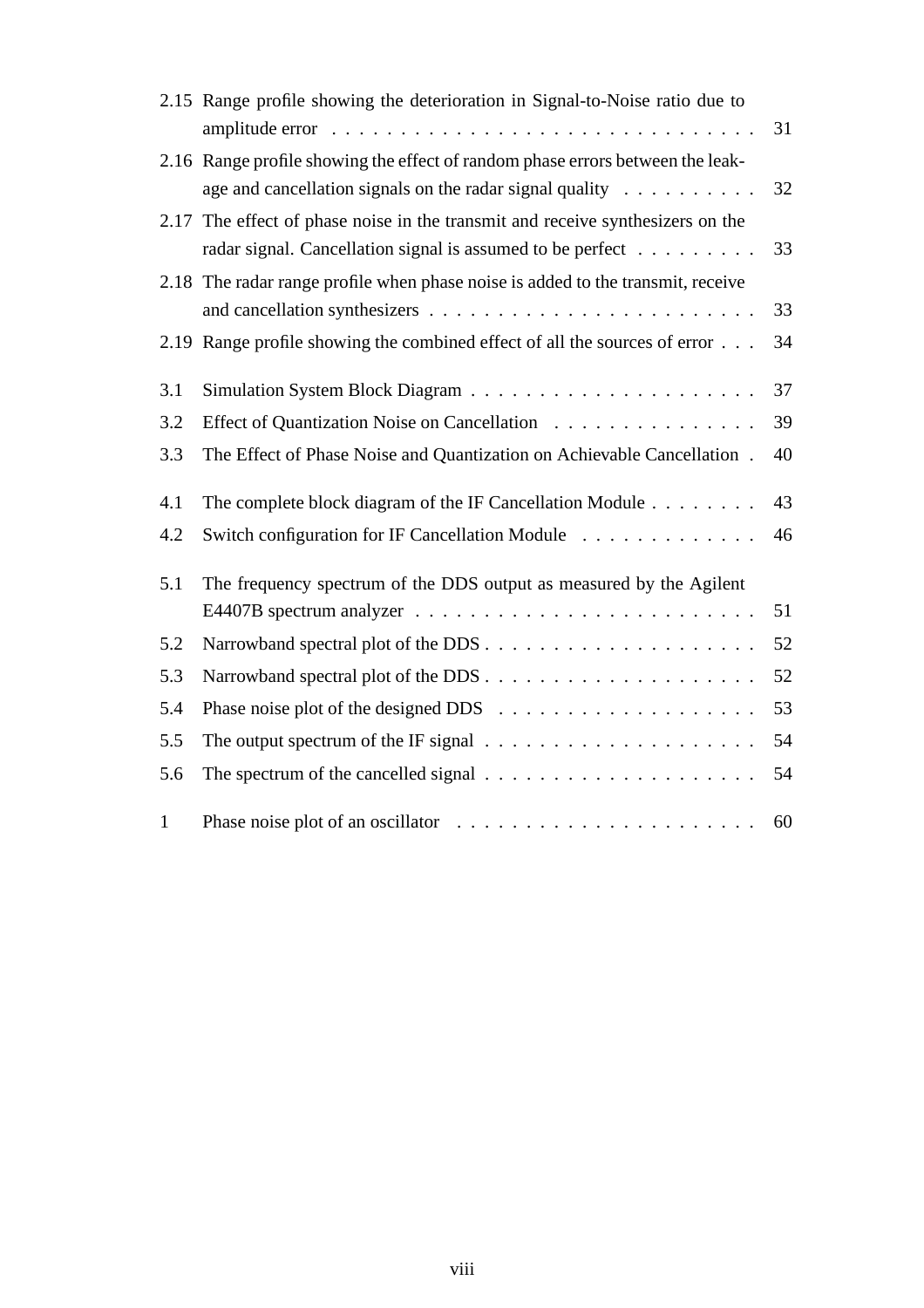| | | |
|---|---|---|
| 2.15 | Range profile showing the deterioration in Signal-to-Noise ratio due to amplitude error | 31 |
| 2.16 | Range profile showing the effect of random phase errors between the leakage and cancellation signals on the radar signal quality | 32 |
| 2.17 | The effect of phase noise in the transmit and receive synthesizers on the radar signal. Cancellation signal is assumed to be perfect | 33 |
| 2.18 | The radar range profile when phase noise is added to the transmit, receive and cancellation synthesizers | 33 |
| 2.19 | Range profile showing the combined effect of all the sources of error | 34 |
| 3.1 | Simulation System Block Diagram | 37 |
| 3.2 | Effect of Quantization Noise on Cancellation | 39 |
| 3.3 | The Effect of Phase Noise and Quantization on Achievable Cancellation | 40 |
| 4.1 | The complete block diagram of the IF Cancellation Module | 43 |
| 4.2 | Switch configuration for IF Cancellation Module | 46 |
| 5.1 | The frequency spectrum of the DDS output as measured by the Agilent E4407B spectrum analyzer | 51 |
| 5.2 | Narrowband spectral plot of the DDS | 52 |
| 5.3 | Narrowband spectral plot of the DDS | 52 |
| 5.4 | Phase noise plot of the designed DDS | 53 |
| 5.5 | The output spectrum of the IF signal | 54 |
| 5.6 | The spectrum of the cancelled signal | 54 |
| 1 | Phase noise plot of an oscillator | 60 |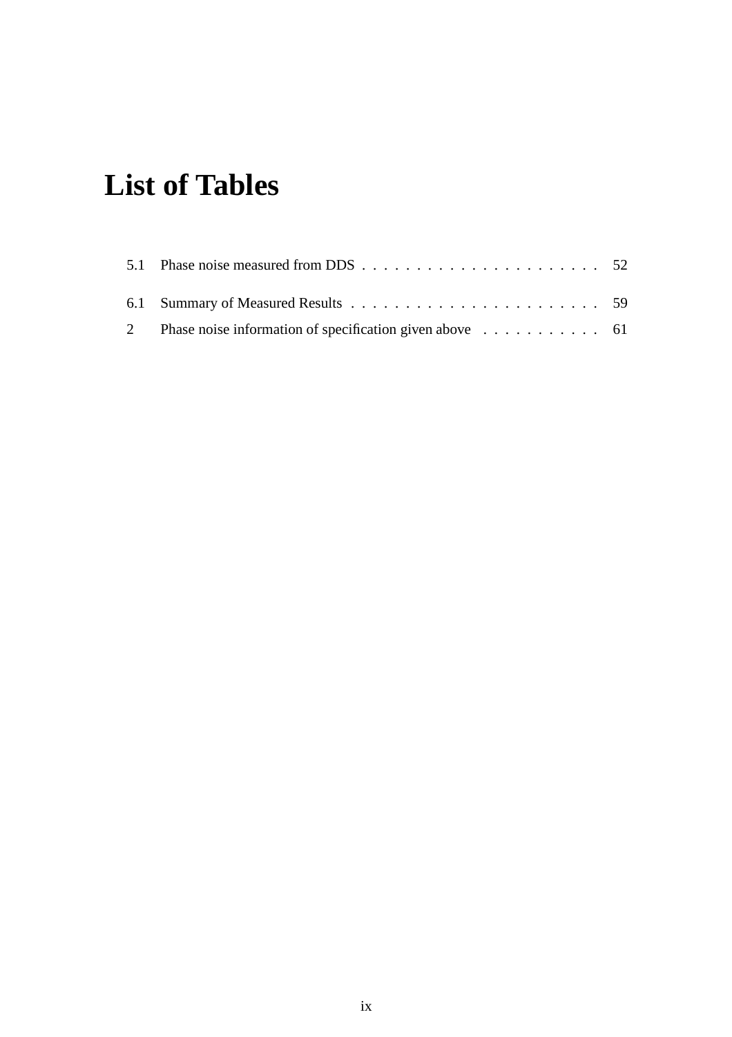# List of Tables

5.1 Phase noise measured from DDS . . . . . . . . . . . . . . . . . . . . . . . 52

6.1 Summary of Measured Results . . . . . . . . . . . . . . . . . . . . . . . . 59

2 Phase noise information of specification given above . . . . . . . . . . . 61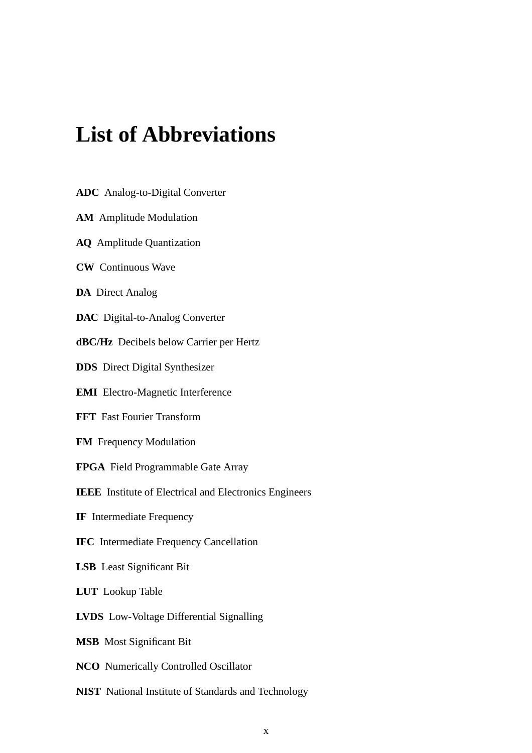# List of Abbreviations

**ADC** Analog-to-Digital Converter

**AM** Amplitude Modulation

**AQ** Amplitude Quantization

**CW** Continuous Wave

**DA** Direct Analog

**DAC** Digital-to-Analog Converter

**dBC/Hz** Decibels below Carrier per Hertz

**DDS** Direct Digital Synthesizer

**EMI** Electro-Magnetic Interference

**FFT** Fast Fourier Transform

**FM** Frequency Modulation

**FPGA** Field Programmable Gate Array

**IEEE** Institute of Electrical and Electronics Engineers

**IF** Intermediate Frequency

**IFC** Intermediate Frequency Cancellation

**LSB** Least Significant Bit

**LUT** Lookup Table

**LVDS** Low-Voltage Differential Signalling

**MSB** Most Significant Bit

**NCO** Numerically Controlled Oscillator

**NIST** National Institute of Standards and Technology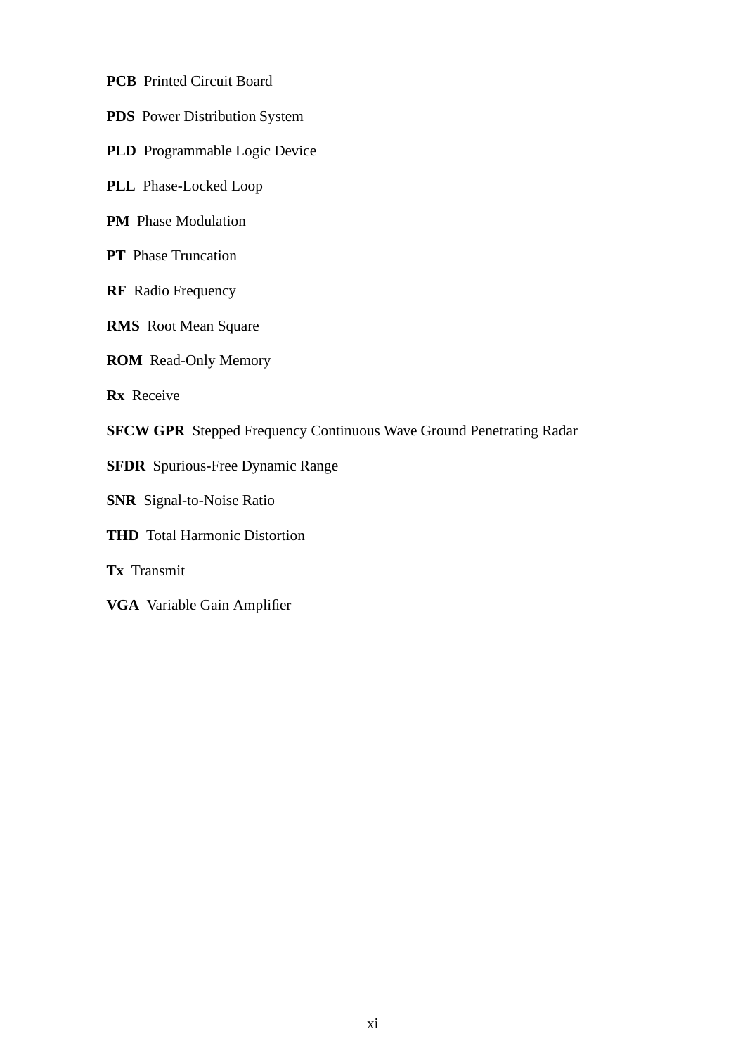**PCB** Printed Circuit Board

**PDS** Power Distribution System

**PLD** Programmable Logic Device

**PLL** Phase-Locked Loop

**PM** Phase Modulation

**PT** Phase Truncation

**RF** Radio Frequency

**RMS** Root Mean Square

**ROM** Read-Only Memory

**Rx** Receive

**SFCW GPR** Stepped Frequency Continuous Wave Ground Penetrating Radar

**SFDR** Spurious-Free Dynamic Range

**SNR** Signal-to-Noise Ratio

**THD** Total Harmonic Distortion

**Tx** Transmit

**VGA** Variable Gain Amplifier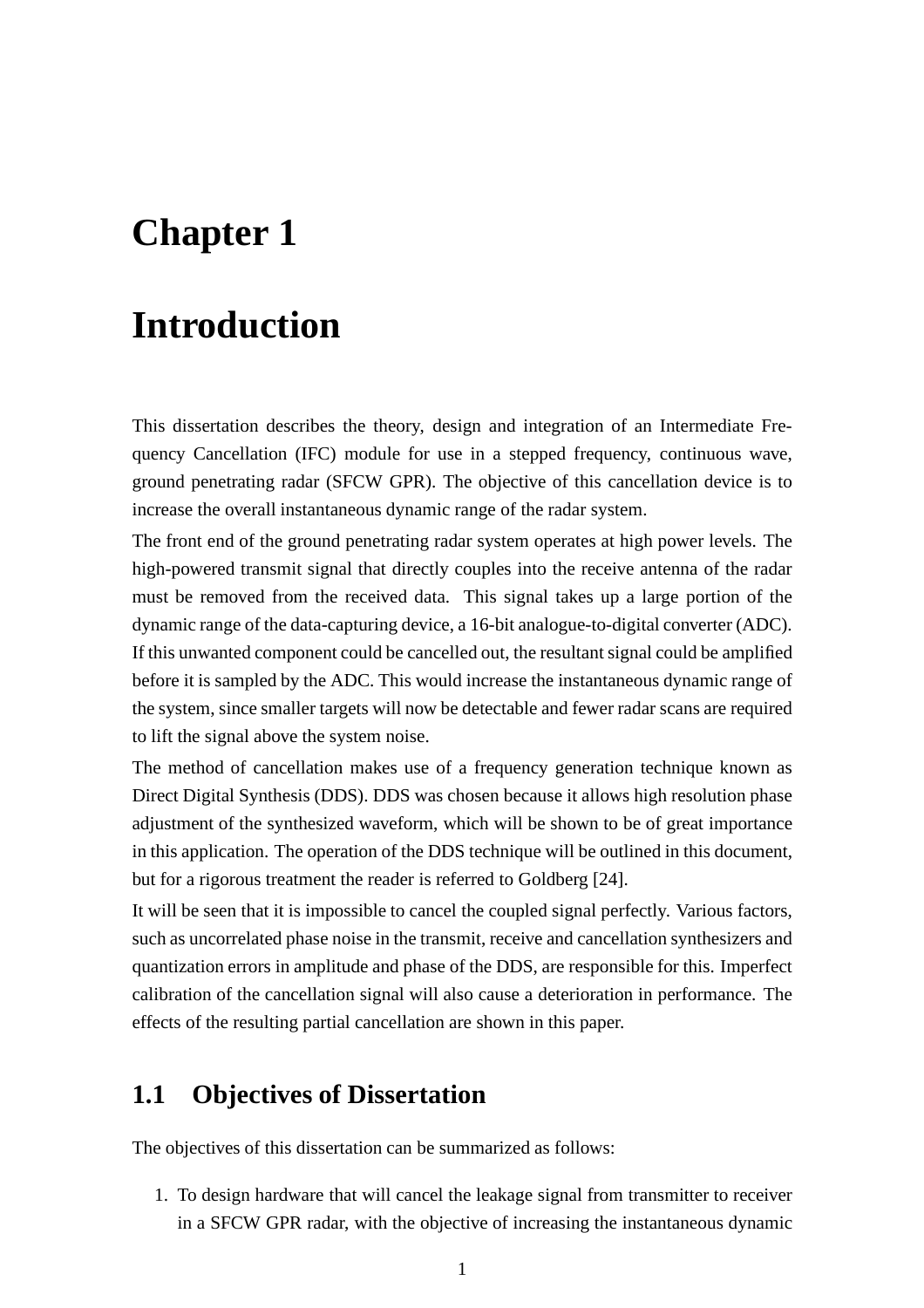# Chapter 1

# Introduction

This dissertation describes the theory, design and integration of an Intermediate Frequency Cancellation (IFC) module for use in a stepped frequency, continuous wave, ground penetrating radar (SFCW GPR). The objective of this cancellation device is to increase the overall instantaneous dynamic range of the radar system.

The front end of the ground penetrating radar system operates at high power levels. The high-powered transmit signal that directly couples into the receive antenna of the radar must be removed from the received data. This signal takes up a large portion of the dynamic range of the data-capturing device, a 16-bit analogue-to-digital converter (ADC). If this unwanted component could be cancelled out, the resultant signal could be amplified before it is sampled by the ADC. This would increase the instantaneous dynamic range of the system, since smaller targets will now be detectable and fewer radar scans are required to lift the signal above the system noise.

The method of cancellation makes use of a frequency generation technique known as Direct Digital Synthesis (DDS). DDS was chosen because it allows high resolution phase adjustment of the synthesized waveform, which will be shown to be of great importance in this application. The operation of the DDS technique will be outlined in this document, but for a rigorous treatment the reader is referred to Goldberg [24].

It will be seen that it is impossible to cancel the coupled signal perfectly. Various factors, such as uncorrelated phase noise in the transmit, receive and cancellation synthesizers and quantization errors in amplitude and phase of the DDS, are responsible for this. Imperfect calibration of the cancellation signal will also cause a deterioration in performance. The effects of the resulting partial cancellation are shown in this paper.

## 1.1 Objectives of Dissertation

The objectives of this dissertation can be summarized as follows:

1. To design hardware that will cancel the leakage signal from transmitter to receiver in a SFCW GPR radar, with the objective of increasing the instantaneous dynamic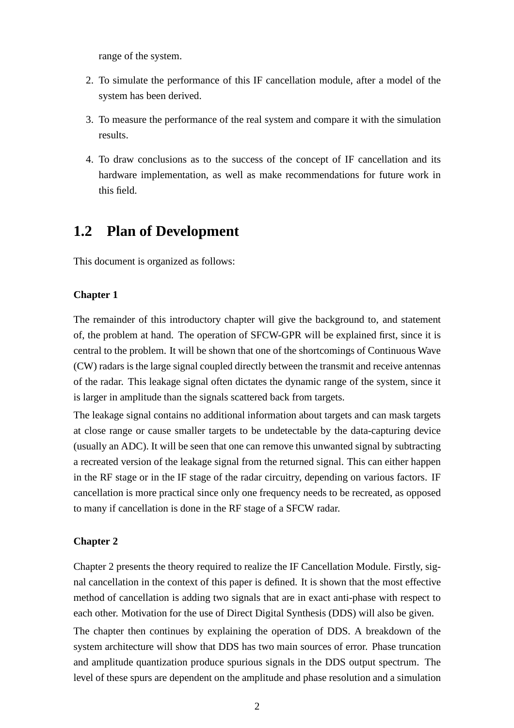range of the system.

2. To simulate the performance of this IF cancellation module, after a model of the system has been derived.
3. To measure the performance of the real system and compare it with the simulation results.
4. To draw conclusions as to the success of the concept of IF cancellation and its hardware implementation, as well as make recommendations for future work in this field.

## 1.2 Plan of Development

This document is organized as follows:

**Chapter 1**

The remainder of this introductory chapter will give the background to, and statement of, the problem at hand. The operation of SFCW-GPR will be explained first, since it is central to the problem. It will be shown that one of the shortcomings of Continuous Wave (CW) radars is the large signal coupled directly between the transmit and receive antennas of the radar. This leakage signal often dictates the dynamic range of the system, since it is larger in amplitude than the signals scattered back from targets.

The leakage signal contains no additional information about targets and can mask targets at close range or cause smaller targets to be undetectable by the data-capturing device (usually an ADC). It will be seen that one can remove this unwanted signal by subtracting a recreated version of the leakage signal from the returned signal. This can either happen in the RF stage or in the IF stage of the radar circuitry, depending on various factors. IF cancellation is more practical since only one frequency needs to be recreated, as opposed to many if cancellation is done in the RF stage of a SFCW radar.

**Chapter 2**

Chapter 2 presents the theory required to realize the IF Cancellation Module. Firstly, signal cancellation in the context of this paper is defined. It is shown that the most effective method of cancellation is adding two signals that are in exact anti-phase with respect to each other. Motivation for the use of Direct Digital Synthesis (DDS) will also be given.

The chapter then continues by explaining the operation of DDS. A breakdown of the system architecture will show that DDS has two main sources of error. Phase truncation and amplitude quantization produce spurious signals in the DDS output spectrum. The level of these spurs are dependent on the amplitude and phase resolution and a simulation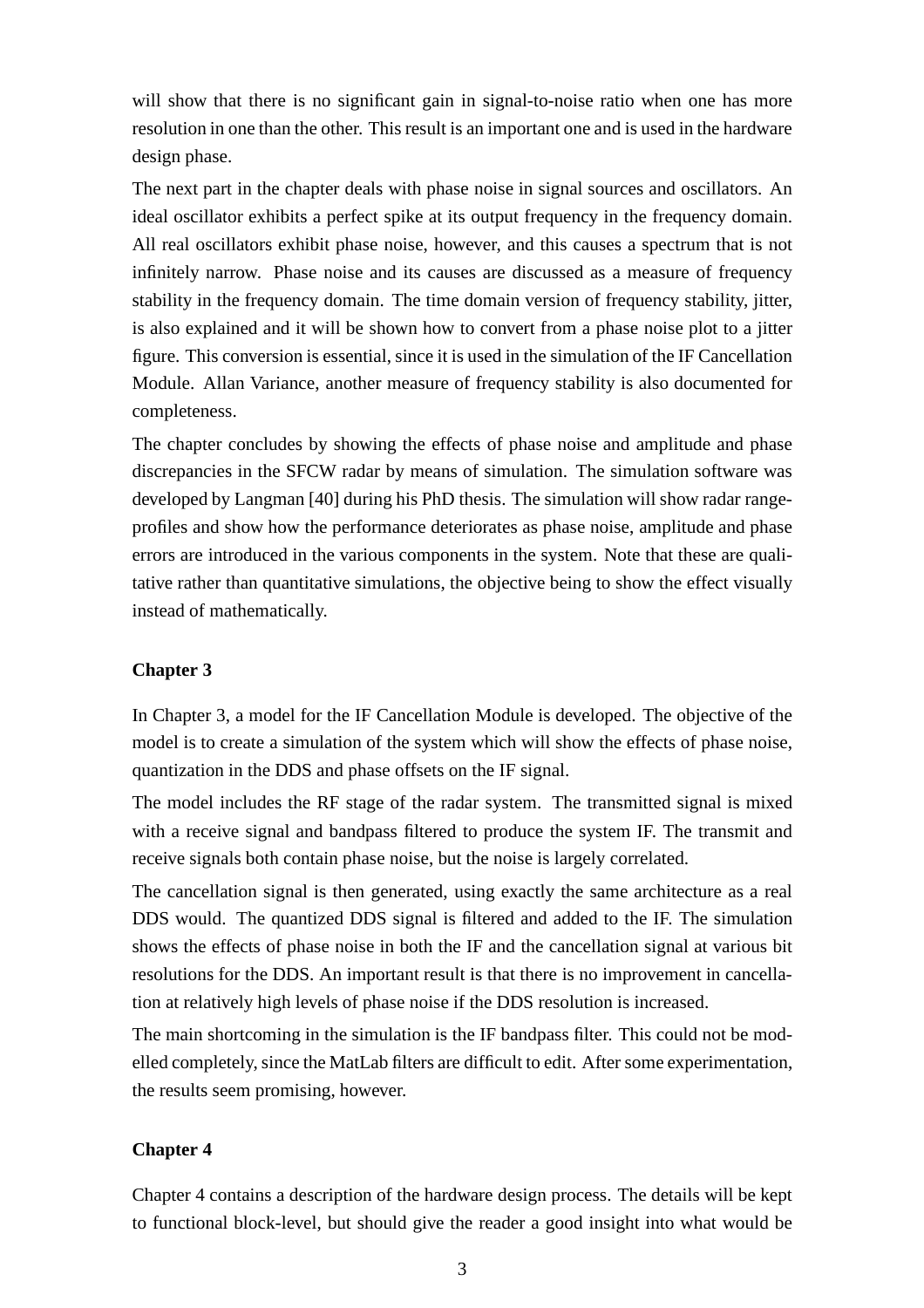will show that there is no significant gain in signal-to-noise ratio when one has more resolution in one than the other. This result is an important one and is used in the hardware design phase.

The next part in the chapter deals with phase noise in signal sources and oscillators. An ideal oscillator exhibits a perfect spike at its output frequency in the frequency domain. All real oscillators exhibit phase noise, however, and this causes a spectrum that is not infinitely narrow. Phase noise and its causes are discussed as a measure of frequency stability in the frequency domain. The time domain version of frequency stability, jitter, is also explained and it will be shown how to convert from a phase noise plot to a jitter figure. This conversion is essential, since it is used in the simulation of the IF Cancellation Module. Allan Variance, another measure of frequency stability is also documented for completeness.

The chapter concludes by showing the effects of phase noise and amplitude and phase discrepancies in the SFCW radar by means of simulation. The simulation software was developed by Langman [40] during his PhD thesis. The simulation will show radar range-profiles and show how the performance deteriorates as phase noise, amplitude and phase errors are introduced in the various components in the system. Note that these are qualitative rather than quantitative simulations, the objective being to show the effect visually instead of mathematically.

**Chapter 3**

In Chapter 3, a model for the IF Cancellation Module is developed. The objective of the model is to create a simulation of the system which will show the effects of phase noise, quantization in the DDS and phase offsets on the IF signal.

The model includes the RF stage of the radar system. The transmitted signal is mixed with a receive signal and bandpass filtered to produce the system IF. The transmit and receive signals both contain phase noise, but the noise is largely correlated.

The cancellation signal is then generated, using exactly the same architecture as a real DDS would. The quantized DDS signal is filtered and added to the IF. The simulation shows the effects of phase noise in both the IF and the cancellation signal at various bit resolutions for the DDS. An important result is that there is no improvement in cancellation at relatively high levels of phase noise if the DDS resolution is increased.

The main shortcoming in the simulation is the IF bandpass filter. This could not be modelled completely, since the MatLab filters are difficult to edit. After some experimentation, the results seem promising, however.

**Chapter 4**

Chapter 4 contains a description of the hardware design process. The details will be kept to functional block-level, but should give the reader a good insight into what would be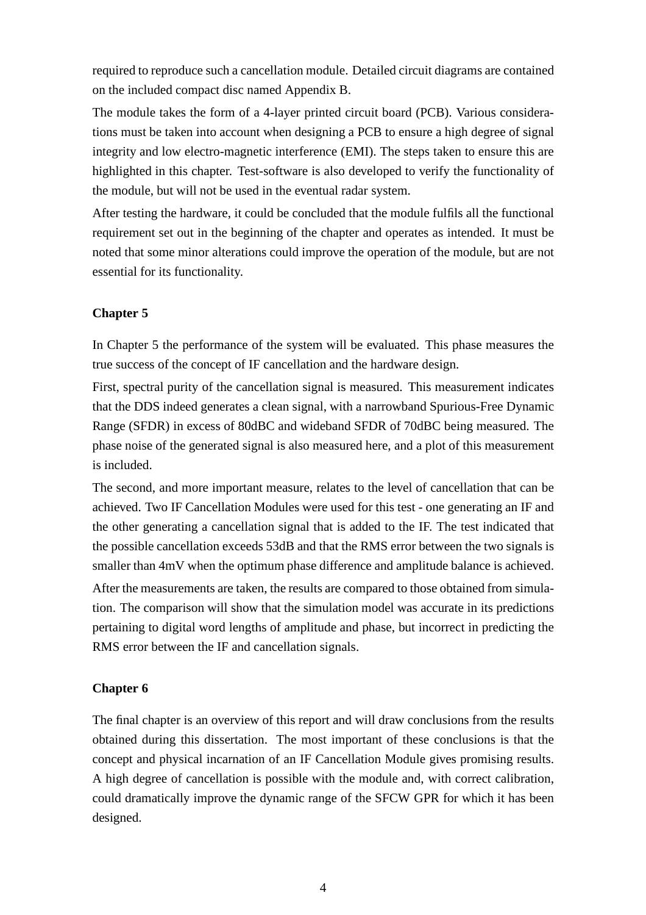required to reproduce such a cancellation module. Detailed circuit diagrams are contained on the included compact disc named Appendix B.

The module takes the form of a 4-layer printed circuit board (PCB). Various considerations must be taken into account when designing a PCB to ensure a high degree of signal integrity and low electro-magnetic interference (EMI). The steps taken to ensure this are highlighted in this chapter. Test-software is also developed to verify the functionality of the module, but will not be used in the eventual radar system.

After testing the hardware, it could be concluded that the module fulfils all the functional requirement set out in the beginning of the chapter and operates as intended. It must be noted that some minor alterations could improve the operation of the module, but are not essential for its functionality.

**Chapter 5**

In Chapter 5 the performance of the system will be evaluated. This phase measures the true success of the concept of IF cancellation and the hardware design.

First, spectral purity of the cancellation signal is measured. This measurement indicates that the DDS indeed generates a clean signal, with a narrowband Spurious-Free Dynamic Range (SFDR) in excess of 80dBC and wideband SFDR of 70dBC being measured. The phase noise of the generated signal is also measured here, and a plot of this measurement is included.

The second, and more important measure, relates to the level of cancellation that can be achieved. Two IF Cancellation Modules were used for this test - one generating an IF and the other generating a cancellation signal that is added to the IF. The test indicated that the possible cancellation exceeds 53dB and that the RMS error between the two signals is smaller than 4mV when the optimum phase difference and amplitude balance is achieved.

After the measurements are taken, the results are compared to those obtained from simulation. The comparison will show that the simulation model was accurate in its predictions pertaining to digital word lengths of amplitude and phase, but incorrect in predicting the RMS error between the IF and cancellation signals.

**Chapter 6**

The final chapter is an overview of this report and will draw conclusions from the results obtained during this dissertation. The most important of these conclusions is that the concept and physical incarnation of an IF Cancellation Module gives promising results. A high degree of cancellation is possible with the module and, with correct calibration, could dramatically improve the dynamic range of the SFCW GPR for which it has been designed.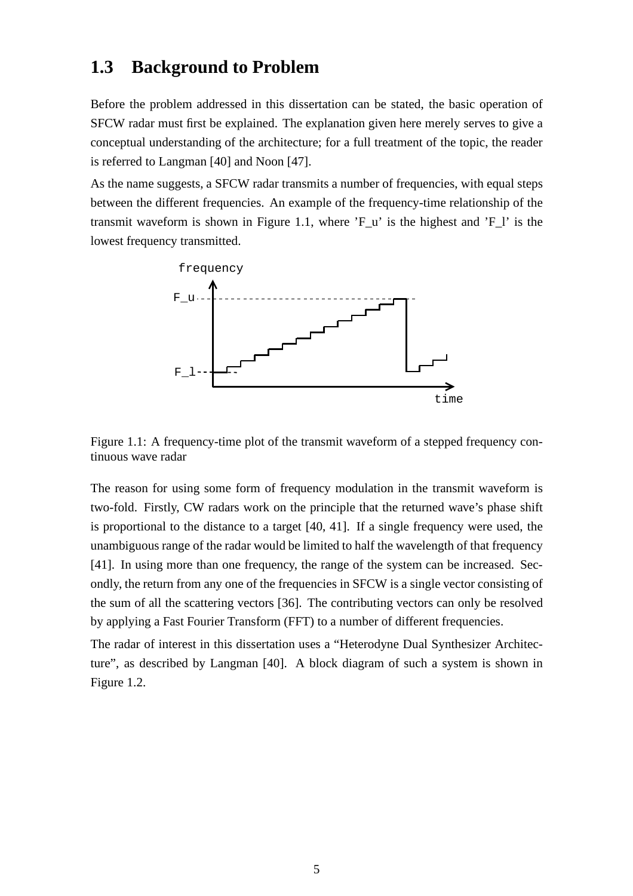## 1.3 Background to Problem

Before the problem addressed in this dissertation can be stated, the basic operation of SFCW radar must first be explained. The explanation given here merely serves to give a conceptual understanding of the architecture; for a full treatment of the topic, the reader is referred to Langman [40] and Noon [47].

As the name suggests, a SFCW radar transmits a number of frequencies, with equal steps between the different frequencies. An example of the frequency-time relationship of the transmit waveform is shown in Figure 1.1, where 'F_u' is the highest and 'F_l' is the lowest frequency transmitted.

Figure 1.1: A frequency-time plot of the transmit waveform of a stepped frequency continuous wave radar

The reason for using some form of frequency modulation in the transmit waveform is two-fold. Firstly, CW radars work on the principle that the returned wave's phase shift is proportional to the distance to a target [40, 41]. If a single frequency were used, the unambiguous range of the radar would be limited to half the wavelength of that frequency [41]. In using more than one frequency, the range of the system can be increased. Secondly, the return from any one of the frequencies in SFCW is a single vector consisting of the sum of all the scattering vectors [36]. The contributing vectors can only be resolved by applying a Fast Fourier Transform (FFT) to a number of different frequencies.

The radar of interest in this dissertation uses a "Heterodyne Dual Synthesizer Architecture", as described by Langman [40]. A block diagram of such a system is shown in Figure 1.2.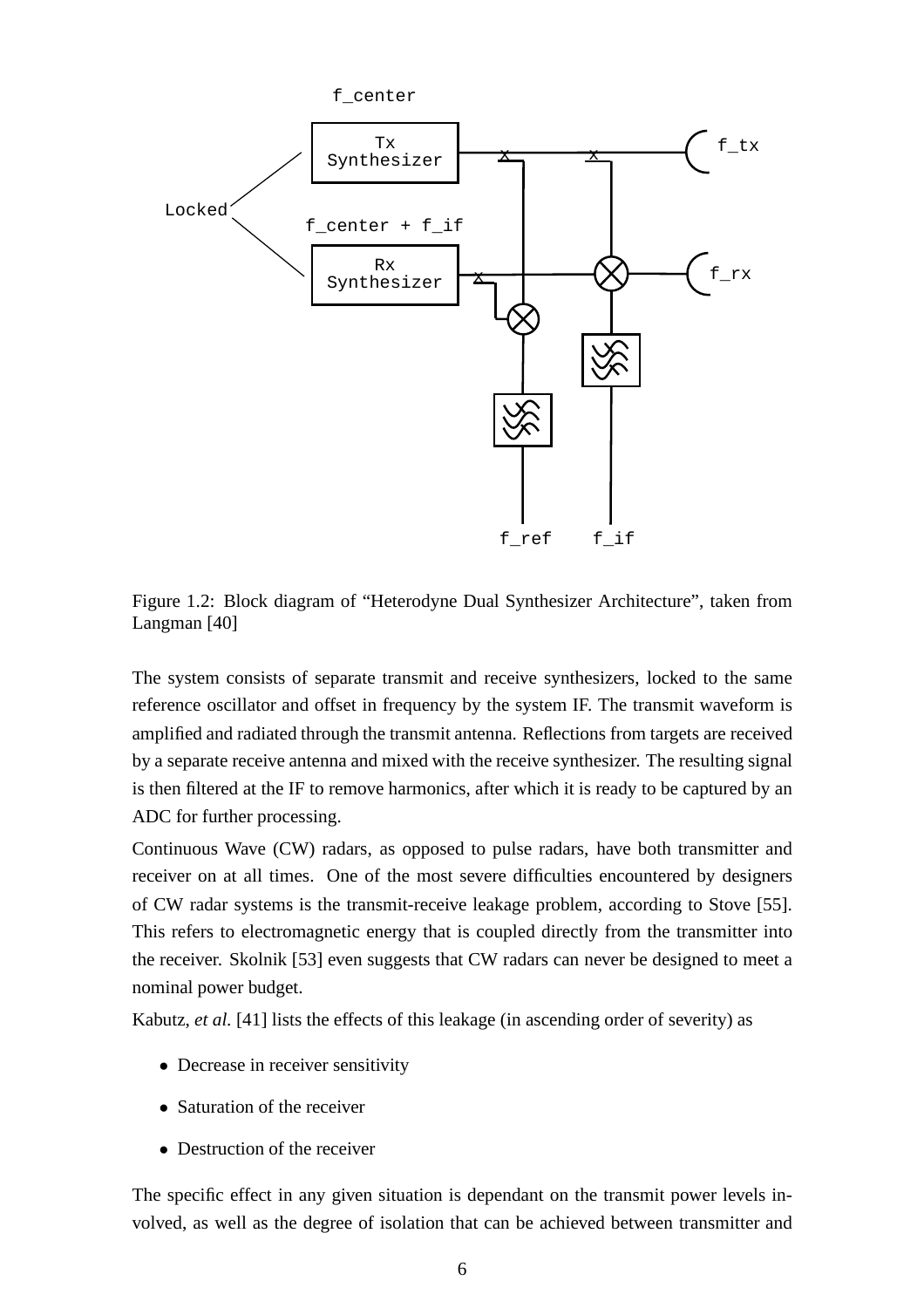Figure 1.2: Block diagram of “Heterodyne Dual Synthesizer Architecture”, taken from Langman [40]

The system consists of separate transmit and receive synthesizers, locked to the same reference oscillator and offset in frequency by the system IF. The transmit waveform is amplified and radiated through the transmit antenna. Reflections from targets are received by a separate receive antenna and mixed with the receive synthesizer. The resulting signal is then filtered at the IF to remove harmonics, after which it is ready to be captured by an ADC for further processing.

Continuous Wave (CW) radars, as opposed to pulse radars, have both transmitter and receiver on at all times. One of the most severe difficulties encountered by designers of CW radar systems is the transmit-receive leakage problem, according to Stove [55]. This refers to electromagnetic energy that is coupled directly from the transmitter into the receiver. Skolnik [53] even suggests that CW radars can never be designed to meet a nominal power budget.

Kabutz, *et al.* [41] lists the effects of this leakage (in ascending order of severity) as

- Decrease in receiver sensitivity
- Saturation of the receiver
- Destruction of the receiver

The specific effect in any given situation is dependant on the transmit power levels involved, as well as the degree of isolation that can be achieved between transmitter and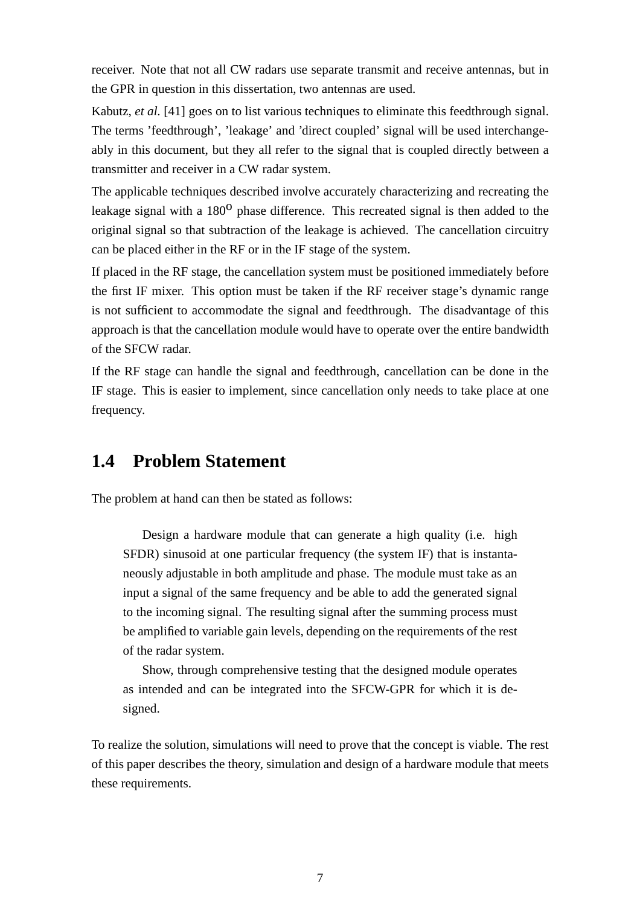receiver. Note that not all CW radars use separate transmit and receive antennas, but in the GPR in question in this dissertation, two antennas are used.

Kabutz, *et al.* [41] goes on to list various techniques to eliminate this feedthrough signal. The terms 'feedthrough', 'leakage' and 'direct coupled' signal will be used interchangeably in this document, but they all refer to the signal that is coupled directly between a transmitter and receiver in a CW radar system.

The applicable techniques described involve accurately characterizing and recreating the leakage signal with a $180^{o}$ phase difference. This recreated signal is then added to the original signal so that subtraction of the leakage is achieved. The cancellation circuitry can be placed either in the RF or in the IF stage of the system.

If placed in the RF stage, the cancellation system must be positioned immediately before the first IF mixer. This option must be taken if the RF receiver stage's dynamic range is not sufficient to accommodate the signal and feedthrough. The disadvantage of this approach is that the cancellation module would have to operate over the entire bandwidth of the SFCW radar.

If the RF stage can handle the signal and feedthrough, cancellation can be done in the IF stage. This is easier to implement, since cancellation only needs to take place at one frequency.

## 1.4 Problem Statement

The problem at hand can then be stated as follows:

> Design a hardware module that can generate a high quality (i.e. high SFDR) sinusoid at one particular frequency (the system IF) that is instantaneously adjustable in both amplitude and phase. The module must take as an input a signal of the same frequency and be able to add the generated signal to the incoming signal. The resulting signal after the summing process must be amplified to variable gain levels, depending on the requirements of the rest of the radar system.
>
> Show, through comprehensive testing that the designed module operates as intended and can be integrated into the SFCW-GPR for which it is designed.

To realize the solution, simulations will need to prove that the concept is viable. The rest of this paper describes the theory, simulation and design of a hardware module that meets these requirements.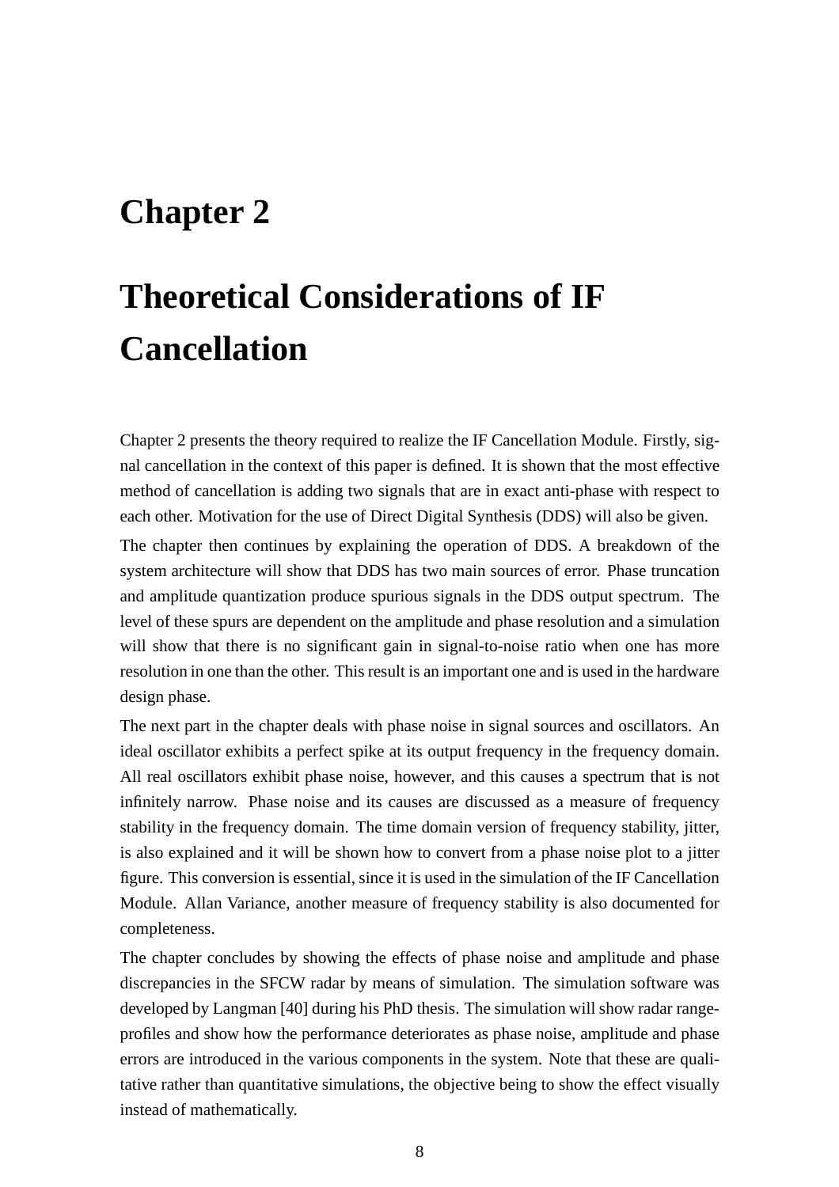# Chapter 2

# Theoretical Considerations of IF Cancellation

Chapter 2 presents the theory required to realize the IF Cancellation Module. Firstly, signal cancellation in the context of this paper is defined. It is shown that the most effective method of cancellation is adding two signals that are in exact anti-phase with respect to each other. Motivation for the use of Direct Digital Synthesis (DDS) will also be given.

The chapter then continues by explaining the operation of DDS. A breakdown of the system architecture will show that DDS has two main sources of error. Phase truncation and amplitude quantization produce spurious signals in the DDS output spectrum. The level of these spurs are dependent on the amplitude and phase resolution and a simulation will show that there is no significant gain in signal-to-noise ratio when one has more resolution in one than the other. This result is an important one and is used in the hardware design phase.

The next part in the chapter deals with phase noise in signal sources and oscillators. An ideal oscillator exhibits a perfect spike at its output frequency in the frequency domain. All real oscillators exhibit phase noise, however, and this causes a spectrum that is not infinitely narrow. Phase noise and its causes are discussed as a measure of frequency stability in the frequency domain. The time domain version of frequency stability, jitter, is also explained and it will be shown how to convert from a phase noise plot to a jitter figure. This conversion is essential, since it is used in the simulation of the IF Cancellation Module. Allan Variance, another measure of frequency stability is also documented for completeness.

The chapter concludes by showing the effects of phase noise and amplitude and phase discrepancies in the SFCW radar by means of simulation. The simulation software was developed by Langman [40] during his PhD thesis. The simulation will show radar range-profiles and show how the performance deteriorates as phase noise, amplitude and phase errors are introduced in the various components in the system. Note that these are qualitative rather than quantitative simulations, the objective being to show the effect visually instead of mathematically.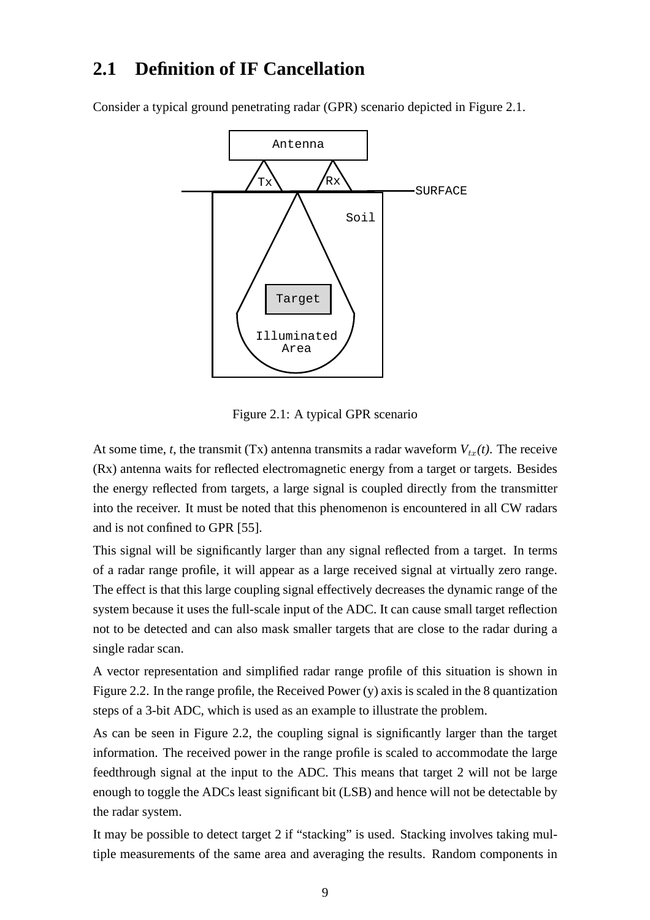## 2.1 Definition of IF Cancellation

Consider a typical ground penetrating radar (GPR) scenario depicted in Figure 2.1.

Figure 2.1: A typical GPR scenario

At some time, *t*, the transmit (Tx) antenna transmits a radar waveform $V_{tx}(t)$. The receive (Rx) antenna waits for reflected electromagnetic energy from a target or targets. Besides the energy reflected from targets, a large signal is coupled directly from the transmitter into the receiver. It must be noted that this phenomenon is encountered in all CW radars and is not confined to GPR [55].

This signal will be significantly larger than any signal reflected from a target. In terms of a radar range profile, it will appear as a large received signal at virtually zero range. The effect is that this large coupling signal effectively decreases the dynamic range of the system because it uses the full-scale input of the ADC. It can cause small target reflection not to be detected and can also mask smaller targets that are close to the radar during a single radar scan.

A vector representation and simplified radar range profile of this situation is shown in Figure 2.2. In the range profile, the Received Power (y) axis is scaled in the 8 quantization steps of a 3-bit ADC, which is used as an example to illustrate the problem.

As can be seen in Figure 2.2, the coupling signal is significantly larger than the target information. The received power in the range profile is scaled to accommodate the large feedthrough signal at the input to the ADC. This means that target 2 will not be large enough to toggle the ADCs least significant bit (LSB) and hence will not be detectable by the radar system.

It may be possible to detect target 2 if "stacking" is used. Stacking involves taking multiple measurements of the same area and averaging the results. Random components in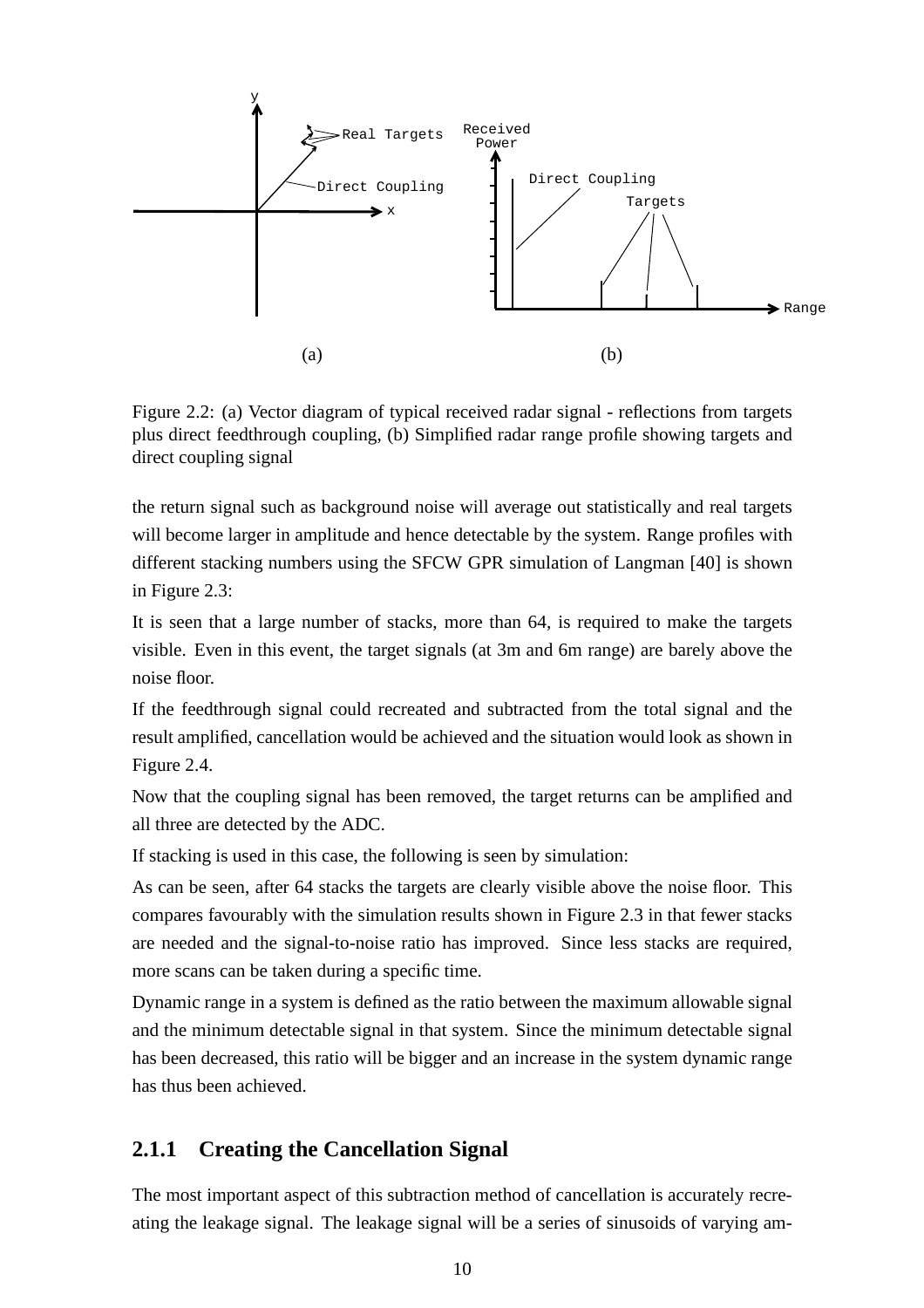Figure 2.2: (a) Vector diagram of typical received radar signal - reflections from targets plus direct feedthrough coupling, (b) Simplified radar range profile showing targets and direct coupling signal

the return signal such as background noise will average out statistically and real targets will become larger in amplitude and hence detectable by the system. Range profiles with different stacking numbers using the SFCW GPR simulation of Langman [40] is shown in Figure 2.3:

It is seen that a large number of stacks, more than 64, is required to make the targets visible. Even in this event, the target signals (at 3m and 6m range) are barely above the noise floor.

If the feedthrough signal could recreated and subtracted from the total signal and the result amplified, cancellation would be achieved and the situation would look as shown in Figure 2.4.

Now that the coupling signal has been removed, the target returns can be amplified and all three are detected by the ADC.

If stacking is used in this case, the following is seen by simulation:

As can be seen, after 64 stacks the targets are clearly visible above the noise floor. This compares favourably with the simulation results shown in Figure 2.3 in that fewer stacks are needed and the signal-to-noise ratio has improved. Since less stacks are required, more scans can be taken during a specific time.

Dynamic range in a system is defined as the ratio between the maximum allowable signal and the minimum detectable signal in that system. Since the minimum detectable signal has been decreased, this ratio will be bigger and an increase in the system dynamic range has thus been achieved.

### 2.1.1 Creating the Cancellation Signal

The most important aspect of this subtraction method of cancellation is accurately recreating the leakage signal. The leakage signal will be a series of sinusoids of varying am-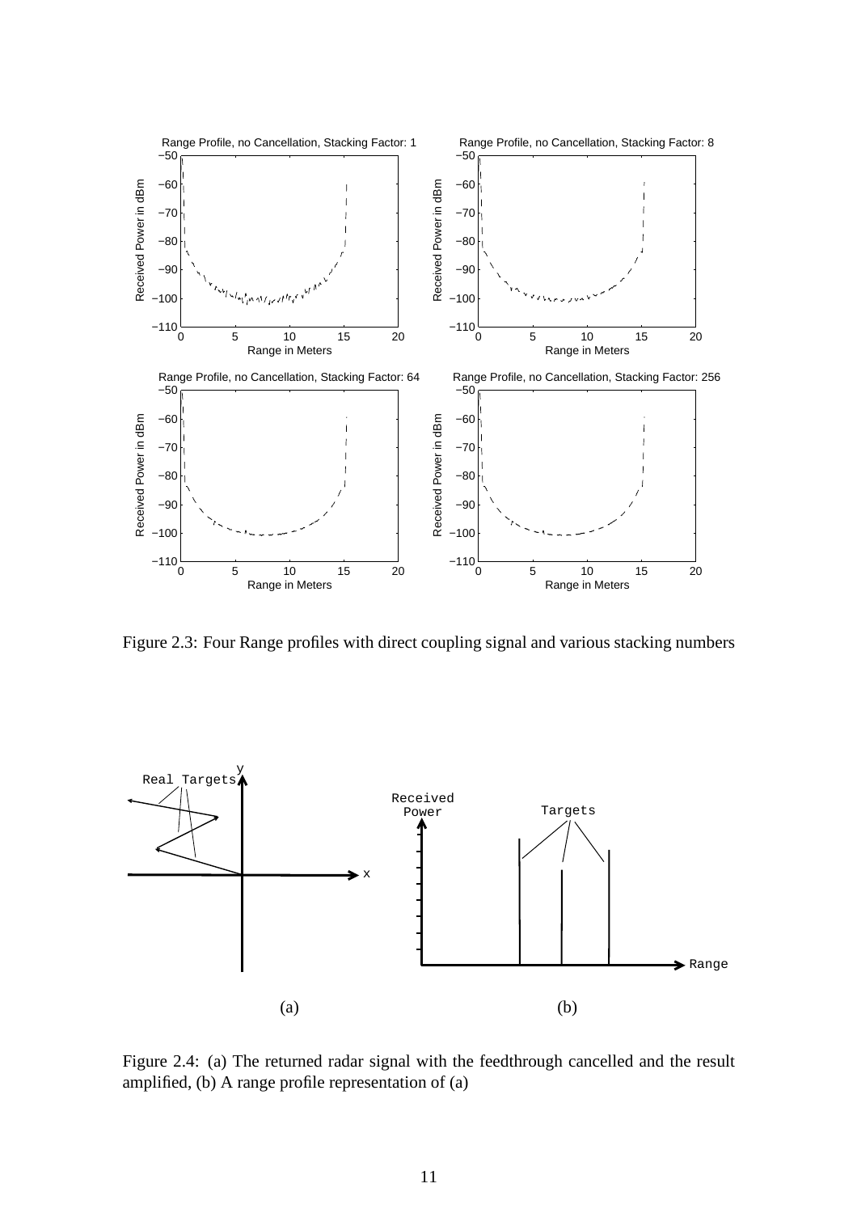Figure 2.3: Four Range profiles with direct coupling signal and various stacking numbers

Figure 2.4: (a) The returned radar signal with the feedthrough cancelled and the result amplified, (b) A range profile representation of (a)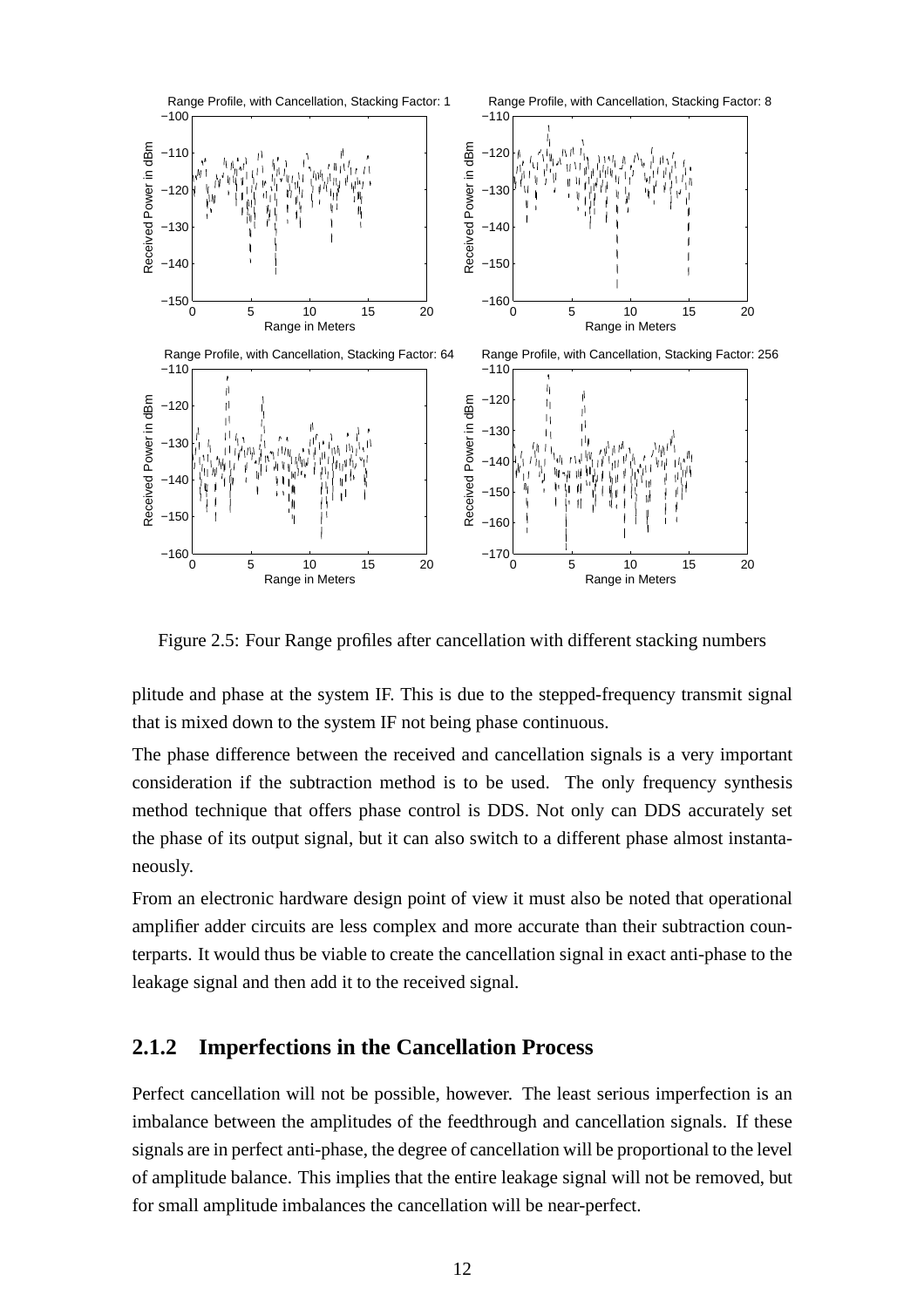Figure 2.5: Four Range profiles after cancellation with different stacking numbers

plitude and phase at the system IF. This is due to the stepped-frequency transmit signal that is mixed down to the system IF not being phase continuous.

The phase difference between the received and cancellation signals is a very important consideration if the subtraction method is to be used. The only frequency synthesis method technique that offers phase control is DDS. Not only can DDS accurately set the phase of its output signal, but it can also switch to a different phase almost instantaneously.

From an electronic hardware design point of view it must also be noted that operational amplifier adder circuits are less complex and more accurate than their subtraction counterparts. It would thus be viable to create the cancellation signal in exact anti-phase to the leakage signal and then add it to the received signal.

### 2.1.2 Imperfections in the Cancellation Process

Perfect cancellation will not be possible, however. The least serious imperfection is an imbalance between the amplitudes of the feedthrough and cancellation signals. If these signals are in perfect anti-phase, the degree of cancellation will be proportional to the level of amplitude balance. This implies that the entire leakage signal will not be removed, but for small amplitude imbalances the cancellation will be near-perfect.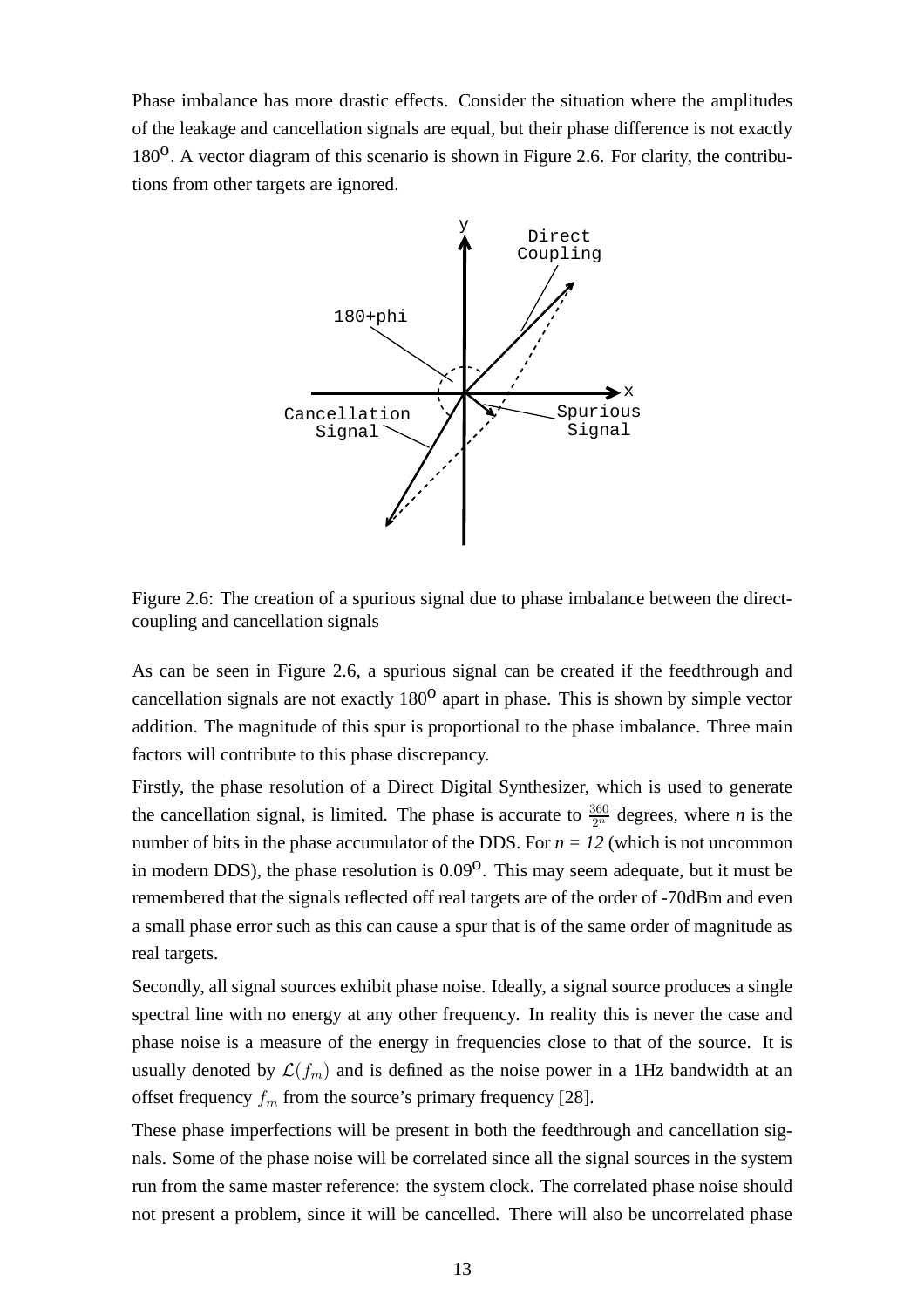Phase imbalance has more drastic effects. Consider the situation where the amplitudes of the leakage and cancellation signals are equal, but their phase difference is not exactly $180^{\circ}$. A vector diagram of this scenario is shown in Figure 2.6. For clarity, the contributions from other targets are ignored.

Figure 2.6: The creation of a spurious signal due to phase imbalance between the direct-coupling and cancellation signals

As can be seen in Figure 2.6, a spurious signal can be created if the feedthrough and cancellation signals are not exactly $180^{\circ}$ apart in phase. This is shown by simple vector addition. The magnitude of this spur is proportional to the phase imbalance. Three main factors will contribute to this phase discrepancy.

Firstly, the phase resolution of a Direct Digital Synthesizer, which is used to generate the cancellation signal, is limited. The phase is accurate to $\frac{360}{2^n}$ degrees, where $n$ is the number of bits in the phase accumulator of the DDS. For $n = 12$ (which is not uncommon in modern DDS), the phase resolution is $0.09^{\circ}$. This may seem adequate, but it must be remembered that the signals reflected off real targets are of the order of -70dBm and even a small phase error such as this can cause a spur that is of the same order of magnitude as real targets.

Secondly, all signal sources exhibit phase noise. Ideally, a signal source produces a single spectral line with no energy at any other frequency. In reality this is never the case and phase noise is a measure of the energy in frequencies close to that of the source. It is usually denoted by $\mathcal{L}(f_m)$ and is defined as the noise power in a 1Hz bandwidth at an offset frequency $f_m$ from the source's primary frequency [28].

These phase imperfections will be present in both the feedthrough and cancellation signals. Some of the phase noise will be correlated since all the signal sources in the system run from the same master reference: the system clock. The correlated phase noise should not present a problem, since it will be cancelled. There will also be uncorrelated phase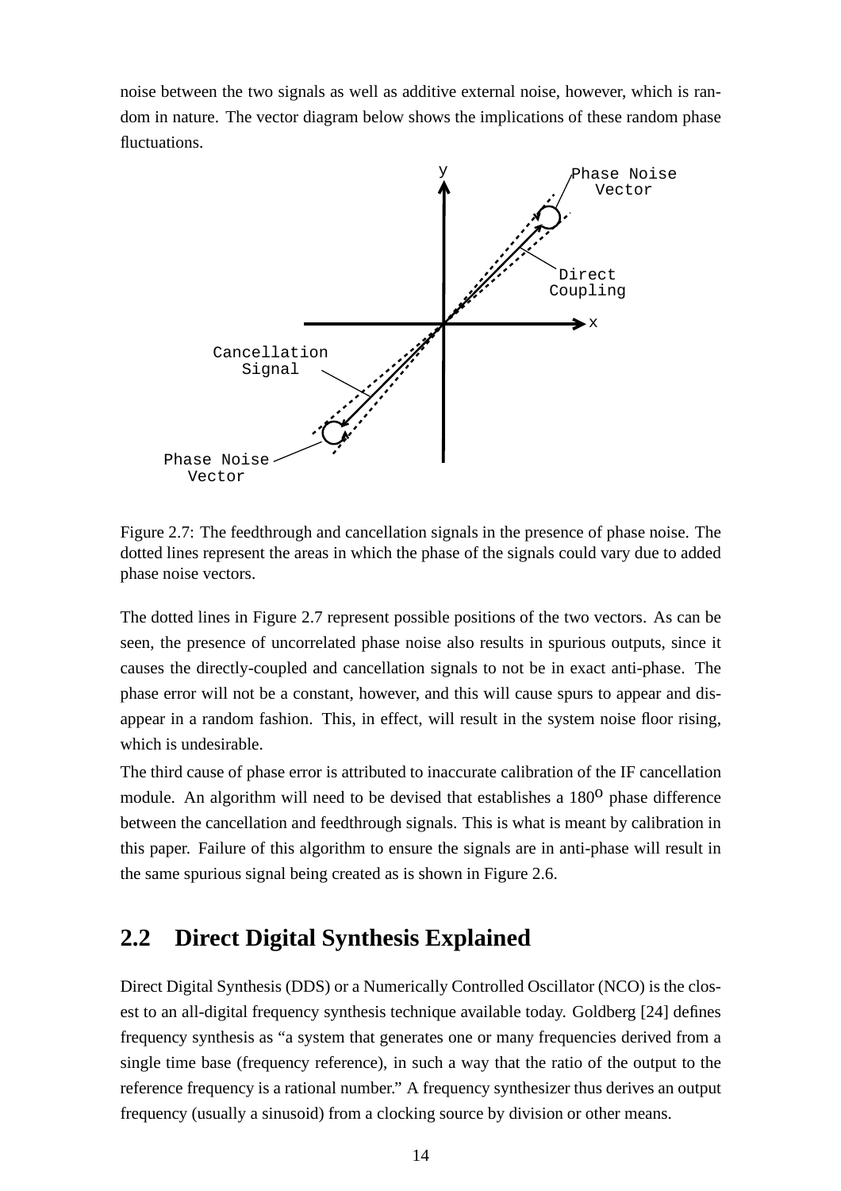noise between the two signals as well as additive external noise, however, which is random in nature. The vector diagram below shows the implications of these random phase fluctuations.

Figure 2.7: The feedthrough and cancellation signals in the presence of phase noise. The dotted lines represent the areas in which the phase of the signals could vary due to added phase noise vectors.

The dotted lines in Figure 2.7 represent possible positions of the two vectors. As can be seen, the presence of uncorrelated phase noise also results in spurious outputs, since it causes the directly-coupled and cancellation signals to not be in exact anti-phase. The phase error will not be a constant, however, and this will cause spurs to appear and disappear in a random fashion. This, in effect, will result in the system noise floor rising, which is undesirable.

The third cause of phase error is attributed to inaccurate calibration of the IF cancellation module. An algorithm will need to be devised that establishes a $180^{o}$ phase difference between the cancellation and feedthrough signals. This is what is meant by calibration in this paper. Failure of this algorithm to ensure the signals are in anti-phase will result in the same spurious signal being created as is shown in Figure 2.6.

## 2.2 Direct Digital Synthesis Explained

Direct Digital Synthesis (DDS) or a Numerically Controlled Oscillator (NCO) is the closest to an all-digital frequency synthesis technique available today. Goldberg [24] defines frequency synthesis as "a system that generates one or many frequencies derived from a single time base (frequency reference), in such a way that the ratio of the output to the reference frequency is a rational number." A frequency synthesizer thus derives an output frequency (usually a sinusoid) from a clocking source by division or other means.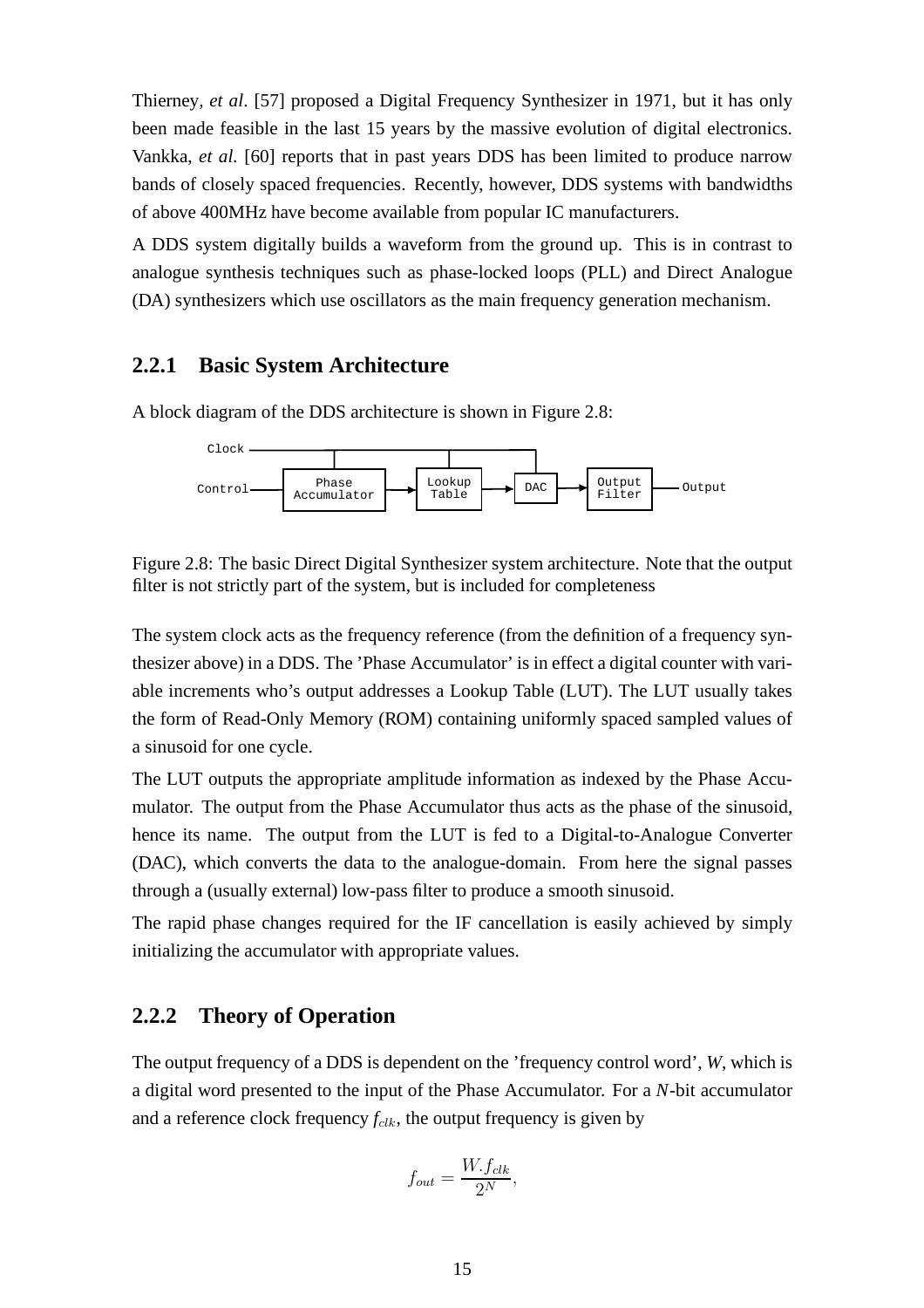Thierney, *et al*. [57] proposed a Digital Frequency Synthesizer in 1971, but it has only been made feasible in the last 15 years by the massive evolution of digital electronics. Vankka, *et al.* [60] reports that in past years DDS has been limited to produce narrow bands of closely spaced frequencies. Recently, however, DDS systems with bandwidths of above 400MHz have become available from popular IC manufacturers.

A DDS system digitally builds a waveform from the ground up. This is in contrast to analogue synthesis techniques such as phase-locked loops (PLL) and Direct Analogue (DA) synthesizers which use oscillators as the main frequency generation mechanism.

### 2.2.1 Basic System Architecture

A block diagram of the DDS architecture is shown in Figure 2.8:

```
Clock ────────────┬──────────────────┬──────────────┐
                  │                  │              │
Control ── [Phase Accumulator] ──▶ [Lookup Table] ──▶ [DAC] ──▶ [Output Filter] ── Output
```

Figure 2.8: The basic Direct Digital Synthesizer system architecture. Note that the output filter is not strictly part of the system, but is included for completeness

The system clock acts as the frequency reference (from the definition of a frequency synthesizer above) in a DDS. The 'Phase Accumulator' is in effect a digital counter with variable increments who's output addresses a Lookup Table (LUT). The LUT usually takes the form of Read-Only Memory (ROM) containing uniformly spaced sampled values of a sinusoid for one cycle.

The LUT outputs the appropriate amplitude information as indexed by the Phase Accumulator. The output from the Phase Accumulator thus acts as the phase of the sinusoid, hence its name. The output from the LUT is fed to a Digital-to-Analogue Converter (DAC), which converts the data to the analogue-domain. From here the signal passes through a (usually external) low-pass filter to produce a smooth sinusoid.

The rapid phase changes required for the IF cancellation is easily achieved by simply initializing the accumulator with appropriate values.

### 2.2.2 Theory of Operation

The output frequency of a DDS is dependent on the 'frequency control word', *W*, which is a digital word presented to the input of the Phase Accumulator. For a *N*-bit accumulator and a reference clock frequency $f_{clk}$, the output frequency is given by

$$f_{out} = \frac{W.f_{clk}}{2^N},$$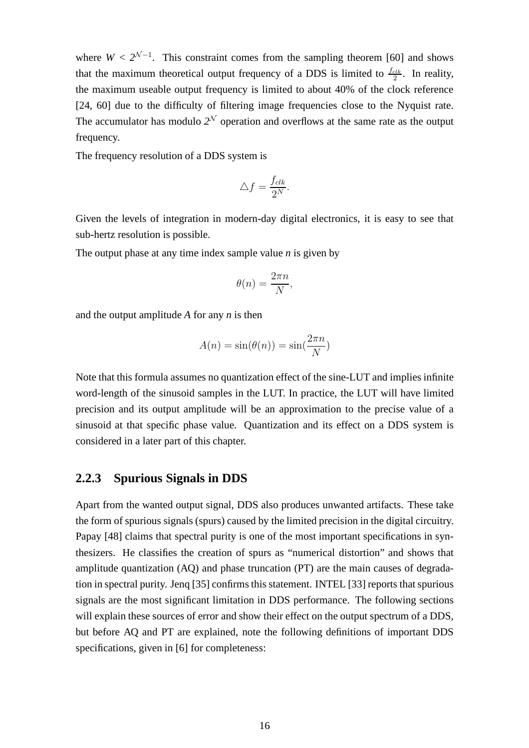where $W < 2^{\mathcal{N}-1}$. This constraint comes from the sampling theorem [60] and shows that the maximum theoretical output frequency of a DDS is limited to $\frac{f_{clk}}{2}$. In reality, the maximum useable output frequency is limited to about 40% of the clock reference [24, 60] due to the difficulty of filtering image frequencies close to the Nyquist rate. The accumulator has modulo $2^{\mathcal{N}}$ operation and overflows at the same rate as the output frequency.

The frequency resolution of a DDS system is

$$\triangle f = \frac{f_{clk}}{2^N}.$$

Given the levels of integration in modern-day digital electronics, it is easy to see that sub-hertz resolution is possible.

The output phase at any time index sample value $n$ is given by

$$\theta(n) = \frac{2\pi n}{N},$$

and the output amplitude $A$ for any $n$ is then

$$A(n) = \sin(\theta(n)) = \sin(\frac{2\pi n}{N})$$

Note that this formula assumes no quantization effect of the sine-LUT and implies infinite word-length of the sinusoid samples in the LUT. In practice, the LUT will have limited precision and its output amplitude will be an approximation to the precise value of a sinusoid at that specific phase value. Quantization and its effect on a DDS system is considered in a later part of this chapter.

### 2.2.3 Spurious Signals in DDS

Apart from the wanted output signal, DDS also produces unwanted artifacts. These take the form of spurious signals (spurs) caused by the limited precision in the digital circuitry. Papay [48] claims that spectral purity is one of the most important specifications in synthesizers. He classifies the creation of spurs as "numerical distortion" and shows that amplitude quantization (AQ) and phase truncation (PT) are the main causes of degradation in spectral purity. Jenq [35] confirms this statement. INTEL [33] reports that spurious signals are the most significant limitation in DDS performance. The following sections will explain these sources of error and show their effect on the output spectrum of a DDS, but before AQ and PT are explained, note the following definitions of important DDS specifications, given in [6] for completeness: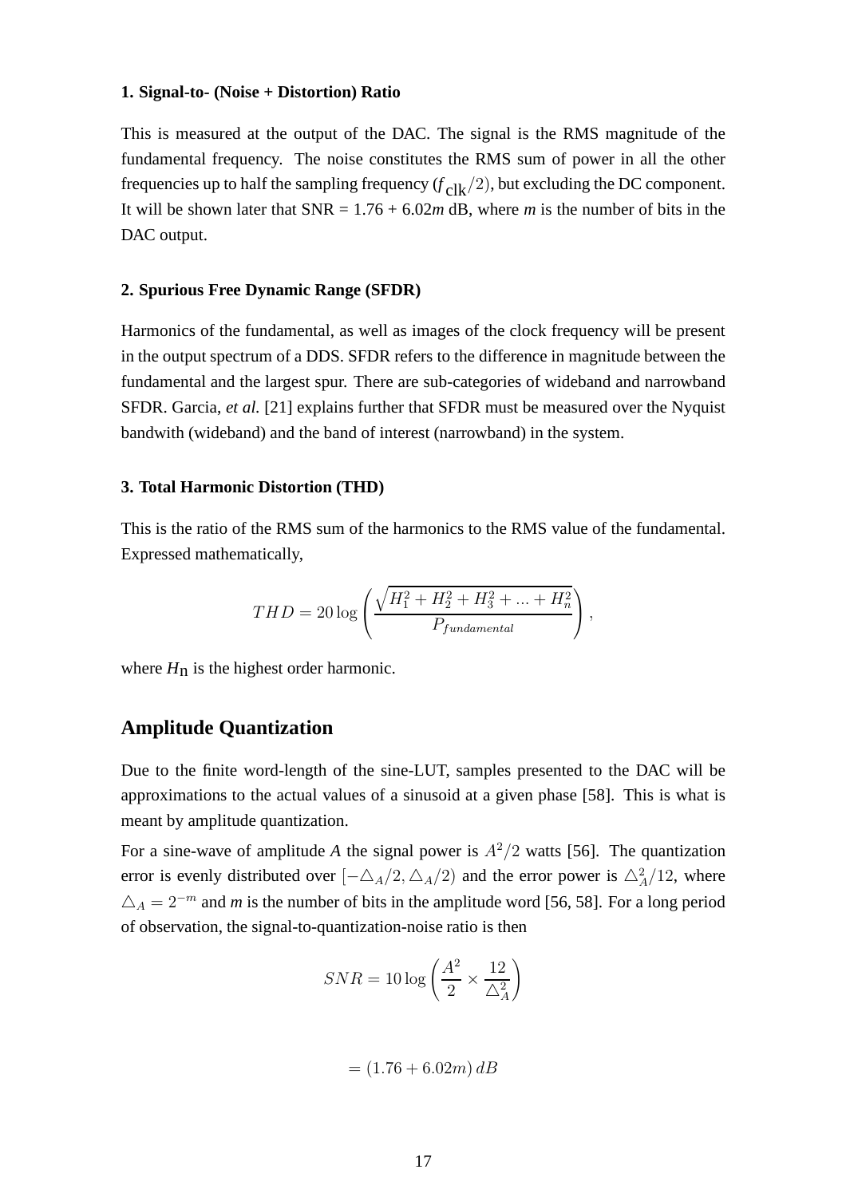**1. Signal-to- (Noise + Distortion) Ratio**

This is measured at the output of the DAC. The signal is the RMS magnitude of the fundamental frequency. The noise constitutes the RMS sum of power in all the other frequencies up to half the sampling frequency ($f_{\text{clk}}/2$), but excluding the DC component. It will be shown later that SNR = 1.76 + 6.02*m* dB, where *m* is the number of bits in the DAC output.

**2. Spurious Free Dynamic Range (SFDR)**

Harmonics of the fundamental, as well as images of the clock frequency will be present in the output spectrum of a DDS. SFDR refers to the difference in magnitude between the fundamental and the largest spur. There are sub-categories of wideband and narrowband SFDR. Garcia, *et al.* [21] explains further that SFDR must be measured over the Nyquist bandwith (wideband) and the band of interest (narrowband) in the system.

**3. Total Harmonic Distortion (THD)**

This is the ratio of the RMS sum of the harmonics to the RMS value of the fundamental. Expressed mathematically,

$$THD = 20\log\left(\frac{\sqrt{H_1^2 + H_2^2 + H_3^2 + ... + H_n^2}}{P_{fundamental}}\right),$$

where $H_{\text{n}}$ is the highest order harmonic.

## Amplitude Quantization

Due to the finite word-length of the sine-LUT, samples presented to the DAC will be approximations to the actual values of a sinusoid at a given phase [58]. This is what is meant by amplitude quantization.

For a sine-wave of amplitude *A* the signal power is $A^2/2$ watts [56]. The quantization error is evenly distributed over $[-\triangle_A/2, \triangle_A/2)$ and the error power is $\triangle_A^2/12$, where $\triangle_A = 2^{-m}$ and *m* is the number of bits in the amplitude word [56, 58]. For a long period of observation, the signal-to-quantization-noise ratio is then

$$SNR = 10\log\left(\frac{A^2}{2} \times \frac{12}{\triangle_A^2}\right)$$

$$= (1.76 + 6.02m)\,dB$$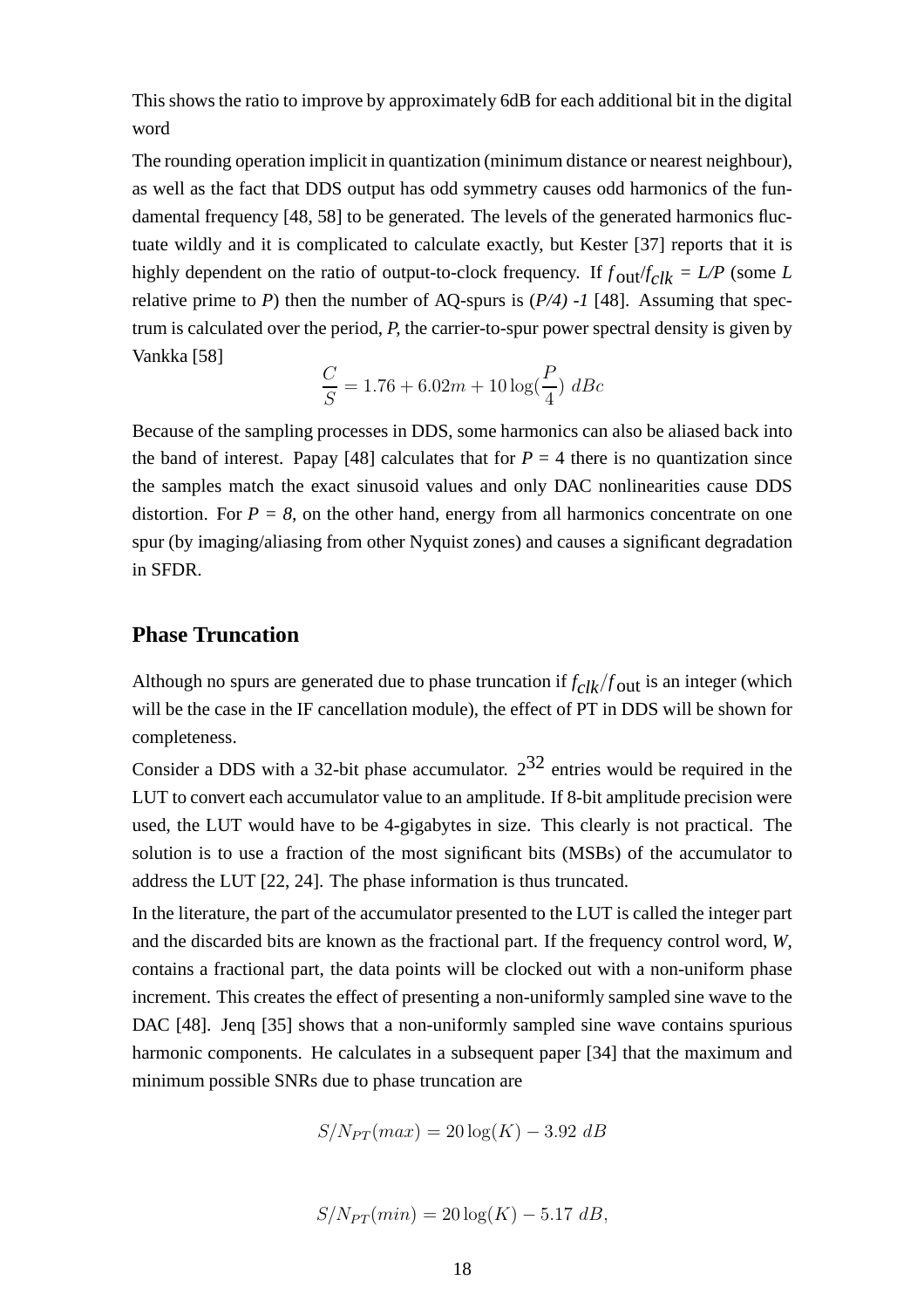This shows the ratio to improve by approximately 6dB for each additional bit in the digital word

The rounding operation implicit in quantization (minimum distance or nearest neighbour), as well as the fact that DDS output has odd symmetry causes odd harmonics of the fundamental frequency [48, 58] to be generated. The levels of the generated harmonics fluctuate wildly and it is complicated to calculate exactly, but Kester [37] reports that it is highly dependent on the ratio of output-to-clock frequency. If $f_{\text{out}}/f_{clk}$ = *L/P* (some *L* relative prime to *P*) then the number of AQ-spurs is (*P/4) -1* [48]. Assuming that spectrum is calculated over the period, *P*, the carrier-to-spur power spectral density is given by Vankka [58]

$$\frac{C}{S} = 1.76 + 6.02m + 10\log(\frac{P}{4})\ dBc$$

Because of the sampling processes in DDS, some harmonics can also be aliased back into the band of interest. Papay [48] calculates that for *P* = 4 there is no quantization since the samples match the exact sinusoid values and only DAC nonlinearities cause DDS distortion. For *P = 8*, on the other hand, energy from all harmonics concentrate on one spur (by imaging/aliasing from other Nyquist zones) and causes a significant degradation in SFDR.

## Phase Truncation

Although no spurs are generated due to phase truncation if $f_{clk}/f_{\text{out}}$ is an integer (which will be the case in the IF cancellation module), the effect of PT in DDS will be shown for completeness.

Consider a DDS with a 32-bit phase accumulator. $2^{32}$ entries would be required in the LUT to convert each accumulator value to an amplitude. If 8-bit amplitude precision were used, the LUT would have to be 4-gigabytes in size. This clearly is not practical. The solution is to use a fraction of the most significant bits (MSBs) of the accumulator to address the LUT [22, 24]. The phase information is thus truncated.

In the literature, the part of the accumulator presented to the LUT is called the integer part and the discarded bits are known as the fractional part. If the frequency control word, *W*, contains a fractional part, the data points will be clocked out with a non-uniform phase increment. This creates the effect of presenting a non-uniformly sampled sine wave to the DAC [48]. Jenq [35] shows that a non-uniformly sampled sine wave contains spurious harmonic components. He calculates in a subsequent paper [34] that the maximum and minimum possible SNRs due to phase truncation are

$$S/N_{PT}(max) = 20\log(K) - 3.92\ dB$$

$$S/N_{PT}(min) = 20\log(K) - 5.17\ dB,$$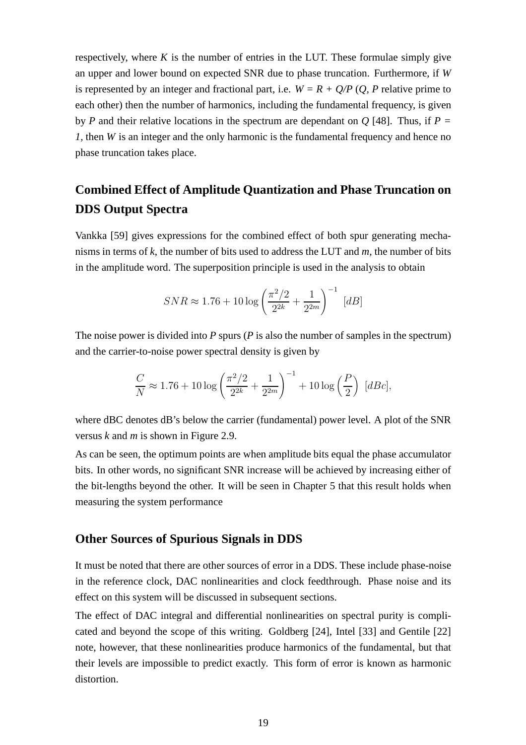respectively, where $K$ is the number of entries in the LUT. These formulae simply give an upper and lower bound on expected SNR due to phase truncation. Furthermore, if $W$ is represented by an integer and fractional part, i.e. $W = R + Q/P$ ($Q$, $P$ relative prime to each other) then the number of harmonics, including the fundamental frequency, is given by $P$ and their relative locations in the spectrum are dependant on $Q$ [48]. Thus, if $P = 1$, then $W$ is an integer and the only harmonic is the fundamental frequency and hence no phase truncation takes place.

## Combined Effect of Amplitude Quantization and Phase Truncation on DDS Output Spectra

Vankka [59] gives expressions for the combined effect of both spur generating mechanisms in terms of $k$, the number of bits used to address the LUT and $m$, the number of bits in the amplitude word. The superposition principle is used in the analysis to obtain

$$SNR \approx 1.76 + 10\log\left(\frac{\pi^2/2}{2^{2k}} + \frac{1}{2^{2m}}\right)^{-1} \ [dB]$$

The noise power is divided into $P$ spurs ($P$ is also the number of samples in the spectrum) and the carrier-to-noise power spectral density is given by

$$\frac{C}{N} \approx 1.76 + 10\log\left(\frac{\pi^2/2}{2^{2k}} + \frac{1}{2^{2m}}\right)^{-1} + 10\log\left(\frac{P}{2}\right) \ [dBc],$$

where dBC denotes dB's below the carrier (fundamental) power level. A plot of the SNR versus $k$ and $m$ is shown in Figure 2.9.

As can be seen, the optimum points are when amplitude bits equal the phase accumulator bits. In other words, no significant SNR increase will be achieved by increasing either of the bit-lengths beyond the other. It will be seen in Chapter 5 that this result holds when measuring the system performance

## Other Sources of Spurious Signals in DDS

It must be noted that there are other sources of error in a DDS. These include phase-noise in the reference clock, DAC nonlinearities and clock feedthrough. Phase noise and its effect on this system will be discussed in subsequent sections.

The effect of DAC integral and differential nonlinearities on spectral purity is complicated and beyond the scope of this writing. Goldberg [24], Intel [33] and Gentile [22] note, however, that these nonlinearities produce harmonics of the fundamental, but that their levels are impossible to predict exactly. This form of error is known as harmonic distortion.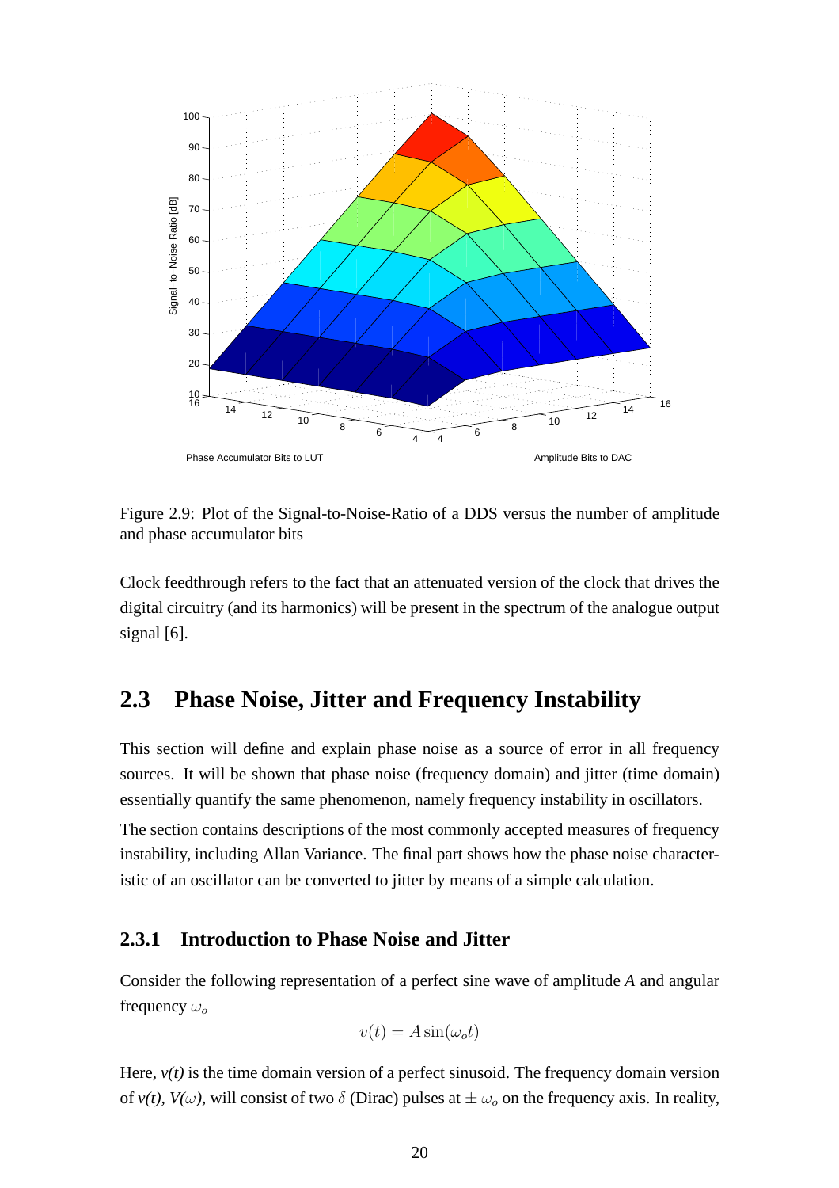Figure 2.9: Plot of the Signal-to-Noise-Ratio of a DDS versus the number of amplitude and phase accumulator bits

Clock feedthrough refers to the fact that an attenuated version of the clock that drives the digital circuitry (and its harmonics) will be present in the spectrum of the analogue output signal [6].

## 2.3 Phase Noise, Jitter and Frequency Instability

This section will define and explain phase noise as a source of error in all frequency sources. It will be shown that phase noise (frequency domain) and jitter (time domain) essentially quantify the same phenomenon, namely frequency instability in oscillators.

The section contains descriptions of the most commonly accepted measures of frequency instability, including Allan Variance. The final part shows how the phase noise characteristic of an oscillator can be converted to jitter by means of a simple calculation.

### 2.3.1 Introduction to Phase Noise and Jitter

Consider the following representation of a perfect sine wave of amplitude *A* and angular frequency $\omega_o$

$$v(t) = A\sin(\omega_o t)$$

Here, *v(t)* is the time domain version of a perfect sinusoid. The frequency domain version of *v(t)*, *V(*$\omega$*)*, will consist of two $\delta$ (Dirac) pulses at $\pm\,\omega_o$ on the frequency axis. In reality,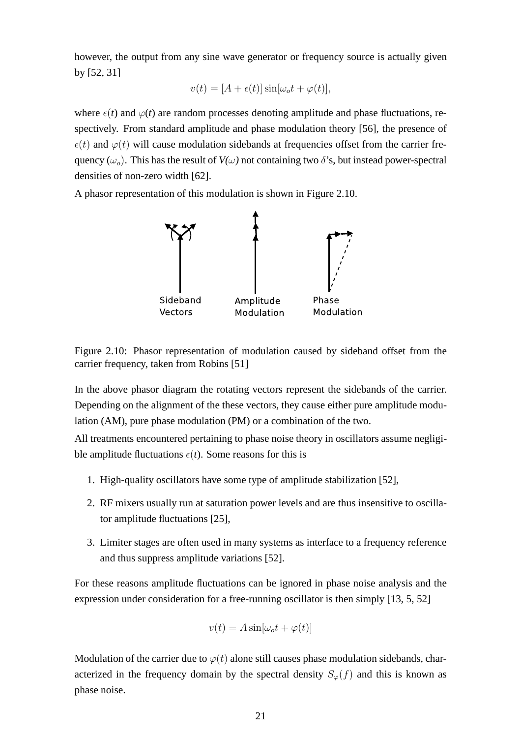however, the output from any sine wave generator or frequency source is actually given by [52, 31]

$$v(t) = [A + \epsilon(t)] \sin[\omega_o t + \varphi(t)],$$

where $\epsilon(t)$ and $\varphi(t)$ are random processes denoting amplitude and phase fluctuations, respectively. From standard amplitude and phase modulation theory [56], the presence of $\epsilon(t)$ and $\varphi(t)$ will cause modulation sidebands at frequencies offset from the carrier frequency ($\omega_o$). This has the result of $V(\omega)$ not containing two $\delta$'s, but instead power-spectral densities of non-zero width [62].

A phasor representation of this modulation is shown in Figure 2.10.

Figure 2.10: Phasor representation of modulation caused by sideband offset from the carrier frequency, taken from Robins [51]

In the above phasor diagram the rotating vectors represent the sidebands of the carrier. Depending on the alignment of the these vectors, they cause either pure amplitude modulation (AM), pure phase modulation (PM) or a combination of the two.

All treatments encountered pertaining to phase noise theory in oscillators assume negligible amplitude fluctuations $\epsilon(t)$. Some reasons for this is

1. High-quality oscillators have some type of amplitude stabilization [52],
2. RF mixers usually run at saturation power levels and are thus insensitive to oscillator amplitude fluctuations [25],
3. Limiter stages are often used in many systems as interface to a frequency reference and thus suppress amplitude variations [52].

For these reasons amplitude fluctuations can be ignored in phase noise analysis and the expression under consideration for a free-running oscillator is then simply [13, 5, 52]

$$v(t) = A \sin[\omega_o t + \varphi(t)]$$

Modulation of the carrier due to $\varphi(t)$ alone still causes phase modulation sidebands, characterized in the frequency domain by the spectral density $S_\varphi(f)$ and this is known as phase noise.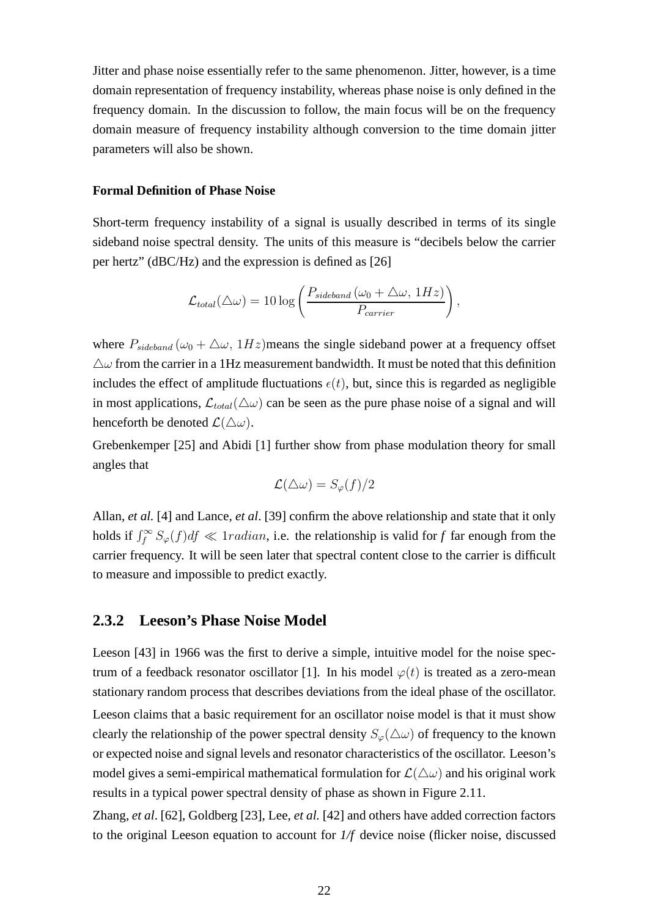Jitter and phase noise essentially refer to the same phenomenon. Jitter, however, is a time domain representation of frequency instability, whereas phase noise is only defined in the frequency domain. In the discussion to follow, the main focus will be on the frequency domain measure of frequency instability although conversion to the time domain jitter parameters will also be shown.

**Formal Definition of Phase Noise**

Short-term frequency instability of a signal is usually described in terms of its single sideband noise spectral density. The units of this measure is "decibels below the carrier per hertz" (dBC/Hz) and the expression is defined as [26]

$$\mathcal{L}_{total}(\triangle\omega) = 10\log\left(\frac{P_{sideband}\left(\omega_0 + \triangle\omega,\, 1Hz\right)}{P_{carrier}}\right),$$

where $P_{sideband}\left(\omega_0 + \triangle\omega,\, 1Hz\right)$means the single sideband power at a frequency offset $\triangle\omega$ from the carrier in a 1Hz measurement bandwidth. It must be noted that this definition includes the effect of amplitude fluctuations $\epsilon(t)$, but, since this is regarded as negligible in most applications, $\mathcal{L}_{total}(\triangle\omega)$ can be seen as the pure phase noise of a signal and will henceforth be denoted $\mathcal{L}(\triangle\omega)$.

Grebenkemper [25] and Abidi [1] further show from phase modulation theory for small angles that

$$\mathcal{L}(\triangle\omega) = S_{\varphi}(f)/2$$

Allan, *et al.* [4] and Lance, *et al*. [39] confirm the above relationship and state that it only holds if $\int_f^{\infty} S_{\varphi}(f)df \ll 1radian$, i.e. the relationship is valid for *f* far enough from the carrier frequency. It will be seen later that spectral content close to the carrier is difficult to measure and impossible to predict exactly.

### 2.3.2 Leeson's Phase Noise Model

Leeson [43] in 1966 was the first to derive a simple, intuitive model for the noise spectrum of a feedback resonator oscillator [1]. In his model $\varphi(t)$ is treated as a zero-mean stationary random process that describes deviations from the ideal phase of the oscillator.

Leeson claims that a basic requirement for an oscillator noise model is that it must show clearly the relationship of the power spectral density $S_{\varphi}(\triangle\omega)$ of frequency to the known or expected noise and signal levels and resonator characteristics of the oscillator. Leeson's model gives a semi-empirical mathematical formulation for $\mathcal{L}(\triangle\omega)$ and his original work results in a typical power spectral density of phase as shown in Figure 2.11.

Zhang, *et al*. [62], Goldberg [23], Lee, *et al.* [42] and others have added correction factors to the original Leeson equation to account for *1/f* device noise (flicker noise, discussed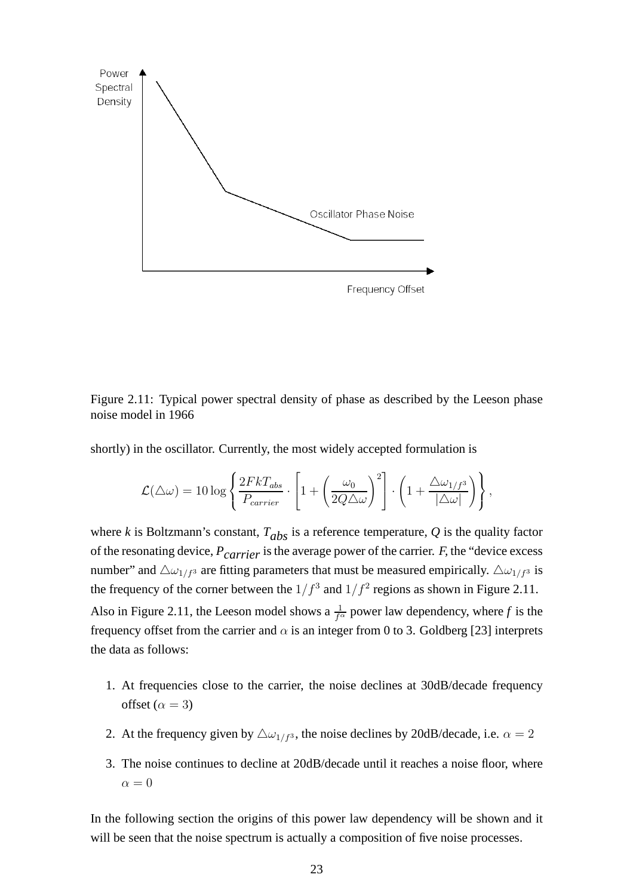Figure 2.11: Typical power spectral density of phase as described by the Leeson phase noise model in 1966

shortly) in the oscillator. Currently, the most widely accepted formulation is

$$\mathcal{L}(\triangle\omega) = 10\log\left\{\frac{2FkT_{abs}}{P_{carrier}} \cdot \left[1 + \left(\frac{\omega_0}{2Q\triangle\omega}\right)^2\right] \cdot \left(1 + \frac{\triangle\omega_{1/f^3}}{|\triangle\omega|}\right)\right\},$$

where $k$ is Boltzmann's constant, $T_{abs}$ is a reference temperature, $Q$ is the quality factor of the resonating device, $P_{carrier}$ is the average power of the carrier. $F$, the "device excess number" and $\triangle\omega_{1/f^3}$ are fitting parameters that must be measured empirically. $\triangle\omega_{1/f^3}$ is the frequency of the corner between the $1/f^3$ and $1/f^2$ regions as shown in Figure 2.11. Also in Figure 2.11, the Leeson model shows a $\frac{1}{f^\alpha}$ power law dependency, where $f$ is the frequency offset from the carrier and $\alpha$ is an integer from 0 to 3. Goldberg [23] interprets the data as follows:

1. At frequencies close to the carrier, the noise declines at 30dB/decade frequency offset ($\alpha = 3$)
2. At the frequency given by $\triangle\omega_{1/f^3}$, the noise declines by 20dB/decade, i.e. $\alpha = 2$
3. The noise continues to decline at 20dB/decade until it reaches a noise floor, where $\alpha = 0$

In the following section the origins of this power law dependency will be shown and it will be seen that the noise spectrum is actually a composition of five noise processes.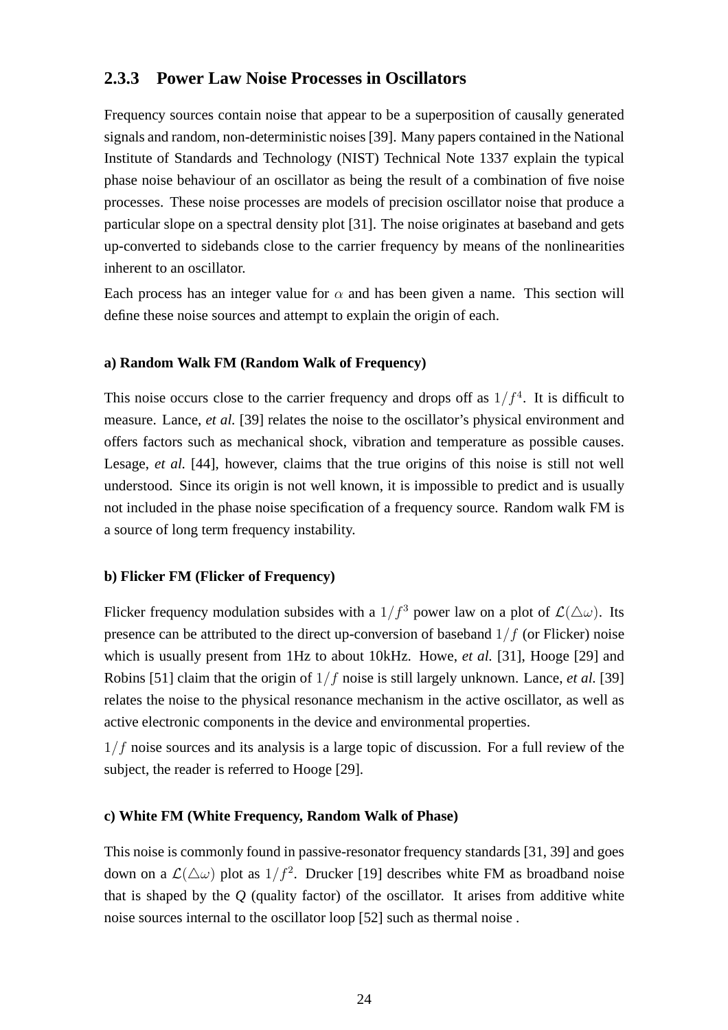### 2.3.3 Power Law Noise Processes in Oscillators

Frequency sources contain noise that appear to be a superposition of causally generated signals and random, non-deterministic noises [39]. Many papers contained in the National Institute of Standards and Technology (NIST) Technical Note 1337 explain the typical phase noise behaviour of an oscillator as being the result of a combination of five noise processes. These noise processes are models of precision oscillator noise that produce a particular slope on a spectral density plot [31]. The noise originates at baseband and gets up-converted to sidebands close to the carrier frequency by means of the nonlinearities inherent to an oscillator.

Each process has an integer value for $\alpha$ and has been given a name. This section will define these noise sources and attempt to explain the origin of each.

#### a) Random Walk FM (Random Walk of Frequency)

This noise occurs close to the carrier frequency and drops off as $1/f^4$. It is difficult to measure. Lance, *et al.* [39] relates the noise to the oscillator's physical environment and offers factors such as mechanical shock, vibration and temperature as possible causes. Lesage, *et al.* [44], however, claims that the true origins of this noise is still not well understood. Since its origin is not well known, it is impossible to predict and is usually not included in the phase noise specification of a frequency source. Random walk FM is a source of long term frequency instability.

#### b) Flicker FM (Flicker of Frequency)

Flicker frequency modulation subsides with a $1/f^3$ power law on a plot of $\mathcal{L}(\triangle\omega)$. Its presence can be attributed to the direct up-conversion of baseband $1/f$ (or Flicker) noise which is usually present from 1Hz to about 10kHz. Howe, *et al.* [31], Hooge [29] and Robins [51] claim that the origin of $1/f$ noise is still largely unknown. Lance, *et al.* [39] relates the noise to the physical resonance mechanism in the active oscillator, as well as active electronic components in the device and environmental properties.

$1/f$ noise sources and its analysis is a large topic of discussion. For a full review of the subject, the reader is referred to Hooge [29].

#### c) White FM (White Frequency, Random Walk of Phase)

This noise is commonly found in passive-resonator frequency standards [31, 39] and goes down on a $\mathcal{L}(\triangle\omega)$ plot as $1/f^2$. Drucker [19] describes white FM as broadband noise that is shaped by the *Q* (quality factor) of the oscillator. It arises from additive white noise sources internal to the oscillator loop [52] such as thermal noise .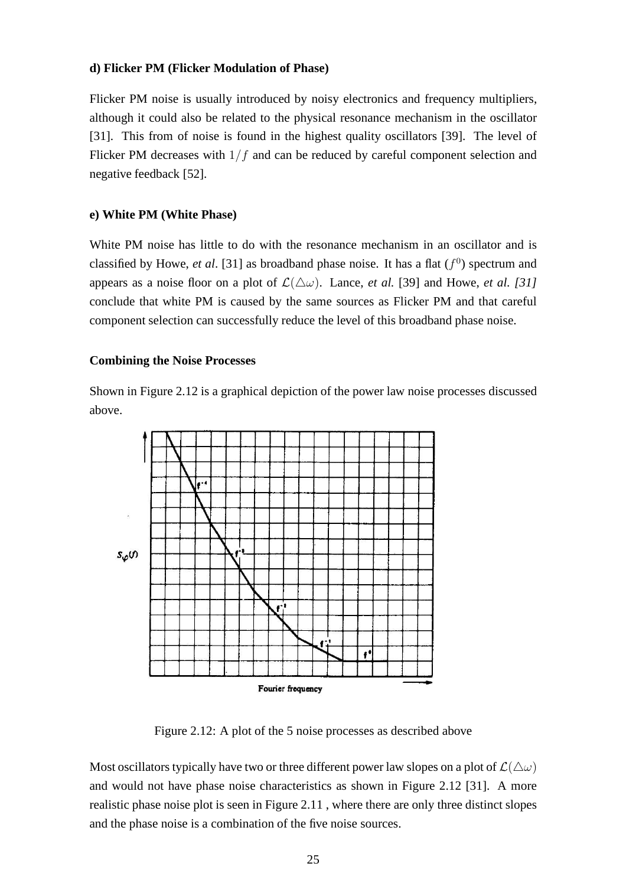**d) Flicker PM (Flicker Modulation of Phase)**

Flicker PM noise is usually introduced by noisy electronics and frequency multipliers, although it could also be related to the physical resonance mechanism in the oscillator [31]. This from of noise is found in the highest quality oscillators [39]. The level of Flicker PM decreases with $1/f$ and can be reduced by careful component selection and negative feedback [52].

**e) White PM (White Phase)**

White PM noise has little to do with the resonance mechanism in an oscillator and is classified by Howe, *et al*. [31] as broadband phase noise. It has a flat ($f^0$) spectrum and appears as a noise floor on a plot of $\mathcal{L}(\triangle\omega)$. Lance, *et al.* [39] and Howe, *et al. [31]* conclude that white PM is caused by the same sources as Flicker PM and that careful component selection can successfully reduce the level of this broadband phase noise.

**Combining the Noise Processes**

Shown in Figure 2.12 is a graphical depiction of the power law noise processes discussed above.

Figure 2.12: A plot of the 5 noise processes as described above

Most oscillators typically have two or three different power law slopes on a plot of $\mathcal{L}(\triangle\omega)$ and would not have phase noise characteristics as shown in Figure 2.12 [31]. A more realistic phase noise plot is seen in Figure 2.11 , where there are only three distinct slopes and the phase noise is a combination of the five noise sources.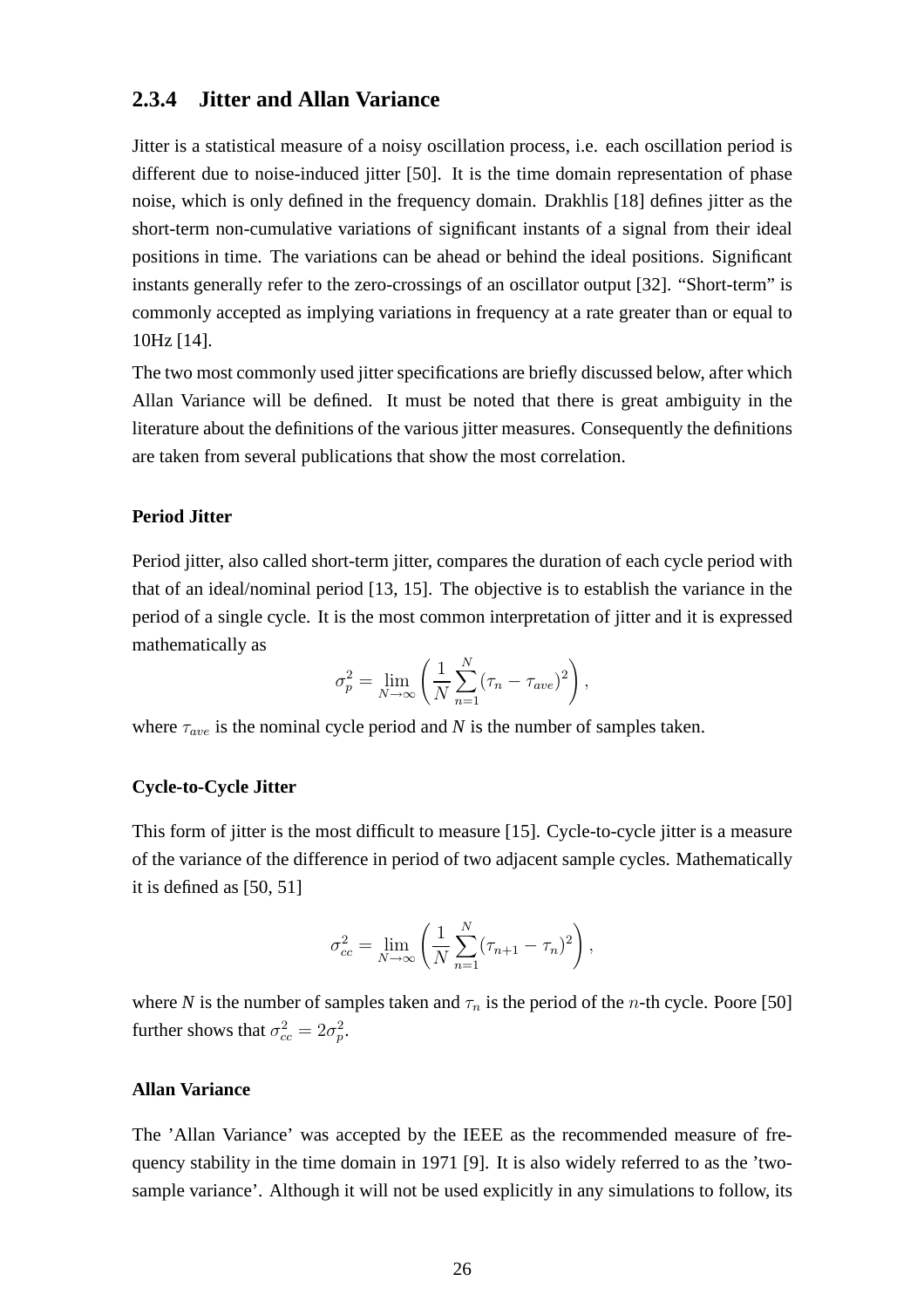### 2.3.4 Jitter and Allan Variance

Jitter is a statistical measure of a noisy oscillation process, i.e. each oscillation period is different due to noise-induced jitter [50]. It is the time domain representation of phase noise, which is only defined in the frequency domain. Drakhlis [18] defines jitter as the short-term non-cumulative variations of significant instants of a signal from their ideal positions in time. The variations can be ahead or behind the ideal positions. Significant instants generally refer to the zero-crossings of an oscillator output [32]. "Short-term" is commonly accepted as implying variations in frequency at a rate greater than or equal to 10Hz [14].

The two most commonly used jitter specifications are briefly discussed below, after which Allan Variance will be defined. It must be noted that there is great ambiguity in the literature about the definitions of the various jitter measures. Consequently the definitions are taken from several publications that show the most correlation.

#### Period Jitter

Period jitter, also called short-term jitter, compares the duration of each cycle period with that of an ideal/nominal period [13, 15]. The objective is to establish the variance in the period of a single cycle. It is the most common interpretation of jitter and it is expressed mathematically as

$$\sigma_p^2 = \lim_{N\to\infty}\left(\frac{1}{N}\sum_{n=1}^{N}(\tau_n - \tau_{ave})^2\right),$$

where $\tau_{ave}$ is the nominal cycle period and *N* is the number of samples taken.

#### Cycle-to-Cycle Jitter

This form of jitter is the most difficult to measure [15]. Cycle-to-cycle jitter is a measure of the variance of the difference in period of two adjacent sample cycles. Mathematically it is defined as [50, 51]

$$\sigma_{cc}^2 = \lim_{N\to\infty}\left(\frac{1}{N}\sum_{n=1}^{N}(\tau_{n+1} - \tau_n)^2\right),$$

where *N* is the number of samples taken and $\tau_n$ is the period of the $n$-th cycle. Poore [50] further shows that $\sigma_{cc}^2 = 2\sigma_p^2$.

#### Allan Variance

The 'Allan Variance' was accepted by the IEEE as the recommended measure of frequency stability in the time domain in 1971 [9]. It is also widely referred to as the 'two-sample variance'. Although it will not be used explicitly in any simulations to follow, its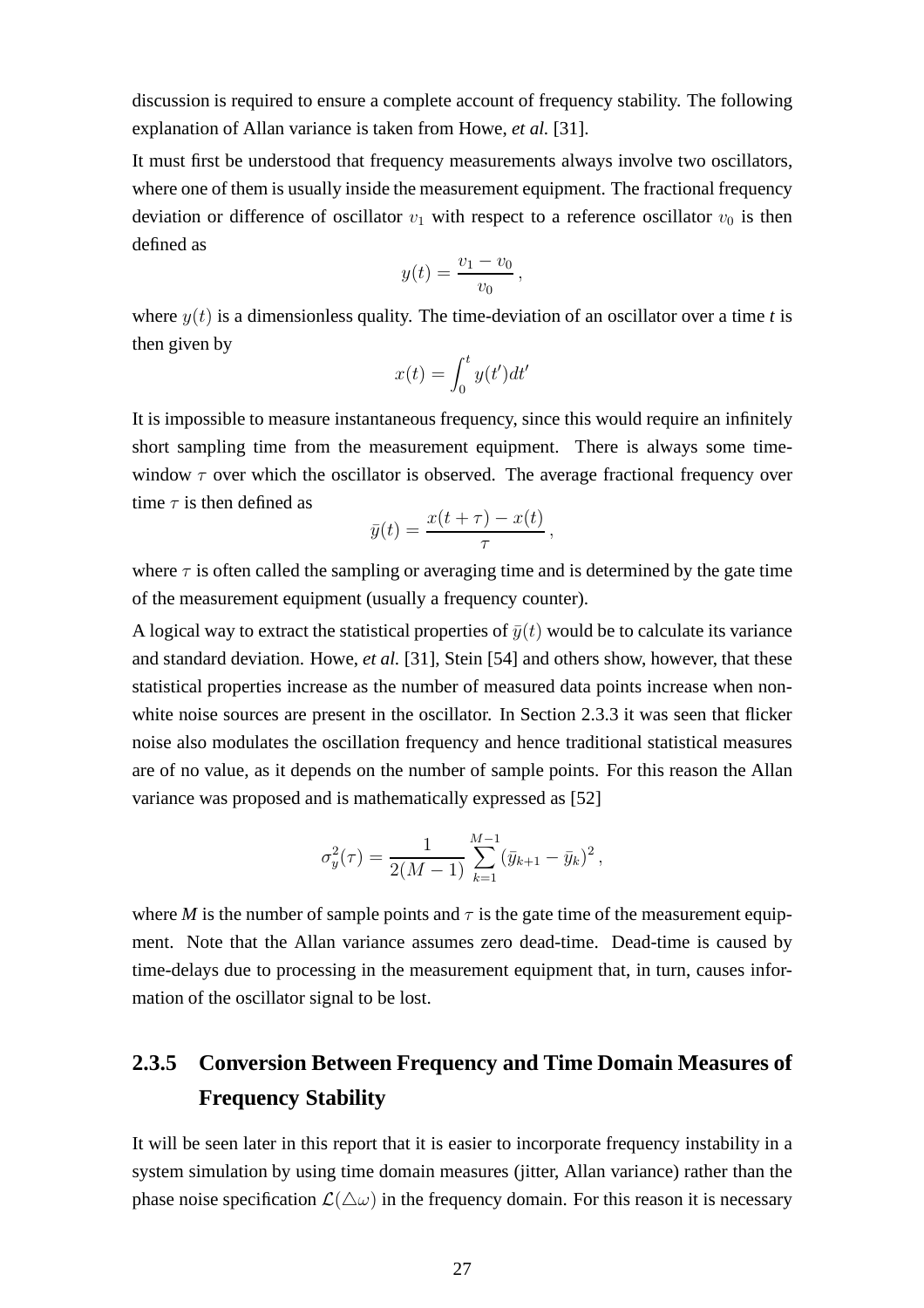discussion is required to ensure a complete account of frequency stability. The following explanation of Allan variance is taken from Howe, *et al.* [31].

It must first be understood that frequency measurements always involve two oscillators, where one of them is usually inside the measurement equipment. The fractional frequency deviation or difference of oscillator $v_1$ with respect to a reference oscillator $v_0$ is then defined as

$$y(t) = \frac{v_1 - v_0}{v_0},$$

where $y(t)$ is a dimensionless quality. The time-deviation of an oscillator over a time *t* is then given by

$$x(t) = \int_0^t y(t')dt'$$

It is impossible to measure instantaneous frequency, since this would require an infinitely short sampling time from the measurement equipment. There is always some time-window $\tau$ over which the oscillator is observed. The average fractional frequency over time $\tau$ is then defined as

$$\bar{y}(t) = \frac{x(t+\tau) - x(t)}{\tau},$$

where $\tau$ is often called the sampling or averaging time and is determined by the gate time of the measurement equipment (usually a frequency counter).

A logical way to extract the statistical properties of $\bar{y}(t)$ would be to calculate its variance and standard deviation. Howe, *et al.* [31], Stein [54] and others show, however, that these statistical properties increase as the number of measured data points increase when non-white noise sources are present in the oscillator. In Section 2.3.3 it was seen that flicker noise also modulates the oscillation frequency and hence traditional statistical measures are of no value, as it depends on the number of sample points. For this reason the Allan variance was proposed and is mathematically expressed as [52]

$$\sigma_y^2(\tau) = \frac{1}{2(M-1)} \sum_{k=1}^{M-1} (\bar{y}_{k+1} - \bar{y}_k)^2,$$

where *M* is the number of sample points and $\tau$ is the gate time of the measurement equipment. Note that the Allan variance assumes zero dead-time. Dead-time is caused by time-delays due to processing in the measurement equipment that, in turn, causes information of the oscillator signal to be lost.

### 2.3.5 Conversion Between Frequency and Time Domain Measures of Frequency Stability

It will be seen later in this report that it is easier to incorporate frequency instability in a system simulation by using time domain measures (jitter, Allan variance) rather than the phase noise specification $\mathcal{L}(\triangle\omega)$ in the frequency domain. For this reason it is necessary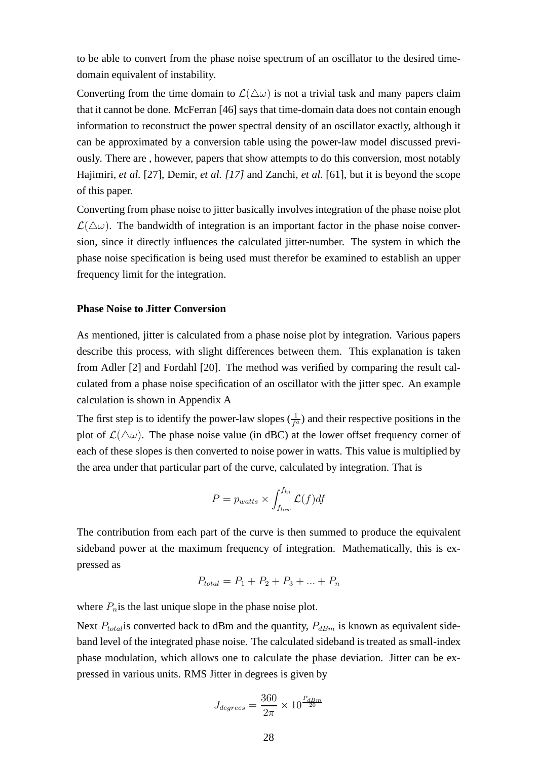to be able to convert from the phase noise spectrum of an oscillator to the desired time-domain equivalent of instability.

Converting from the time domain to $\mathcal{L}(\triangle\omega)$ is not a trivial task and many papers claim that it cannot be done. McFerran [46] says that time-domain data does not contain enough information to reconstruct the power spectral density of an oscillator exactly, although it can be approximated by a conversion table using the power-law model discussed previously. There are , however, papers that show attempts to do this conversion, most notably Hajimiri, *et al.* [27], Demir, *et al. [17]* and Zanchi, *et al.* [61], but it is beyond the scope of this paper.

Converting from phase noise to jitter basically involves integration of the phase noise plot $\mathcal{L}(\triangle\omega)$. The bandwidth of integration is an important factor in the phase noise conversion, since it directly influences the calculated jitter-number. The system in which the phase noise specification is being used must therefor be examined to establish an upper frequency limit for the integration.

**Phase Noise to Jitter Conversion**

As mentioned, jitter is calculated from a phase noise plot by integration. Various papers describe this process, with slight differences between them. This explanation is taken from Adler [2] and Fordahl [20]. The method was verified by comparing the result calculated from a phase noise specification of an oscillator with the jitter spec. An example calculation is shown in Appendix A

The first step is to identify the power-law slopes ($\frac{1}{f^{\alpha}}$) and their respective positions in the plot of $\mathcal{L}(\triangle\omega)$. The phase noise value (in dBC) at the lower offset frequency corner of each of these slopes is then converted to noise power in watts. This value is multiplied by the area under that particular part of the curve, calculated by integration. That is

$$P = p_{watts} \times \int_{f_{low}}^{f_{hi}} \mathcal{L}(f)df$$

The contribution from each part of the curve is then summed to produce the equivalent sideband power at the maximum frequency of integration. Mathematically, this is expressed as

$$P_{total} = P_1 + P_2 + P_3 + ... + P_n$$

where $P_n$is the last unique slope in the phase noise plot.

Next $P_{total}$is converted back to dBm and the quantity, $P_{dBm}$ is known as equivalent sideband level of the integrated phase noise. The calculated sideband is treated as small-index phase modulation, which allows one to calculate the phase deviation. Jitter can be expressed in various units. RMS Jitter in degrees is given by

$$J_{degrees} = \frac{360}{2\pi} \times 10^{\frac{P_{dBm}}{20}}$$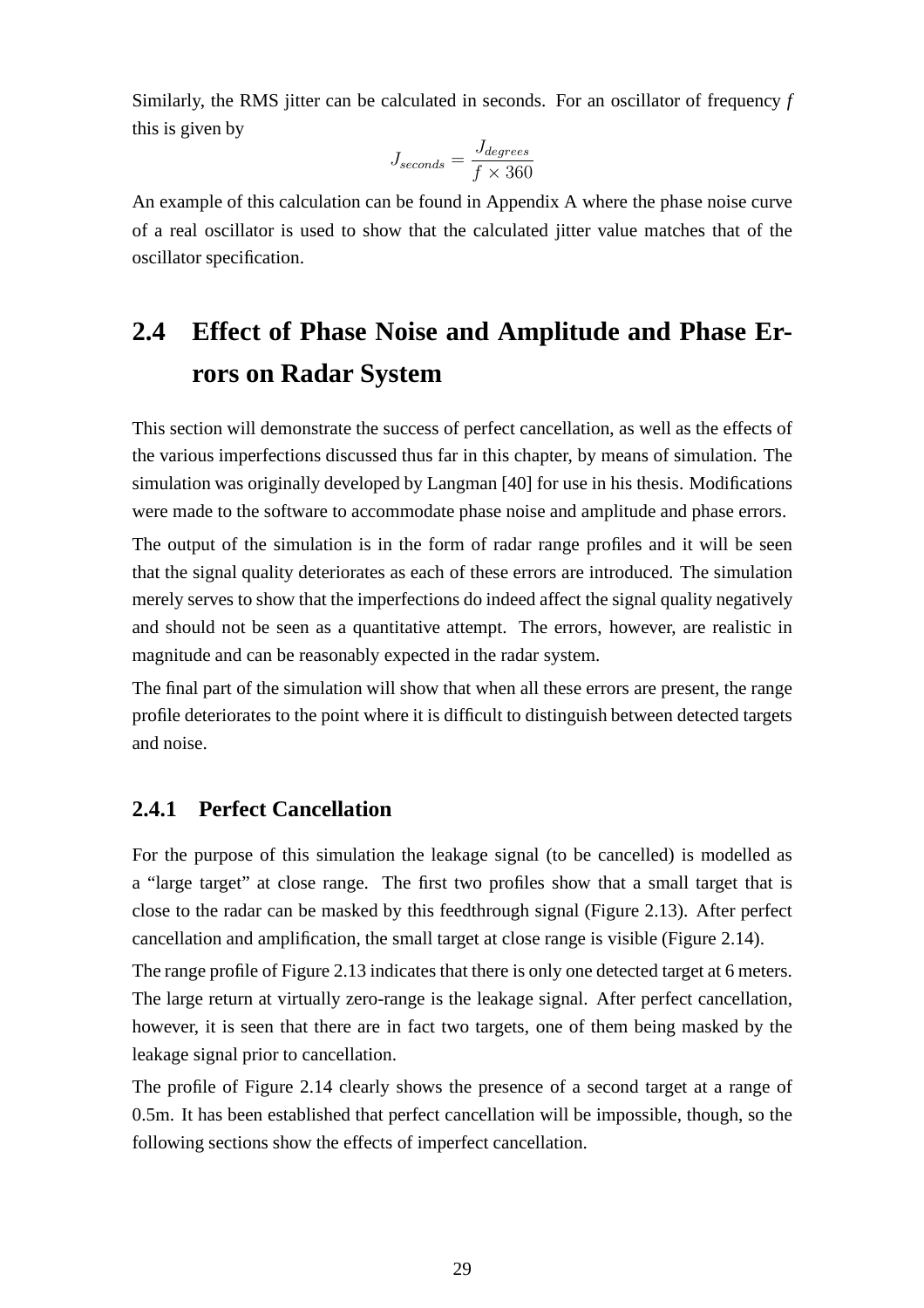Similarly, the RMS jitter can be calculated in seconds. For an oscillator of frequency *f* this is given by

$$J_{seconds} = \frac{J_{degrees}}{f \times 360}$$

An example of this calculation can be found in Appendix A where the phase noise curve of a real oscillator is used to show that the calculated jitter value matches that of the oscillator specification.

## 2.4 Effect of Phase Noise and Amplitude and Phase Errors on Radar System

This section will demonstrate the success of perfect cancellation, as well as the effects of the various imperfections discussed thus far in this chapter, by means of simulation. The simulation was originally developed by Langman [40] for use in his thesis. Modifications were made to the software to accommodate phase noise and amplitude and phase errors.

The output of the simulation is in the form of radar range profiles and it will be seen that the signal quality deteriorates as each of these errors are introduced. The simulation merely serves to show that the imperfections do indeed affect the signal quality negatively and should not be seen as a quantitative attempt. The errors, however, are realistic in magnitude and can be reasonably expected in the radar system.

The final part of the simulation will show that when all these errors are present, the range profile deteriorates to the point where it is difficult to distinguish between detected targets and noise.

### 2.4.1 Perfect Cancellation

For the purpose of this simulation the leakage signal (to be cancelled) is modelled as a "large target" at close range. The first two profiles show that a small target that is close to the radar can be masked by this feedthrough signal (Figure 2.13). After perfect cancellation and amplification, the small target at close range is visible (Figure 2.14).

The range profile of Figure 2.13 indicates that there is only one detected target at 6 meters. The large return at virtually zero-range is the leakage signal. After perfect cancellation, however, it is seen that there are in fact two targets, one of them being masked by the leakage signal prior to cancellation.

The profile of Figure 2.14 clearly shows the presence of a second target at a range of 0.5m. It has been established that perfect cancellation will be impossible, though, so the following sections show the effects of imperfect cancellation.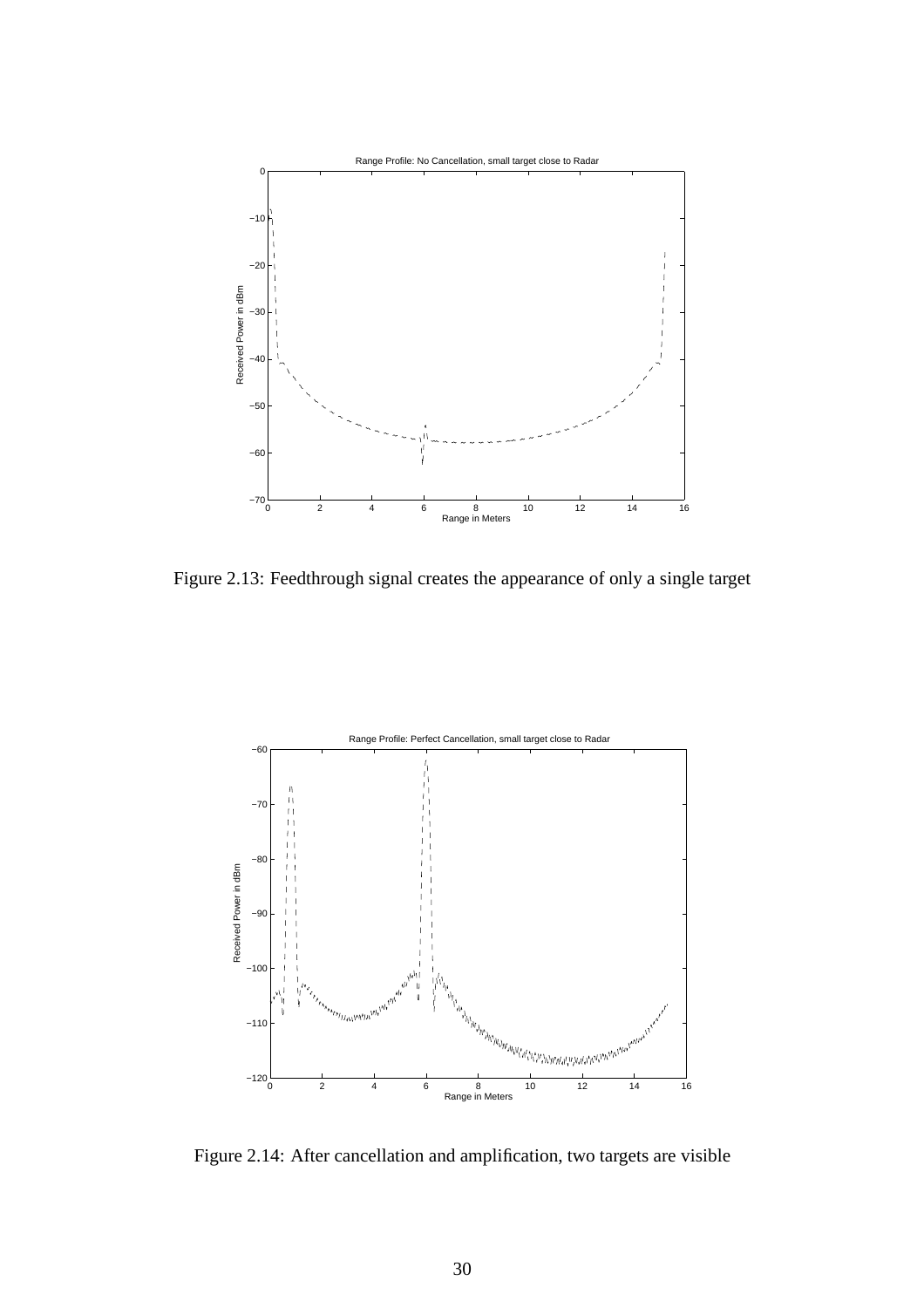Figure 2.13: Feedthrough signal creates the appearance of only a single target

Figure 2.14: After cancellation and amplification, two targets are visible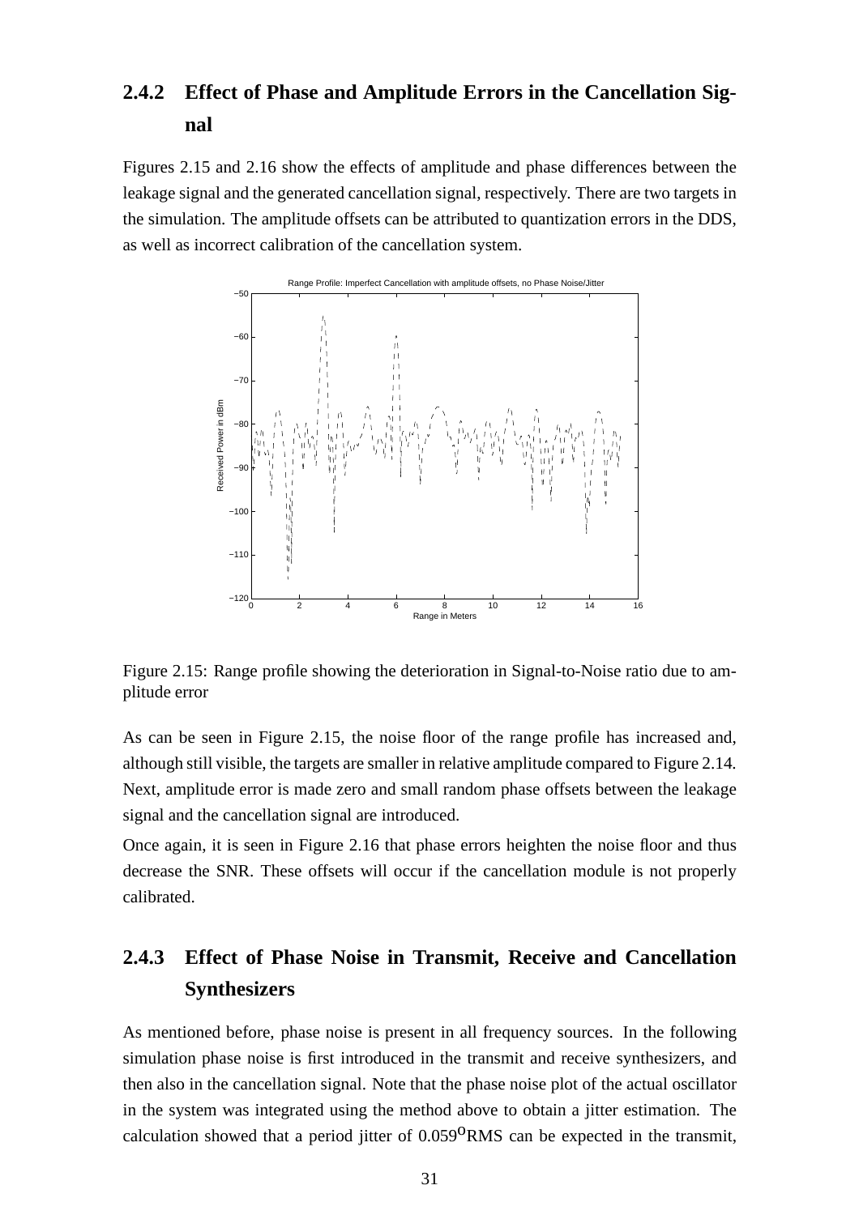### 2.4.2 Effect of Phase and Amplitude Errors in the Cancellation Signal

Figures 2.15 and 2.16 show the effects of amplitude and phase differences between the leakage signal and the generated cancellation signal, respectively. There are two targets in the simulation. The amplitude offsets can be attributed to quantization errors in the DDS, as well as incorrect calibration of the cancellation system.

Figure 2.15: Range profile showing the deterioration in Signal-to-Noise ratio due to amplitude error

As can be seen in Figure 2.15, the noise floor of the range profile has increased and, although still visible, the targets are smaller in relative amplitude compared to Figure 2.14. Next, amplitude error is made zero and small random phase offsets between the leakage signal and the cancellation signal are introduced.

Once again, it is seen in Figure 2.16 that phase errors heighten the noise floor and thus decrease the SNR. These offsets will occur if the cancellation module is not properly calibrated.

### 2.4.3 Effect of Phase Noise in Transmit, Receive and Cancellation Synthesizers

As mentioned before, phase noise is present in all frequency sources. In the following simulation phase noise is first introduced in the transmit and receive synthesizers, and then also in the cancellation signal. Note that the phase noise plot of the actual oscillator in the system was integrated using the method above to obtain a jitter estimation. The calculation showed that a period jitter of $0.059^{o}$RMS can be expected in the transmit,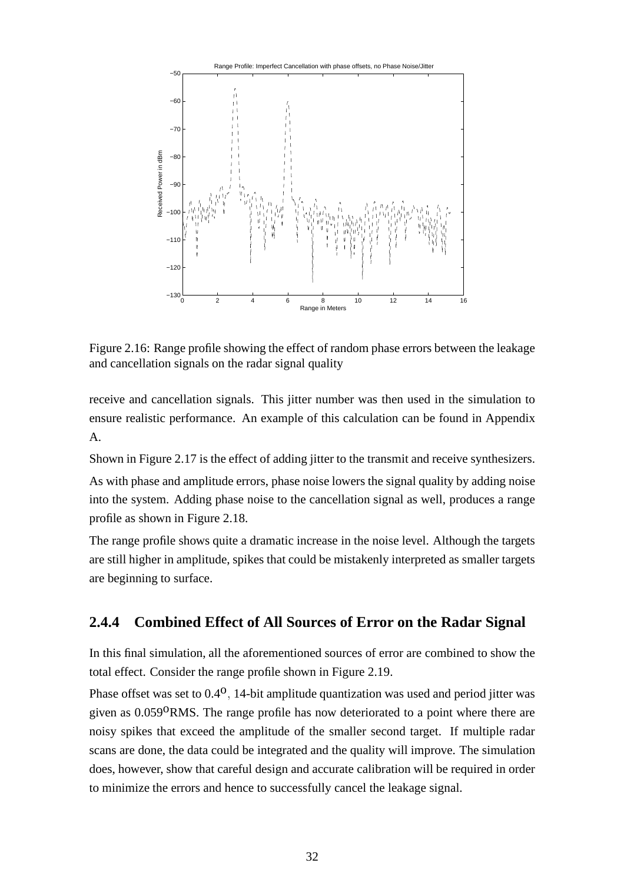Figure 2.16: Range profile showing the effect of random phase errors between the leakage and cancellation signals on the radar signal quality

receive and cancellation signals. This jitter number was then used in the simulation to ensure realistic performance. An example of this calculation can be found in Appendix A.

Shown in Figure 2.17 is the effect of adding jitter to the transmit and receive synthesizers.

As with phase and amplitude errors, phase noise lowers the signal quality by adding noise into the system. Adding phase noise to the cancellation signal as well, produces a range profile as shown in Figure 2.18.

The range profile shows quite a dramatic increase in the noise level. Although the targets are still higher in amplitude, spikes that could be mistakenly interpreted as smaller targets are beginning to surface.

### 2.4.4 Combined Effect of All Sources of Error on the Radar Signal

In this final simulation, all the aforementioned sources of error are combined to show the total effect. Consider the range profile shown in Figure 2.19.

Phase offset was set to $0.4^{o}$, 14-bit amplitude quantization was used and period jitter was given as $0.059^{o}$RMS. The range profile has now deteriorated to a point where there are noisy spikes that exceed the amplitude of the smaller second target. If multiple radar scans are done, the data could be integrated and the quality will improve. The simulation does, however, show that careful design and accurate calibration will be required in order to minimize the errors and hence to successfully cancel the leakage signal.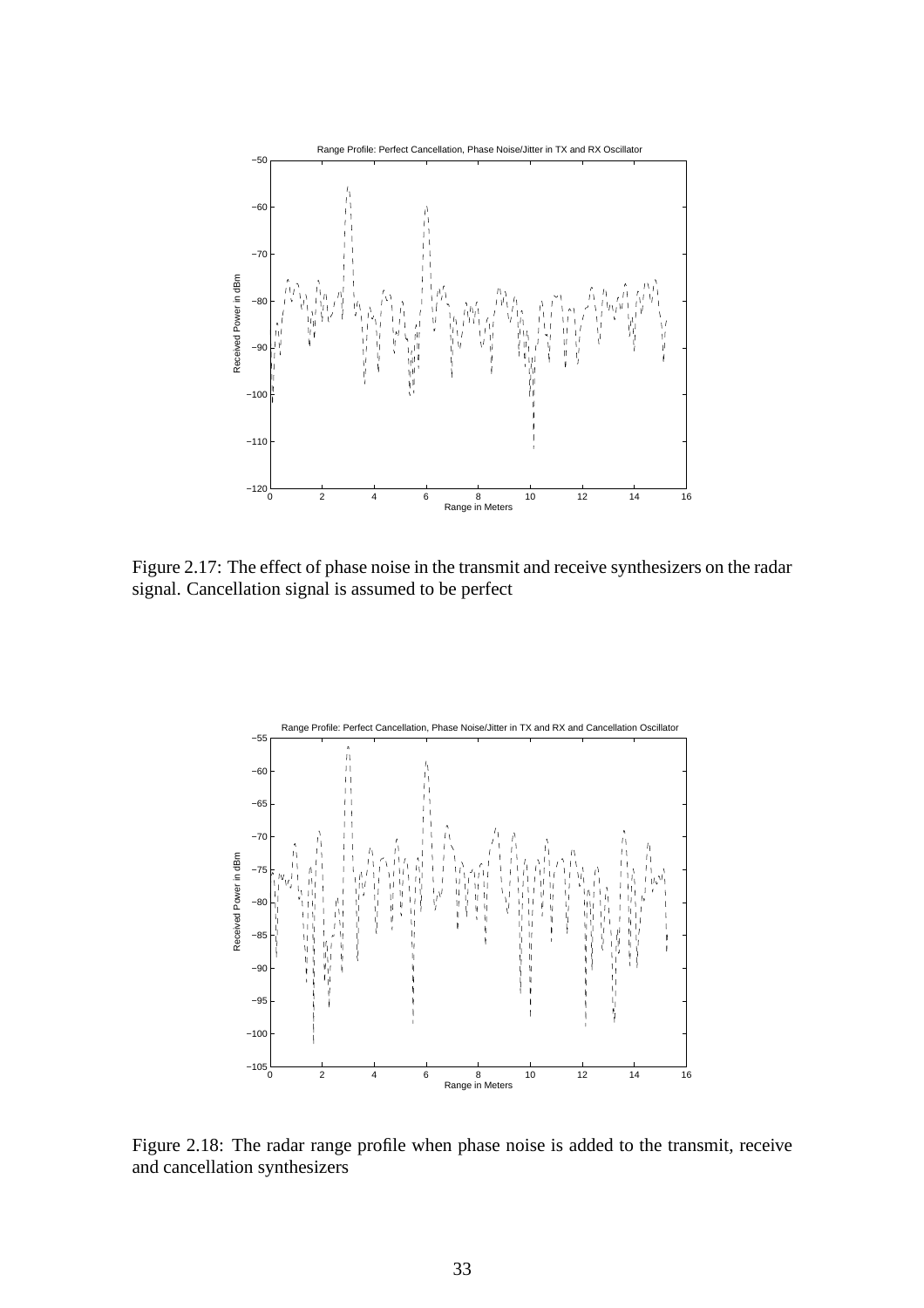Figure 2.17: The effect of phase noise in the transmit and receive synthesizers on the radar signal. Cancellation signal is assumed to be perfect

Figure 2.18: The radar range profile when phase noise is added to the transmit, receive and cancellation synthesizers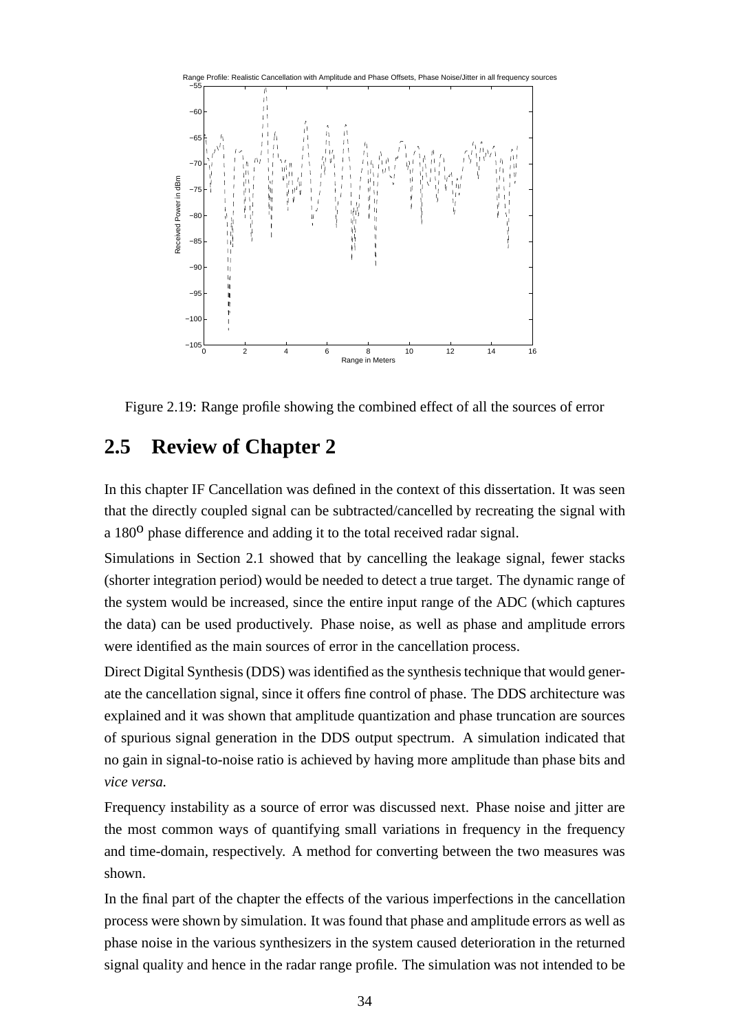Figure 2.19: Range profile showing the combined effect of all the sources of error

## 2.5 Review of Chapter 2

In this chapter IF Cancellation was defined in the context of this dissertation. It was seen that the directly coupled signal can be subtracted/cancelled by recreating the signal with a $180^{o}$ phase difference and adding it to the total received radar signal.

Simulations in Section 2.1 showed that by cancelling the leakage signal, fewer stacks (shorter integration period) would be needed to detect a true target. The dynamic range of the system would be increased, since the entire input range of the ADC (which captures the data) can be used productively. Phase noise, as well as phase and amplitude errors were identified as the main sources of error in the cancellation process.

Direct Digital Synthesis (DDS) was identified as the synthesis technique that would generate the cancellation signal, since it offers fine control of phase. The DDS architecture was explained and it was shown that amplitude quantization and phase truncation are sources of spurious signal generation in the DDS output spectrum. A simulation indicated that no gain in signal-to-noise ratio is achieved by having more amplitude than phase bits and *vice versa.*

Frequency instability as a source of error was discussed next. Phase noise and jitter are the most common ways of quantifying small variations in frequency in the frequency and time-domain, respectively. A method for converting between the two measures was shown.

In the final part of the chapter the effects of the various imperfections in the cancellation process were shown by simulation. It was found that phase and amplitude errors as well as phase noise in the various synthesizers in the system caused deterioration in the returned signal quality and hence in the radar range profile. The simulation was not intended to be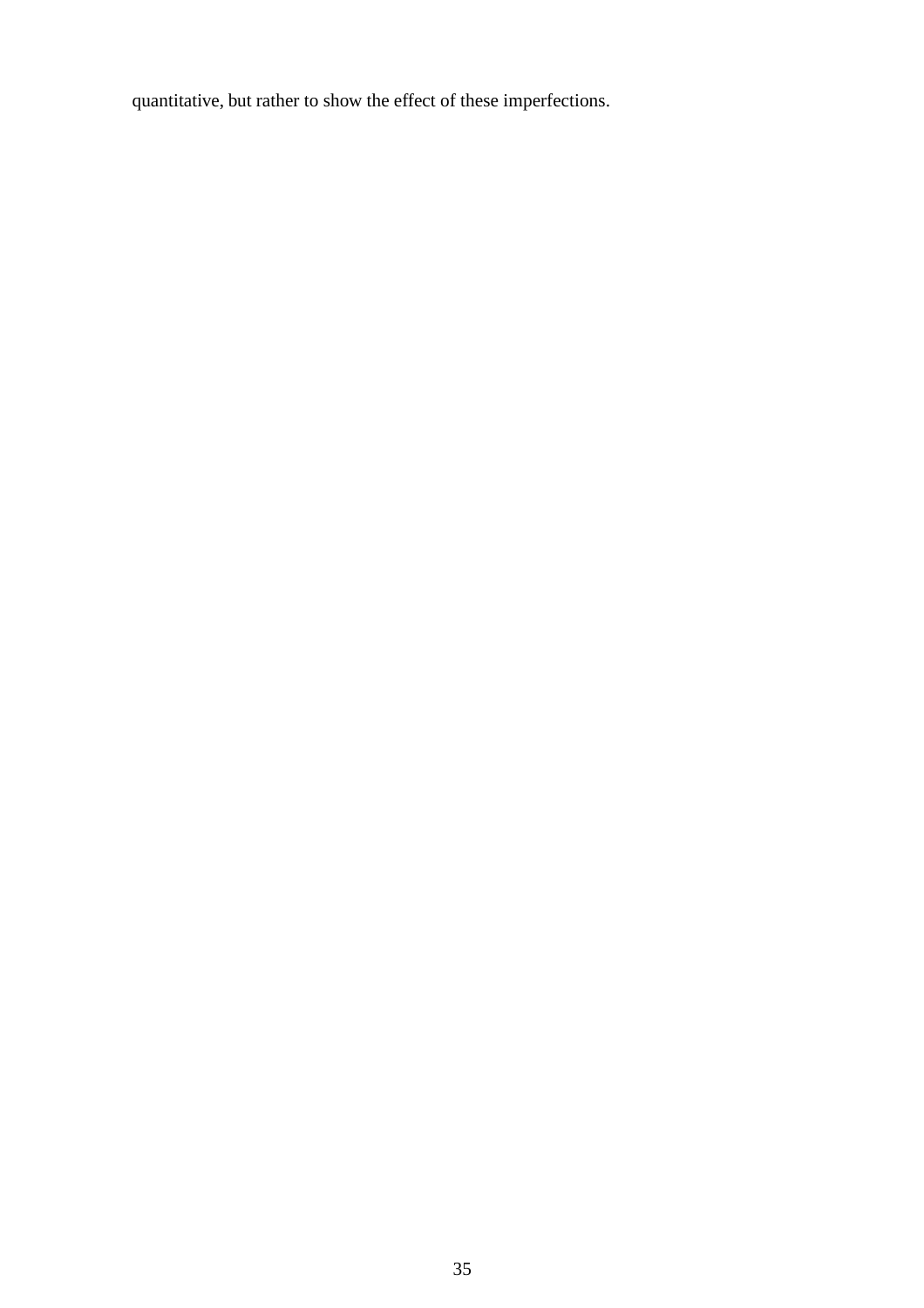quantitative, but rather to show the effect of these imperfections.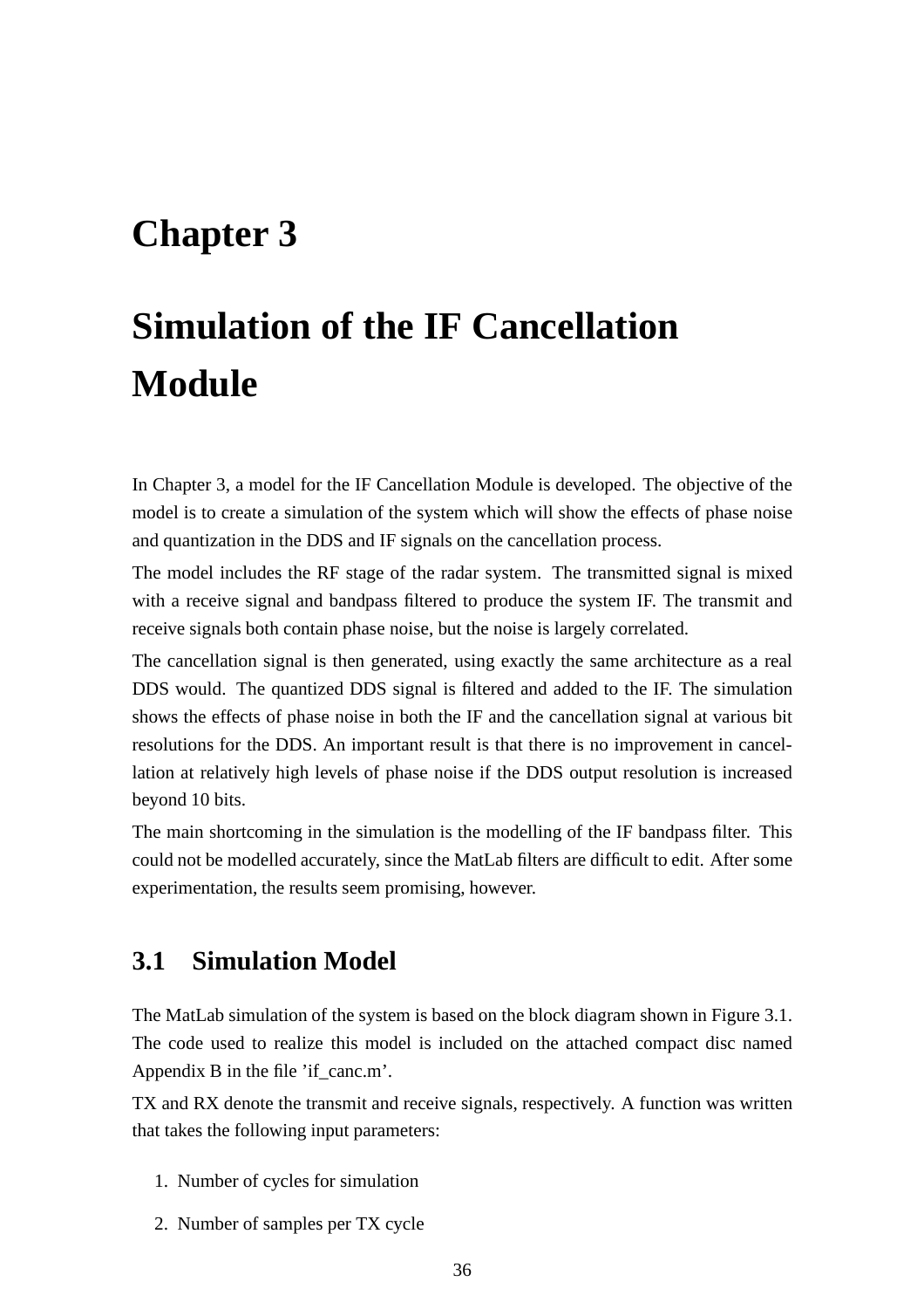# Chapter 3

# Simulation of the IF Cancellation Module

In Chapter 3, a model for the IF Cancellation Module is developed. The objective of the model is to create a simulation of the system which will show the effects of phase noise and quantization in the DDS and IF signals on the cancellation process.

The model includes the RF stage of the radar system. The transmitted signal is mixed with a receive signal and bandpass filtered to produce the system IF. The transmit and receive signals both contain phase noise, but the noise is largely correlated.

The cancellation signal is then generated, using exactly the same architecture as a real DDS would. The quantized DDS signal is filtered and added to the IF. The simulation shows the effects of phase noise in both the IF and the cancellation signal at various bit resolutions for the DDS. An important result is that there is no improvement in cancellation at relatively high levels of phase noise if the DDS output resolution is increased beyond 10 bits.

The main shortcoming in the simulation is the modelling of the IF bandpass filter. This could not be modelled accurately, since the MatLab filters are difficult to edit. After some experimentation, the results seem promising, however.

## 3.1 Simulation Model

The MatLab simulation of the system is based on the block diagram shown in Figure 3.1. The code used to realize this model is included on the attached compact disc named Appendix B in the file 'if_canc.m'.

TX and RX denote the transmit and receive signals, respectively. A function was written that takes the following input parameters:

1. Number of cycles for simulation
2. Number of samples per TX cycle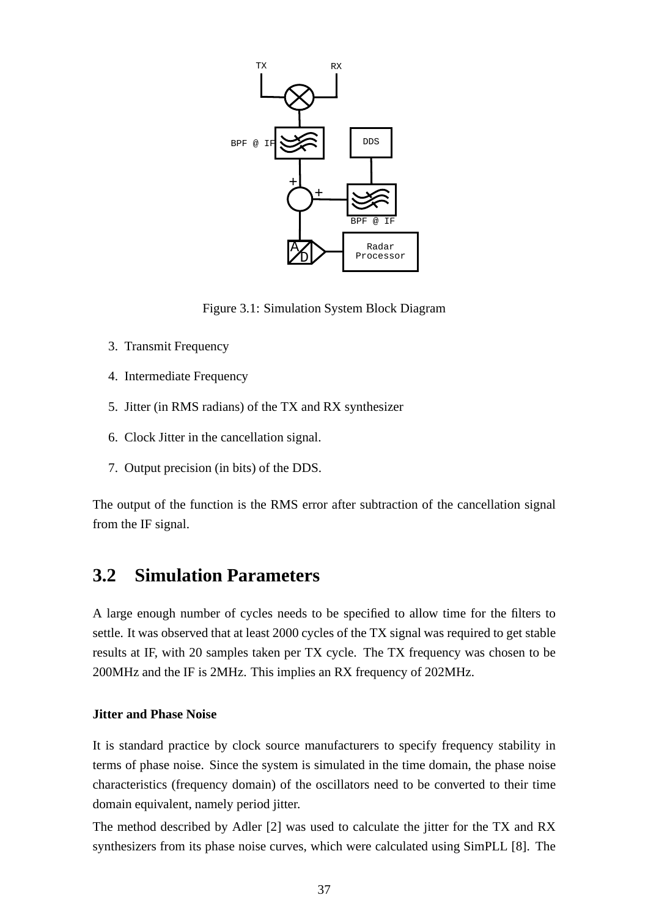Figure 3.1: Simulation System Block Diagram

3. Transmit Frequency
4. Intermediate Frequency
5. Jitter (in RMS radians) of the TX and RX synthesizer
6. Clock Jitter in the cancellation signal.
7. Output precision (in bits) of the DDS.

The output of the function is the RMS error after subtraction of the cancellation signal from the IF signal.

## 3.2 Simulation Parameters

A large enough number of cycles needs to be specified to allow time for the filters to settle. It was observed that at least 2000 cycles of the TX signal was required to get stable results at IF, with 20 samples taken per TX cycle. The TX frequency was chosen to be 200MHz and the IF is 2MHz. This implies an RX frequency of 202MHz.

#### Jitter and Phase Noise

It is standard practice by clock source manufacturers to specify frequency stability in terms of phase noise. Since the system is simulated in the time domain, the phase noise characteristics (frequency domain) of the oscillators need to be converted to their time domain equivalent, namely period jitter.

The method described by Adler [2] was used to calculate the jitter for the TX and RX synthesizers from its phase noise curves, which were calculated using SimPLL [8]. The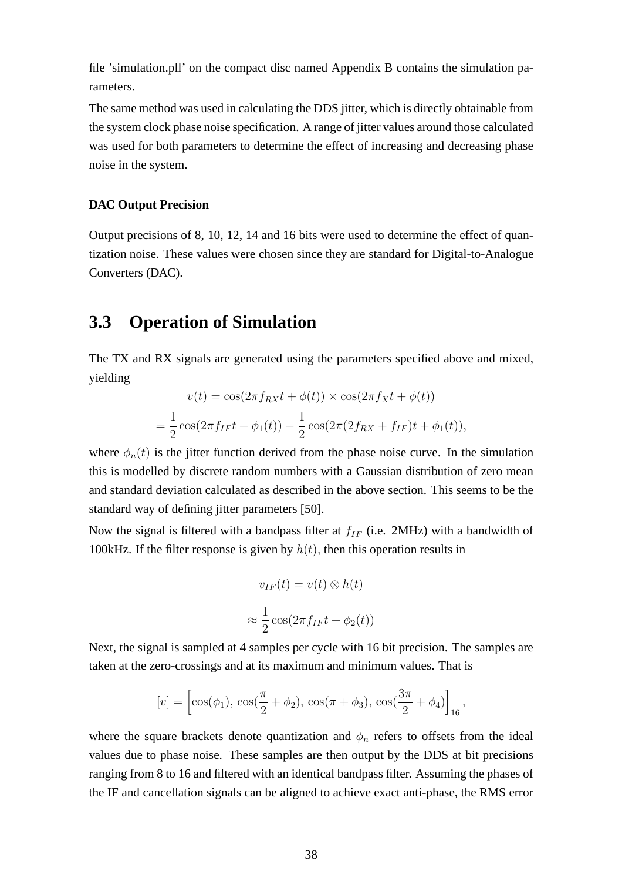file 'simulation.pll' on the compact disc named Appendix B contains the simulation parameters.

The same method was used in calculating the DDS jitter, which is directly obtainable from the system clock phase noise specification. A range of jitter values around those calculated was used for both parameters to determine the effect of increasing and decreasing phase noise in the system.

#### DAC Output Precision

Output precisions of 8, 10, 12, 14 and 16 bits were used to determine the effect of quantization noise. These values were chosen since they are standard for Digital-to-Analogue Converters (DAC).

## 3.3 Operation of Simulation

The TX and RX signals are generated using the parameters specified above and mixed, yielding

$$v(t) = \cos(2\pi f_{RX} t + \phi(t)) \times \cos(2\pi f_X t + \phi(t))$$

$$= \frac{1}{2}\cos(2\pi f_{IF} t + \phi_1(t)) - \frac{1}{2}\cos(2\pi(2f_{RX} + f_{IF})t + \phi_1(t)),$$

where $\phi_n(t)$ is the jitter function derived from the phase noise curve. In the simulation this is modelled by discrete random numbers with a Gaussian distribution of zero mean and standard deviation calculated as described in the above section. This seems to be the standard way of defining jitter parameters [50].

Now the signal is filtered with a bandpass filter at $f_{IF}$ (i.e. 2MHz) with a bandwidth of 100kHz. If the filter response is given by $h(t)$, then this operation results in

$$v_{IF}(t) = v(t) \otimes h(t)$$

$$\approx \frac{1}{2}\cos(2\pi f_{IF} t + \phi_2(t))$$

Next, the signal is sampled at 4 samples per cycle with 16 bit precision. The samples are taken at the zero-crossings and at its maximum and minimum values. That is

$$[v] = \left[\cos(\phi_1),\, \cos(\frac{\pi}{2} + \phi_2),\, \cos(\pi + \phi_3),\, \cos(\frac{3\pi}{2} + \phi_4)\right]_{16},$$

where the square brackets denote quantization and $\phi_n$ refers to offsets from the ideal values due to phase noise. These samples are then output by the DDS at bit precisions ranging from 8 to 16 and filtered with an identical bandpass filter. Assuming the phases of the IF and cancellation signals can be aligned to achieve exact anti-phase, the RMS error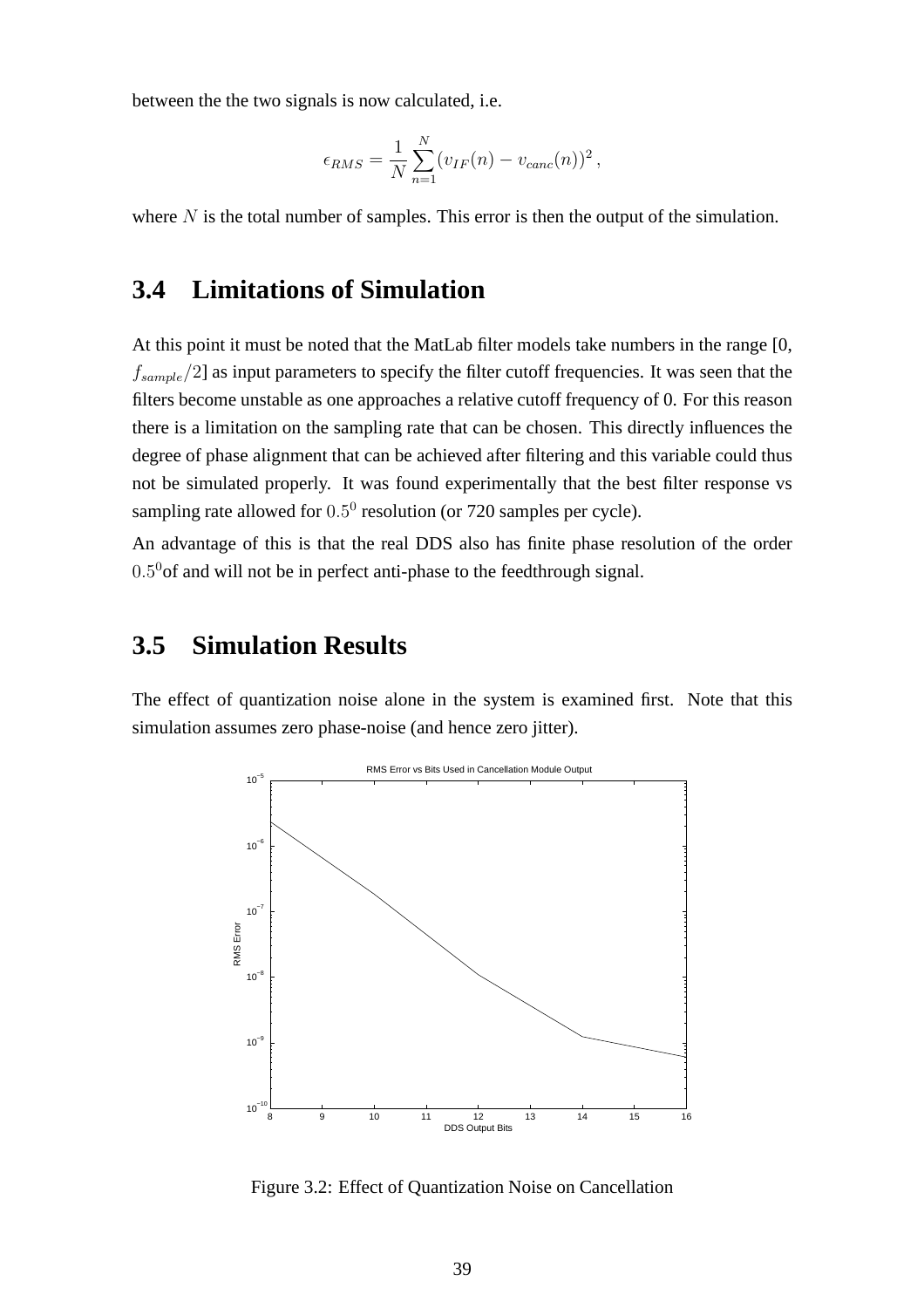between the the two signals is now calculated, i.e.

$$\epsilon_{RMS} = \frac{1}{N} \sum_{n=1}^{N} (v_{IF}(n) - v_{canc}(n))^2 ,$$

where $N$ is the total number of samples. This error is then the output of the simulation.

## 3.4 Limitations of Simulation

At this point it must be noted that the MatLab filter models take numbers in the range [0, $f_{sample}/2$] as input parameters to specify the filter cutoff frequencies. It was seen that the filters become unstable as one approaches a relative cutoff frequency of 0. For this reason there is a limitation on the sampling rate that can be chosen. This directly influences the degree of phase alignment that can be achieved after filtering and this variable could thus not be simulated properly. It was found experimentally that the best filter response vs sampling rate allowed for $0.5^0$ resolution (or 720 samples per cycle).

An advantage of this is that the real DDS also has finite phase resolution of the order $0.5^0$of and will not be in perfect anti-phase to the feedthrough signal.

## 3.5 Simulation Results

The effect of quantization noise alone in the system is examined first. Note that this simulation assumes zero phase-noise (and hence zero jitter).

Figure 3.2: Effect of Quantization Noise on Cancellation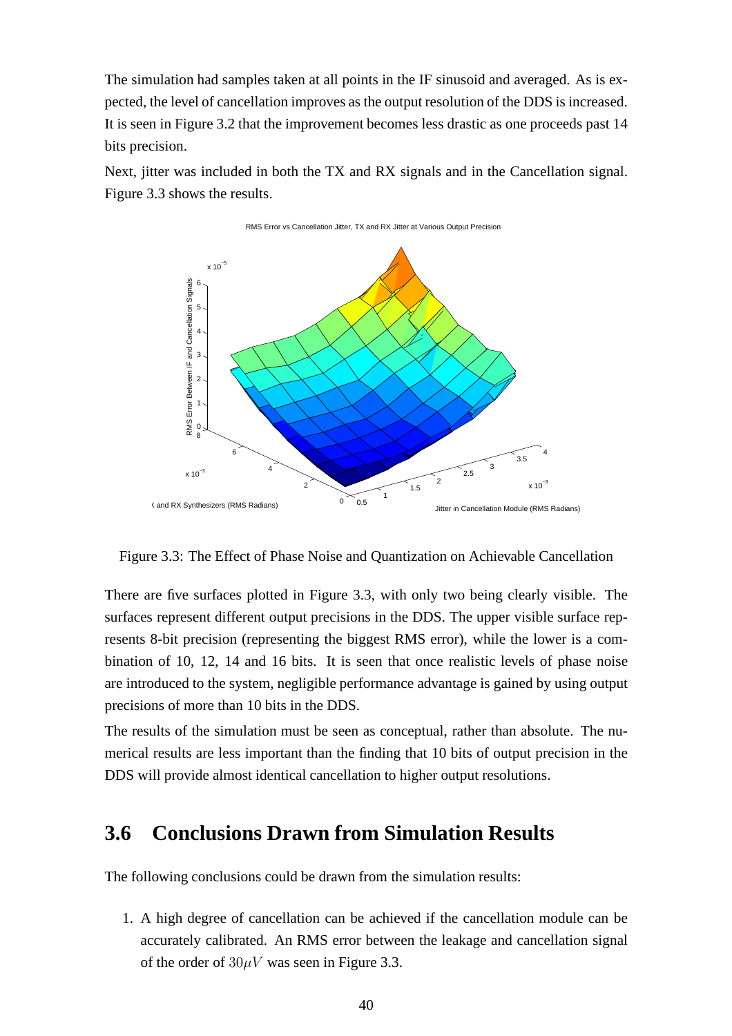The simulation had samples taken at all points in the IF sinusoid and averaged. As is expected, the level of cancellation improves as the output resolution of the DDS is increased. It is seen in Figure 3.2 that the improvement becomes less drastic as one proceeds past 14 bits precision.

Next, jitter was included in both the TX and RX signals and in the Cancellation signal. Figure 3.3 shows the results.

Figure 3.3: The Effect of Phase Noise and Quantization on Achievable Cancellation

There are five surfaces plotted in Figure 3.3, with only two being clearly visible. The surfaces represent different output precisions in the DDS. The upper visible surface represents 8-bit precision (representing the biggest RMS error), while the lower is a combination of 10, 12, 14 and 16 bits. It is seen that once realistic levels of phase noise are introduced to the system, negligible performance advantage is gained by using output precisions of more than 10 bits in the DDS.

The results of the simulation must be seen as conceptual, rather than absolute. The numerical results are less important than the finding that 10 bits of output precision in the DDS will provide almost identical cancellation to higher output resolutions.

## 3.6 Conclusions Drawn from Simulation Results

The following conclusions could be drawn from the simulation results:

1. A high degree of cancellation can be achieved if the cancellation module can be accurately calibrated. An RMS error between the leakage and cancellation signal of the order of $30\mu V$ was seen in Figure 3.3.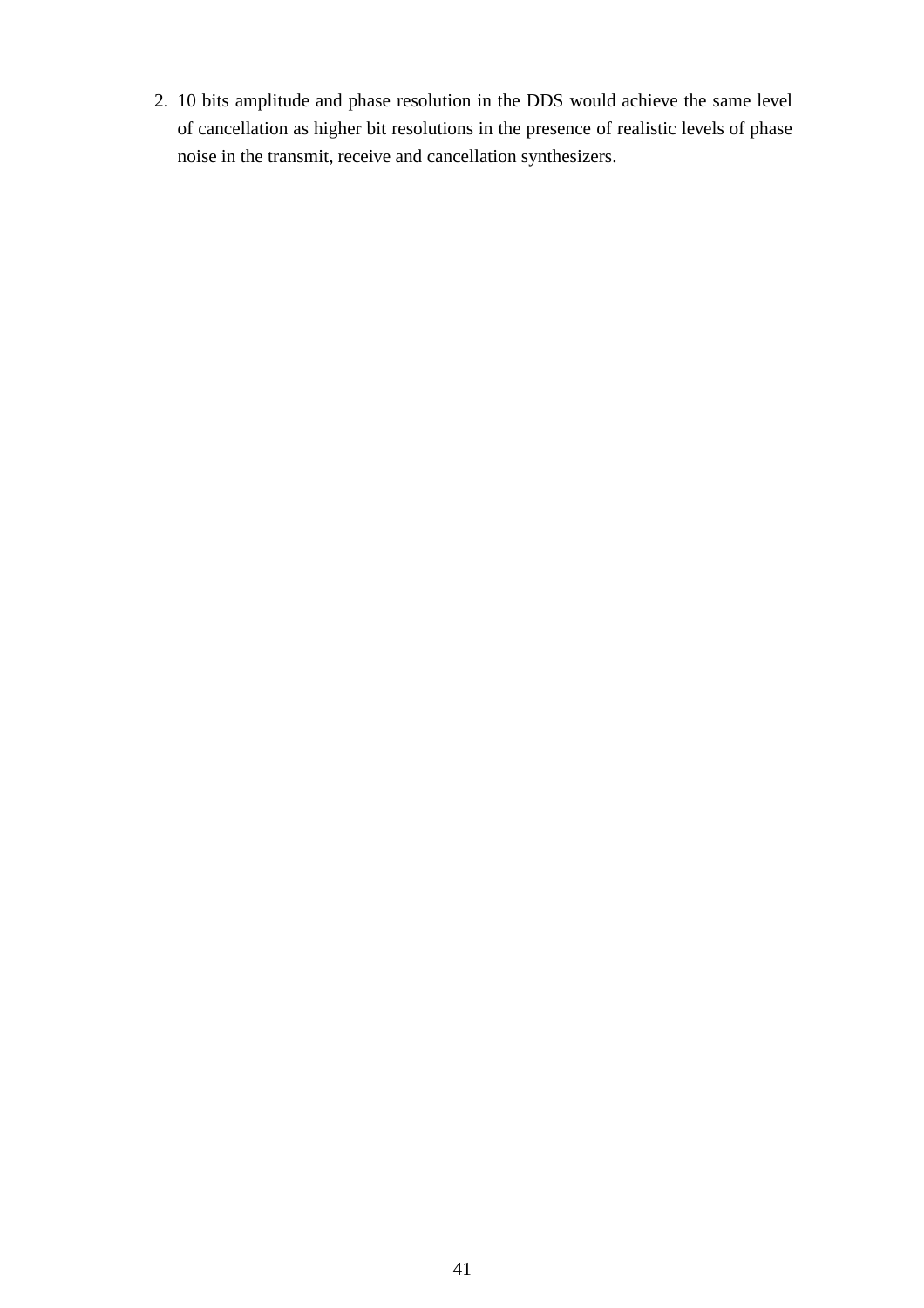2. 10 bits amplitude and phase resolution in the DDS would achieve the same level of cancellation as higher bit resolutions in the presence of realistic levels of phase noise in the transmit, receive and cancellation synthesizers.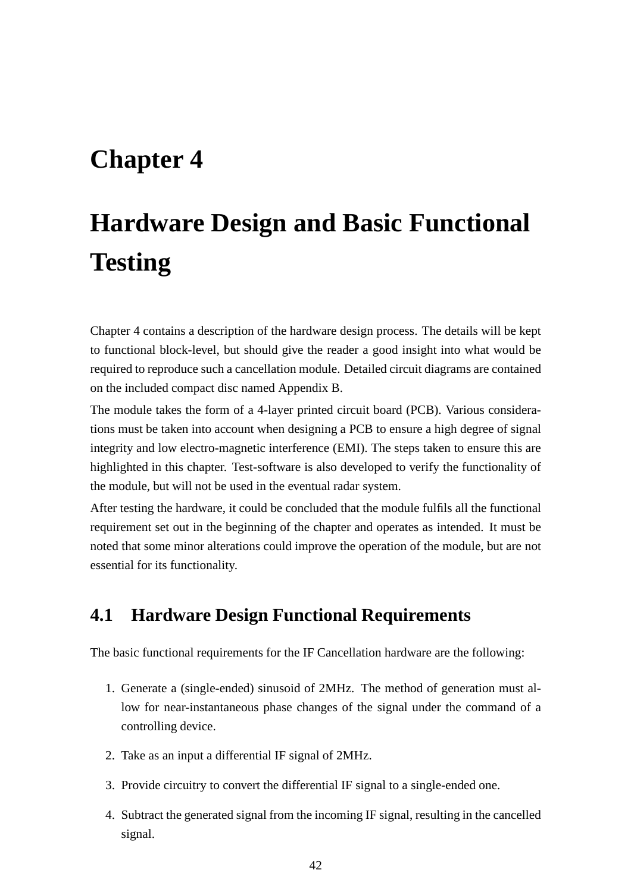# Chapter 4

# Hardware Design and Basic Functional Testing

Chapter 4 contains a description of the hardware design process. The details will be kept to functional block-level, but should give the reader a good insight into what would be required to reproduce such a cancellation module. Detailed circuit diagrams are contained on the included compact disc named Appendix B.

The module takes the form of a 4-layer printed circuit board (PCB). Various considerations must be taken into account when designing a PCB to ensure a high degree of signal integrity and low electro-magnetic interference (EMI). The steps taken to ensure this are highlighted in this chapter. Test-software is also developed to verify the functionality of the module, but will not be used in the eventual radar system.

After testing the hardware, it could be concluded that the module fulfils all the functional requirement set out in the beginning of the chapter and operates as intended. It must be noted that some minor alterations could improve the operation of the module, but are not essential for its functionality.

## 4.1 Hardware Design Functional Requirements

The basic functional requirements for the IF Cancellation hardware are the following:

1. Generate a (single-ended) sinusoid of 2MHz. The method of generation must allow for near-instantaneous phase changes of the signal under the command of a controlling device.

2. Take as an input a differential IF signal of 2MHz.

3. Provide circuitry to convert the differential IF signal to a single-ended one.

4. Subtract the generated signal from the incoming IF signal, resulting in the cancelled signal.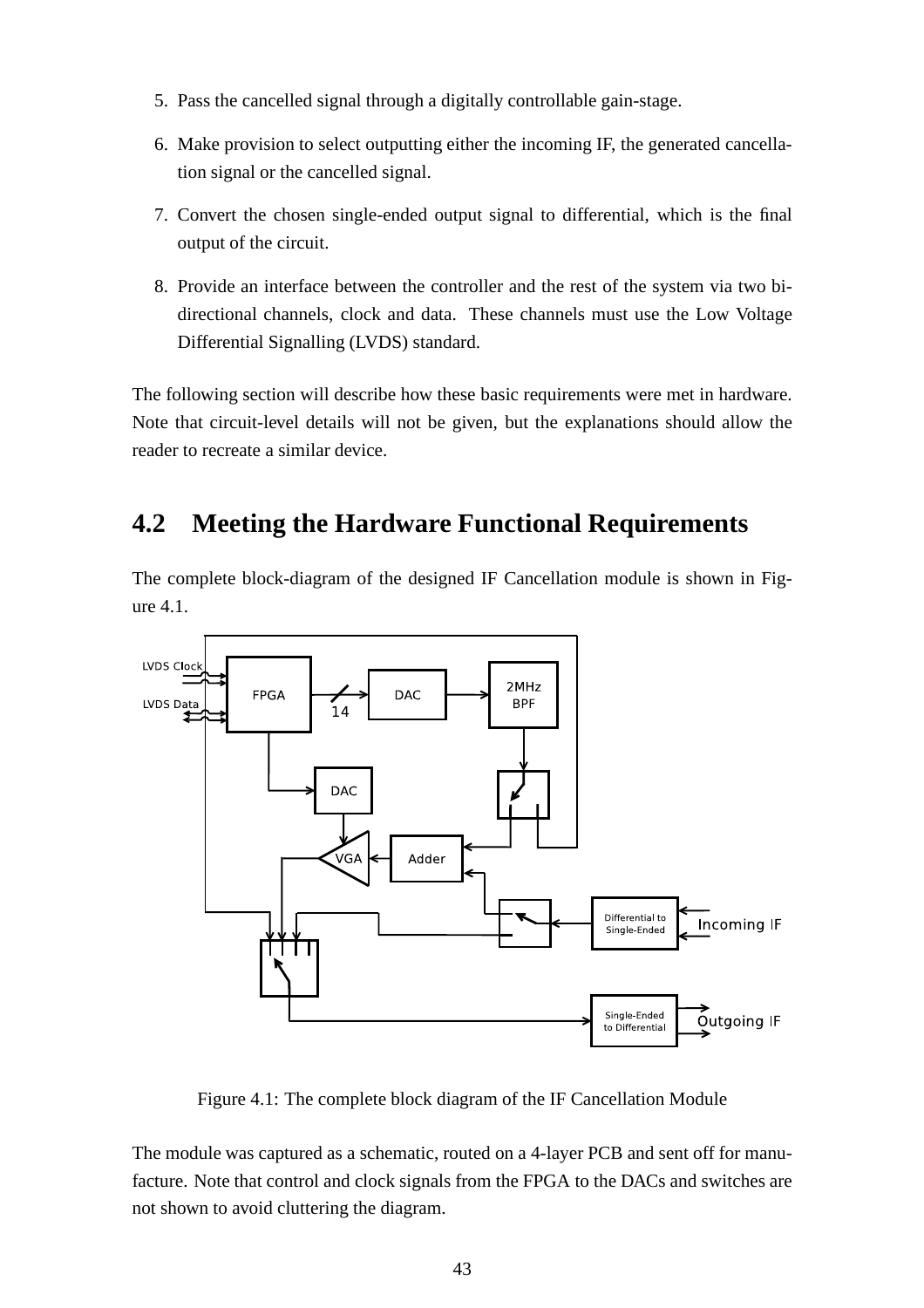5. Pass the cancelled signal through a digitally controllable gain-stage.
6. Make provision to select outputting either the incoming IF, the generated cancellation signal or the cancelled signal.
7. Convert the chosen single-ended output signal to differential, which is the final output of the circuit.
8. Provide an interface between the controller and the rest of the system via two bi-directional channels, clock and data. These channels must use the Low Voltage Differential Signalling (LVDS) standard.

The following section will describe how these basic requirements were met in hardware. Note that circuit-level details will not be given, but the explanations should allow the reader to recreate a similar device.

## 4.2 Meeting the Hardware Functional Requirements

The complete block-diagram of the designed IF Cancellation module is shown in Figure 4.1.

Figure 4.1: The complete block diagram of the IF Cancellation Module

The module was captured as a schematic, routed on a 4-layer PCB and sent off for manufacture. Note that control and clock signals from the FPGA to the DACs and switches are not shown to avoid cluttering the diagram.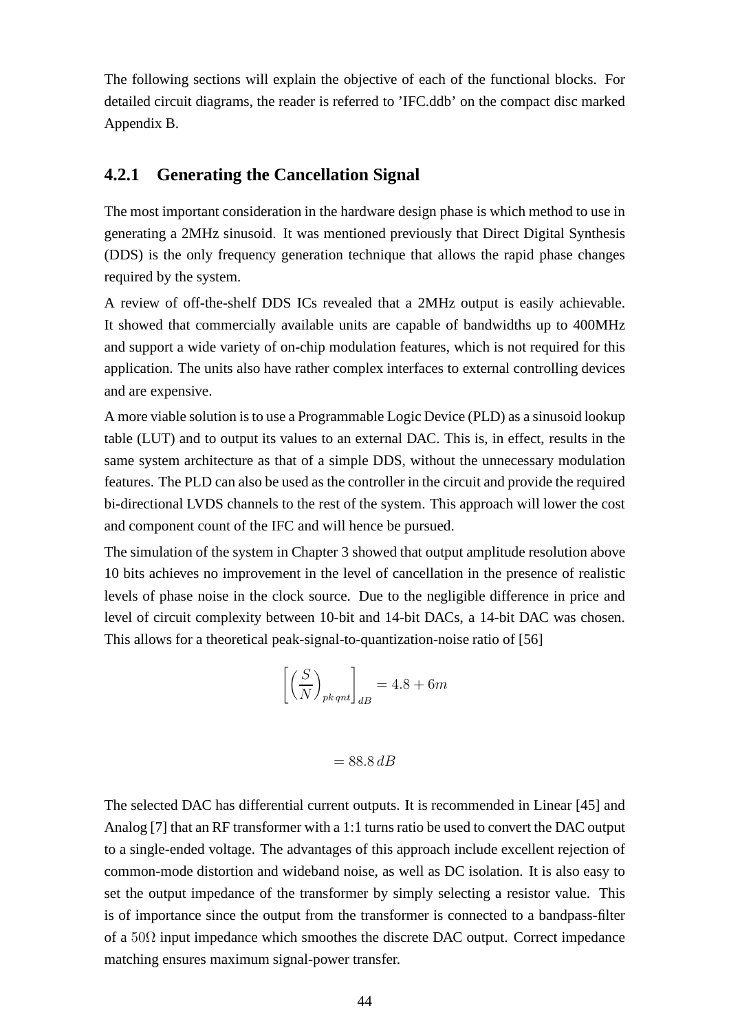The following sections will explain the objective of each of the functional blocks. For detailed circuit diagrams, the reader is referred to 'IFC.ddb' on the compact disc marked Appendix B.

### 4.2.1 Generating the Cancellation Signal

The most important consideration in the hardware design phase is which method to use in generating a 2MHz sinusoid. It was mentioned previously that Direct Digital Synthesis (DDS) is the only frequency generation technique that allows the rapid phase changes required by the system.

A review of off-the-shelf DDS ICs revealed that a 2MHz output is easily achievable. It showed that commercially available units are capable of bandwidths up to 400MHz and support a wide variety of on-chip modulation features, which is not required for this application. The units also have rather complex interfaces to external controlling devices and are expensive.

A more viable solution is to use a Programmable Logic Device (PLD) as a sinusoid lookup table (LUT) and to output its values to an external DAC. This is, in effect, results in the same system architecture as that of a simple DDS, without the unnecessary modulation features. The PLD can also be used as the controller in the circuit and provide the required bi-directional LVDS channels to the rest of the system. This approach will lower the cost and component count of the IFC and will hence be pursued.

The simulation of the system in Chapter 3 showed that output amplitude resolution above 10 bits achieves no improvement in the level of cancellation in the presence of realistic levels of phase noise in the clock source. Due to the negligible difference in price and level of circuit complexity between 10-bit and 14-bit DACs, a 14-bit DAC was chosen. This allows for a theoretical peak-signal-to-quantization-noise ratio of [56]

$$\left[\left(\frac{S}{N}\right)_{pk\,qnt}\right]_{dB} = 4.8 + 6m$$

$$= 88.8\,dB$$

The selected DAC has differential current outputs. It is recommended in Linear [45] and Analog [7] that an RF transformer with a 1:1 turns ratio be used to convert the DAC output to a single-ended voltage. The advantages of this approach include excellent rejection of common-mode distortion and wideband noise, as well as DC isolation. It is also easy to set the output impedance of the transformer by simply selecting a resistor value. This is of importance since the output from the transformer is connected to a bandpass-filter of a $50\Omega$ input impedance which smoothes the discrete DAC output. Correct impedance matching ensures maximum signal-power transfer.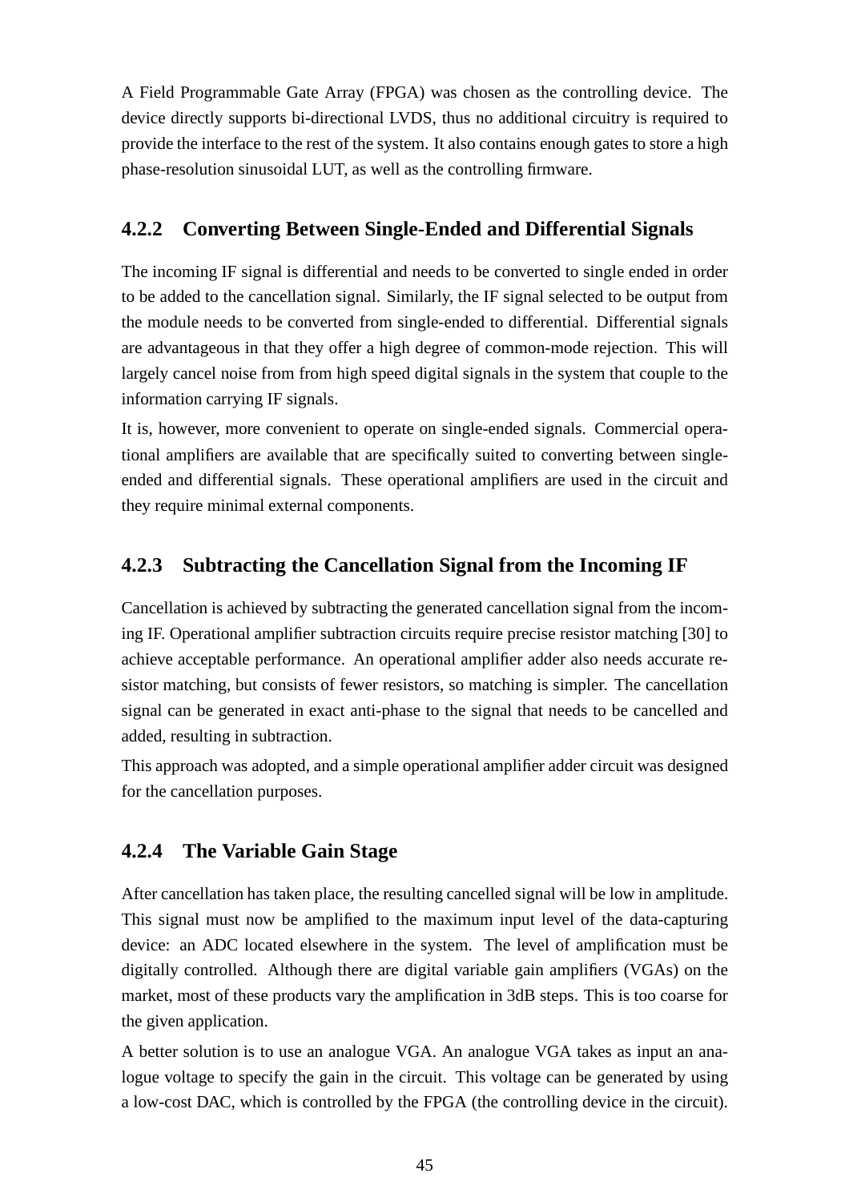A Field Programmable Gate Array (FPGA) was chosen as the controlling device. The device directly supports bi-directional LVDS, thus no additional circuitry is required to provide the interface to the rest of the system. It also contains enough gates to store a high phase-resolution sinusoidal LUT, as well as the controlling firmware.

### 4.2.2 Converting Between Single-Ended and Differential Signals

The incoming IF signal is differential and needs to be converted to single ended in order to be added to the cancellation signal. Similarly, the IF signal selected to be output from the module needs to be converted from single-ended to differential. Differential signals are advantageous in that they offer a high degree of common-mode rejection. This will largely cancel noise from from high speed digital signals in the system that couple to the information carrying IF signals.

It is, however, more convenient to operate on single-ended signals. Commercial operational amplifiers are available that are specifically suited to converting between single-ended and differential signals. These operational amplifiers are used in the circuit and they require minimal external components.

### 4.2.3 Subtracting the Cancellation Signal from the Incoming IF

Cancellation is achieved by subtracting the generated cancellation signal from the incoming IF. Operational amplifier subtraction circuits require precise resistor matching [30] to achieve acceptable performance. An operational amplifier adder also needs accurate resistor matching, but consists of fewer resistors, so matching is simpler. The cancellation signal can be generated in exact anti-phase to the signal that needs to be cancelled and added, resulting in subtraction.

This approach was adopted, and a simple operational amplifier adder circuit was designed for the cancellation purposes.

### 4.2.4 The Variable Gain Stage

After cancellation has taken place, the resulting cancelled signal will be low in amplitude. This signal must now be amplified to the maximum input level of the data-capturing device: an ADC located elsewhere in the system. The level of amplification must be digitally controlled. Although there are digital variable gain amplifiers (VGAs) on the market, most of these products vary the amplification in 3dB steps. This is too coarse for the given application.

A better solution is to use an analogue VGA. An analogue VGA takes as input an analogue voltage to specify the gain in the circuit. This voltage can be generated by using a low-cost DAC, which is controlled by the FPGA (the controlling device in the circuit).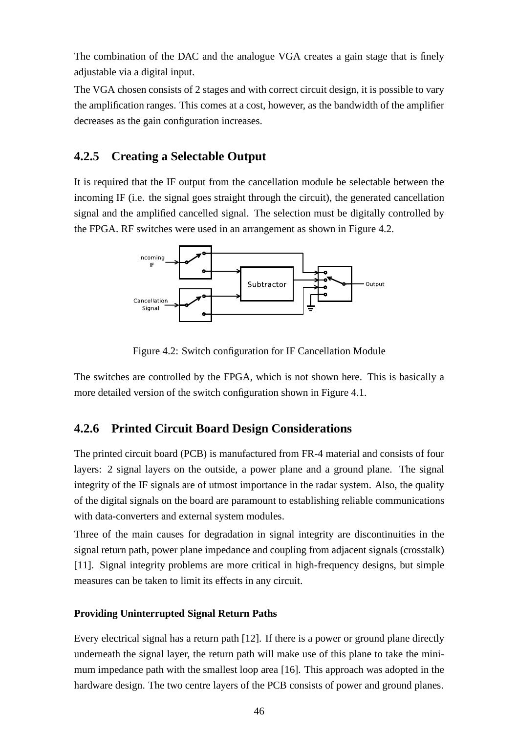The combination of the DAC and the analogue VGA creates a gain stage that is finely adjustable via a digital input.

The VGA chosen consists of 2 stages and with correct circuit design, it is possible to vary the amplification ranges. This comes at a cost, however, as the bandwidth of the amplifier decreases as the gain configuration increases.

### 4.2.5 Creating a Selectable Output

It is required that the IF output from the cancellation module be selectable between the incoming IF (i.e. the signal goes straight through the circuit), the generated cancellation signal and the amplified cancelled signal. The selection must be digitally controlled by the FPGA. RF switches were used in an arrangement as shown in Figure 4.2.

Figure 4.2: Switch configuration for IF Cancellation Module

The switches are controlled by the FPGA, which is not shown here. This is basically a more detailed version of the switch configuration shown in Figure 4.1.

### 4.2.6 Printed Circuit Board Design Considerations

The printed circuit board (PCB) is manufactured from FR-4 material and consists of four layers: 2 signal layers on the outside, a power plane and a ground plane. The signal integrity of the IF signals are of utmost importance in the radar system. Also, the quality of the digital signals on the board are paramount to establishing reliable communications with data-converters and external system modules.

Three of the main causes for degradation in signal integrity are discontinuities in the signal return path, power plane impedance and coupling from adjacent signals (crosstalk) [11]. Signal integrity problems are more critical in high-frequency designs, but simple measures can be taken to limit its effects in any circuit.

#### Providing Uninterrupted Signal Return Paths

Every electrical signal has a return path [12]. If there is a power or ground plane directly underneath the signal layer, the return path will make use of this plane to take the minimum impedance path with the smallest loop area [16]. This approach was adopted in the hardware design. The two centre layers of the PCB consists of power and ground planes.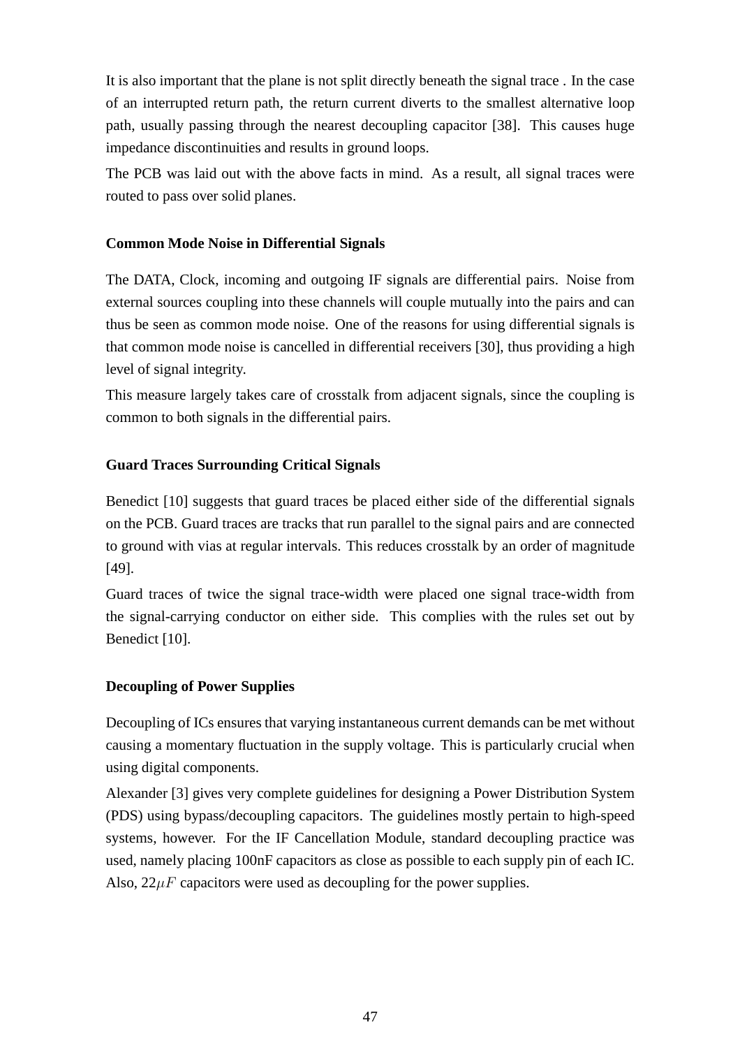It is also important that the plane is not split directly beneath the signal trace . In the case of an interrupted return path, the return current diverts to the smallest alternative loop path, usually passing through the nearest decoupling capacitor [38]. This causes huge impedance discontinuities and results in ground loops.

The PCB was laid out with the above facts in mind. As a result, all signal traces were routed to pass over solid planes.

#### Common Mode Noise in Differential Signals

The DATA, Clock, incoming and outgoing IF signals are differential pairs. Noise from external sources coupling into these channels will couple mutually into the pairs and can thus be seen as common mode noise. One of the reasons for using differential signals is that common mode noise is cancelled in differential receivers [30], thus providing a high level of signal integrity.

This measure largely takes care of crosstalk from adjacent signals, since the coupling is common to both signals in the differential pairs.

#### Guard Traces Surrounding Critical Signals

Benedict [10] suggests that guard traces be placed either side of the differential signals on the PCB. Guard traces are tracks that run parallel to the signal pairs and are connected to ground with vias at regular intervals. This reduces crosstalk by an order of magnitude [49].

Guard traces of twice the signal trace-width were placed one signal trace-width from the signal-carrying conductor on either side. This complies with the rules set out by Benedict [10].

#### Decoupling of Power Supplies

Decoupling of ICs ensures that varying instantaneous current demands can be met without causing a momentary fluctuation in the supply voltage. This is particularly crucial when using digital components.

Alexander [3] gives very complete guidelines for designing a Power Distribution System (PDS) using bypass/decoupling capacitors. The guidelines mostly pertain to high-speed systems, however. For the IF Cancellation Module, standard decoupling practice was used, namely placing 100nF capacitors as close as possible to each supply pin of each IC. Also, $22\mu F$ capacitors were used as decoupling for the power supplies.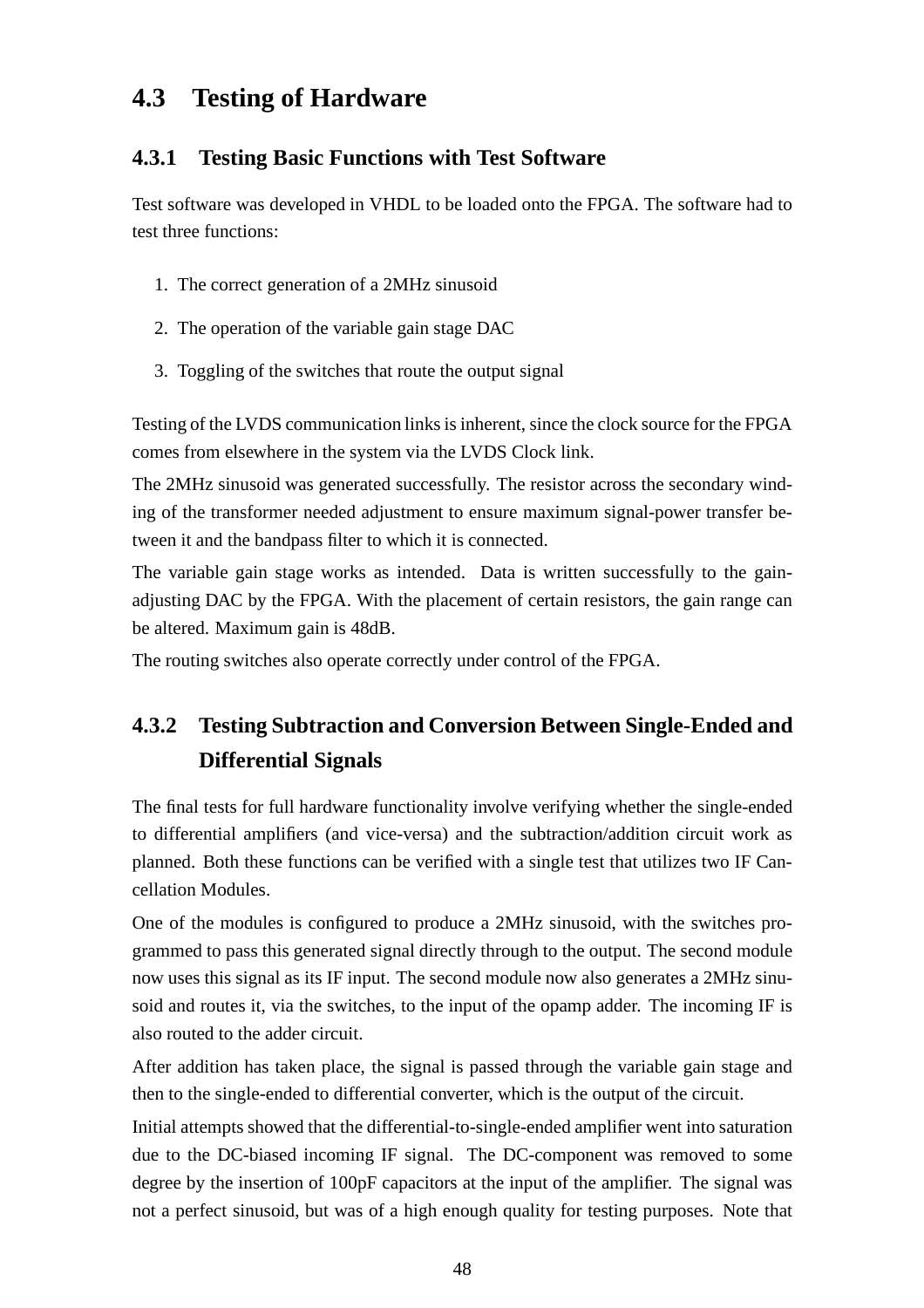## 4.3 Testing of Hardware

### 4.3.1 Testing Basic Functions with Test Software

Test software was developed in VHDL to be loaded onto the FPGA. The software had to test three functions:

1. The correct generation of a 2MHz sinusoid
2. The operation of the variable gain stage DAC
3. Toggling of the switches that route the output signal

Testing of the LVDS communication links is inherent, since the clock source for the FPGA comes from elsewhere in the system via the LVDS Clock link.

The 2MHz sinusoid was generated successfully. The resistor across the secondary winding of the transformer needed adjustment to ensure maximum signal-power transfer between it and the bandpass filter to which it is connected.

The variable gain stage works as intended. Data is written successfully to the gain-adjusting DAC by the FPGA. With the placement of certain resistors, the gain range can be altered. Maximum gain is 48dB.

The routing switches also operate correctly under control of the FPGA.

### 4.3.2 Testing Subtraction and Conversion Between Single-Ended and Differential Signals

The final tests for full hardware functionality involve verifying whether the single-ended to differential amplifiers (and vice-versa) and the subtraction/addition circuit work as planned. Both these functions can be verified with a single test that utilizes two IF Cancellation Modules.

One of the modules is configured to produce a 2MHz sinusoid, with the switches programmed to pass this generated signal directly through to the output. The second module now uses this signal as its IF input. The second module now also generates a 2MHz sinusoid and routes it, via the switches, to the input of the opamp adder. The incoming IF is also routed to the adder circuit.

After addition has taken place, the signal is passed through the variable gain stage and then to the single-ended to differential converter, which is the output of the circuit.

Initial attempts showed that the differential-to-single-ended amplifier went into saturation due to the DC-biased incoming IF signal. The DC-component was removed to some degree by the insertion of 100pF capacitors at the input of the amplifier. The signal was not a perfect sinusoid, but was of a high enough quality for testing purposes. Note that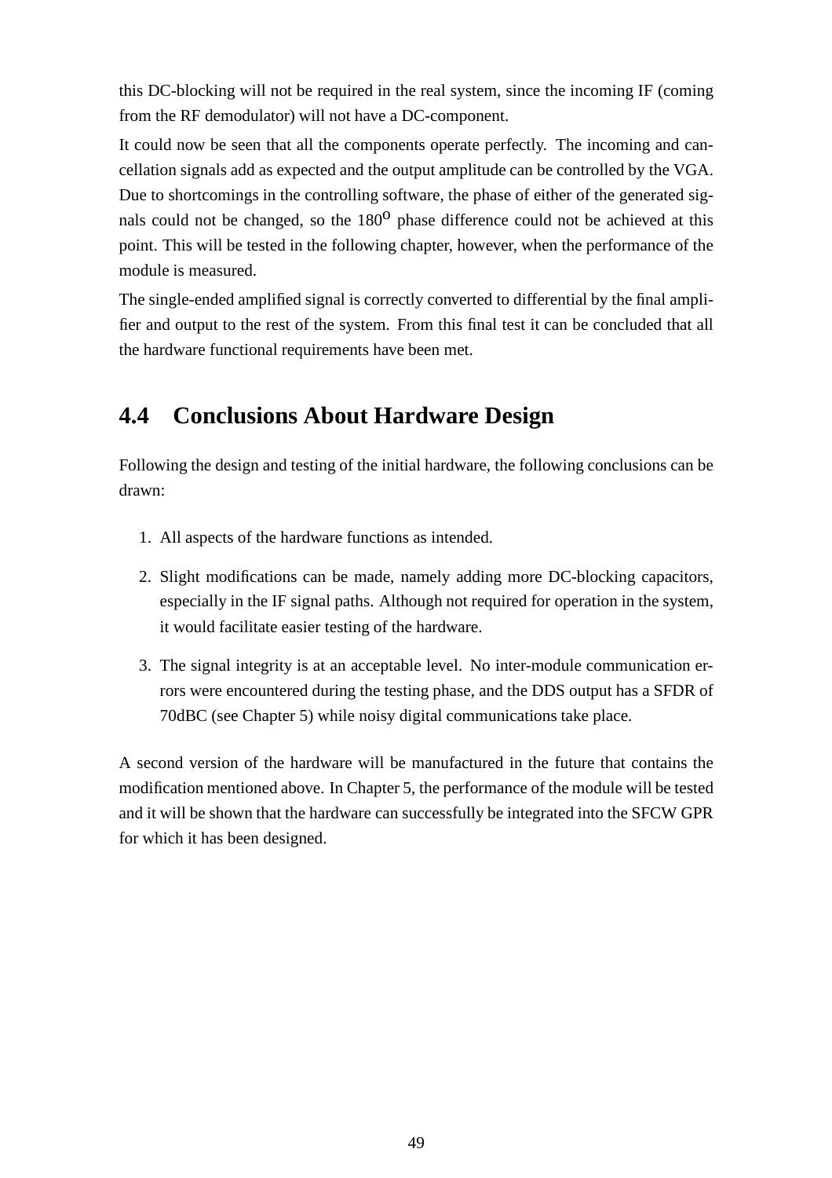this DC-blocking will not be required in the real system, since the incoming IF (coming from the RF demodulator) will not have a DC-component.

It could now be seen that all the components operate perfectly. The incoming and cancellation signals add as expected and the output amplitude can be controlled by the VGA. Due to shortcomings in the controlling software, the phase of either of the generated signals could not be changed, so the $180^{o}$ phase difference could not be achieved at this point. This will be tested in the following chapter, however, when the performance of the module is measured.

The single-ended amplified signal is correctly converted to differential by the final amplifier and output to the rest of the system. From this final test it can be concluded that all the hardware functional requirements have been met.

## 4.4 Conclusions About Hardware Design

Following the design and testing of the initial hardware, the following conclusions can be drawn:

1. All aspects of the hardware functions as intended.
2. Slight modifications can be made, namely adding more DC-blocking capacitors, especially in the IF signal paths. Although not required for operation in the system, it would facilitate easier testing of the hardware.
3. The signal integrity is at an acceptable level. No inter-module communication errors were encountered during the testing phase, and the DDS output has a SFDR of 70dBC (see Chapter 5) while noisy digital communications take place.

A second version of the hardware will be manufactured in the future that contains the modification mentioned above. In Chapter 5, the performance of the module will be tested and it will be shown that the hardware can successfully be integrated into the SFCW GPR for which it has been designed.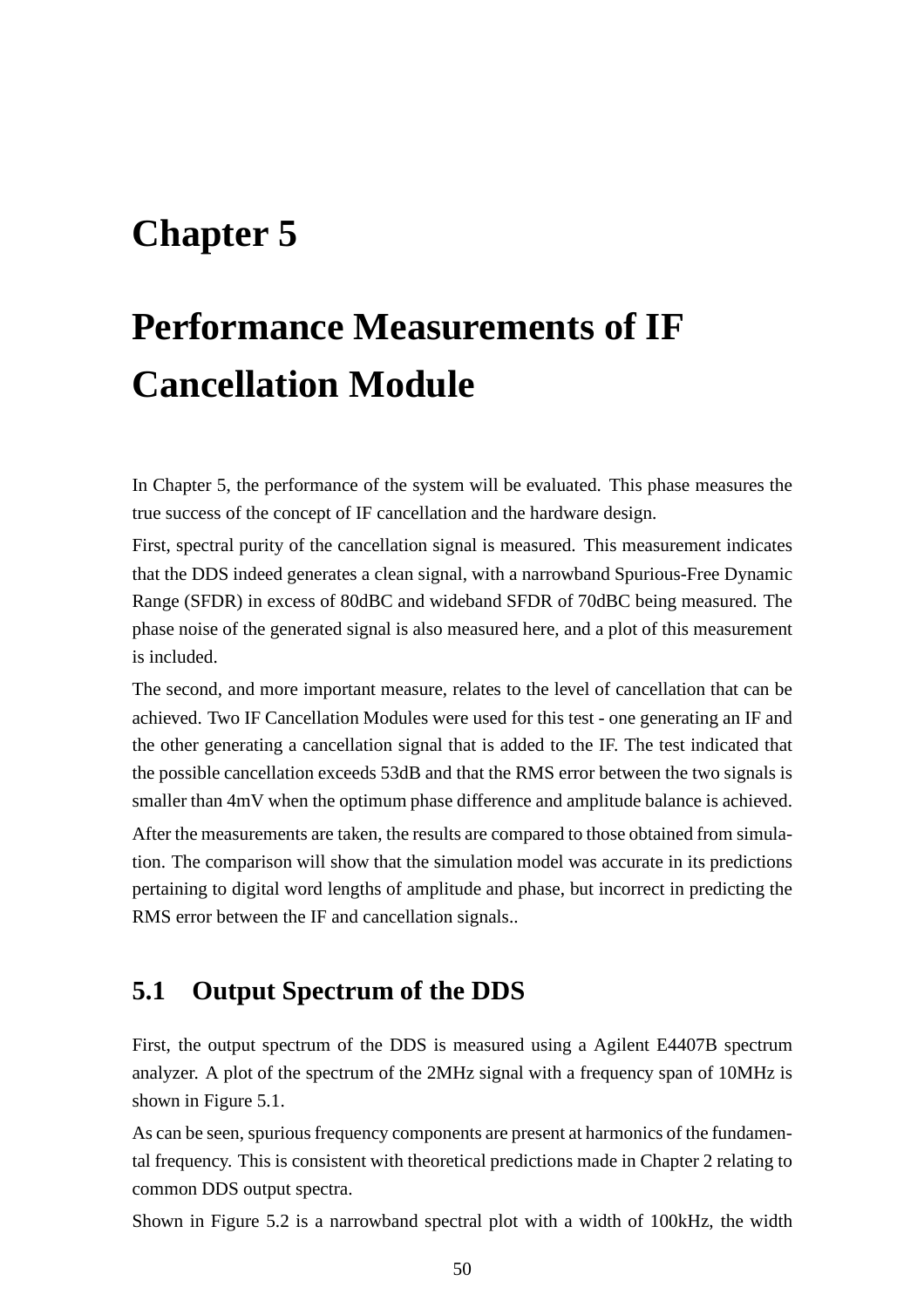# Chapter 5

# Performance Measurements of IF Cancellation Module

In Chapter 5, the performance of the system will be evaluated. This phase measures the true success of the concept of IF cancellation and the hardware design.

First, spectral purity of the cancellation signal is measured. This measurement indicates that the DDS indeed generates a clean signal, with a narrowband Spurious-Free Dynamic Range (SFDR) in excess of 80dBC and wideband SFDR of 70dBC being measured. The phase noise of the generated signal is also measured here, and a plot of this measurement is included.

The second, and more important measure, relates to the level of cancellation that can be achieved. Two IF Cancellation Modules were used for this test - one generating an IF and the other generating a cancellation signal that is added to the IF. The test indicated that the possible cancellation exceeds 53dB and that the RMS error between the two signals is smaller than 4mV when the optimum phase difference and amplitude balance is achieved.

After the measurements are taken, the results are compared to those obtained from simulation. The comparison will show that the simulation model was accurate in its predictions pertaining to digital word lengths of amplitude and phase, but incorrect in predicting the RMS error between the IF and cancellation signals..

## 5.1 Output Spectrum of the DDS

First, the output spectrum of the DDS is measured using a Agilent E4407B spectrum analyzer. A plot of the spectrum of the 2MHz signal with a frequency span of 10MHz is shown in Figure 5.1.

As can be seen, spurious frequency components are present at harmonics of the fundamental frequency. This is consistent with theoretical predictions made in Chapter 2 relating to common DDS output spectra.

Shown in Figure 5.2 is a narrowband spectral plot with a width of 100kHz, the width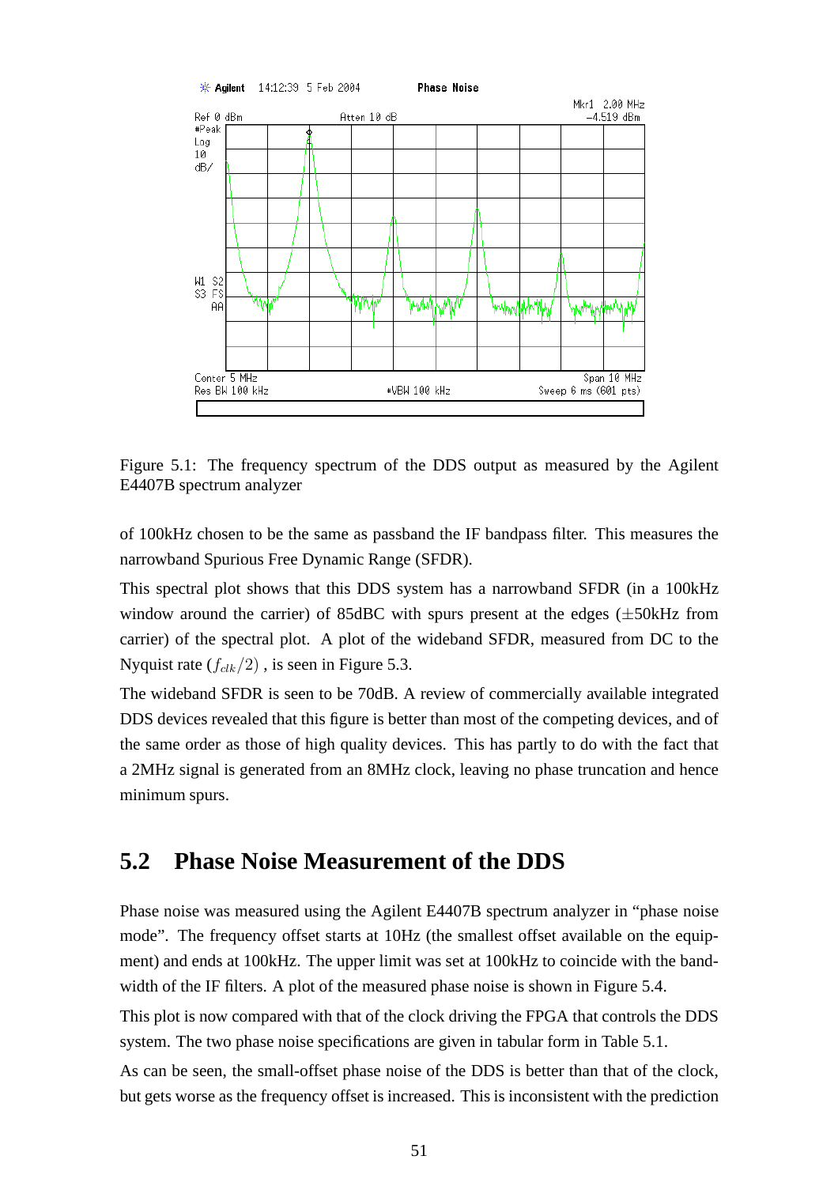Figure 5.1: The frequency spectrum of the DDS output as measured by the Agilent E4407B spectrum analyzer

of 100kHz chosen to be the same as passband the IF bandpass filter. This measures the narrowband Spurious Free Dynamic Range (SFDR).

This spectral plot shows that this DDS system has a narrowband SFDR (in a 100kHz window around the carrier) of 85dBC with spurs present at the edges (±50kHz from carrier) of the spectral plot. A plot of the wideband SFDR, measured from DC to the Nyquist rate ($f_{clk}/2$) , is seen in Figure 5.3.

The wideband SFDR is seen to be 70dB. A review of commercially available integrated DDS devices revealed that this figure is better than most of the competing devices, and of the same order as those of high quality devices. This has partly to do with the fact that a 2MHz signal is generated from an 8MHz clock, leaving no phase truncation and hence minimum spurs.

## 5.2 Phase Noise Measurement of the DDS

Phase noise was measured using the Agilent E4407B spectrum analyzer in "phase noise mode". The frequency offset starts at 10Hz (the smallest offset available on the equipment) and ends at 100kHz. The upper limit was set at 100kHz to coincide with the bandwidth of the IF filters. A plot of the measured phase noise is shown in Figure 5.4.

This plot is now compared with that of the clock driving the FPGA that controls the DDS system. The two phase noise specifications are given in tabular form in Table 5.1.

As can be seen, the small-offset phase noise of the DDS is better than that of the clock, but gets worse as the frequency offset is increased. This is inconsistent with the prediction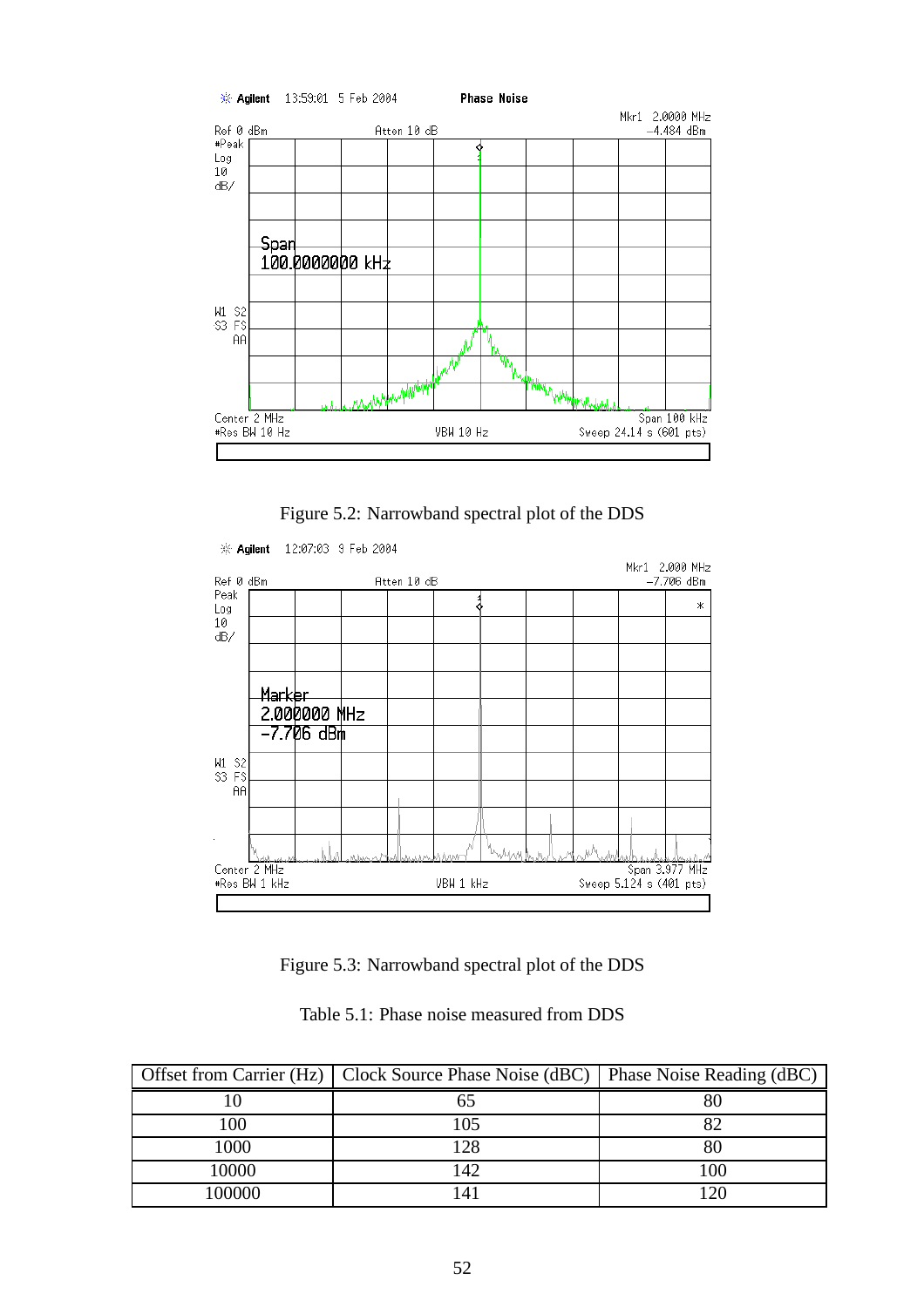Figure 5.2: Narrowband spectral plot of the DDS

Figure 5.3: Narrowband spectral plot of the DDS

Table 5.1: Phase noise measured from DDS

| Offset from Carrier (Hz) | Clock Source Phase Noise (dBC) | Phase Noise Reading (dBC) |
|---|---|---|
| 10 | 65 | 80 |
| 100 | 105 | 82 |
| 1000 | 128 | 80 |
| 10000 | 142 | 100 |
| 100000 | 141 | 120 |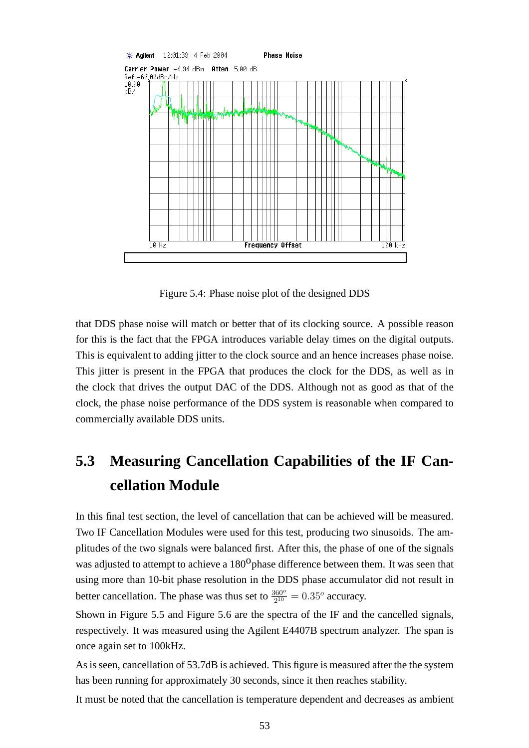Figure 5.4: Phase noise plot of the designed DDS

that DDS phase noise will match or better that of its clocking source. A possible reason for this is the fact that the FPGA introduces variable delay times on the digital outputs. This is equivalent to adding jitter to the clock source and an hence increases phase noise. This jitter is present in the FPGA that produces the clock for the DDS, as well as in the clock that drives the output DAC of the DDS. Although not as good as that of the clock, the phase noise performance of the DDS system is reasonable when compared to commercially available DDS units.

## 5.3 Measuring Cancellation Capabilities of the IF Cancellation Module

In this final test section, the level of cancellation that can be achieved will be measured. Two IF Cancellation Modules were used for this test, producing two sinusoids. The amplitudes of the two signals were balanced first. After this, the phase of one of the signals was adjusted to attempt to achieve a 180$^{o}$phase difference between them. It was seen that using more than 10-bit phase resolution in the DDS phase accumulator did not result in better cancellation. The phase was thus set to $\frac{360^o}{2^{10}} = 0.35^o$ accuracy.

Shown in Figure 5.5 and Figure 5.6 are the spectra of the IF and the cancelled signals, respectively. It was measured using the Agilent E4407B spectrum analyzer. The span is once again set to 100kHz.

As is seen, cancellation of 53.7dB is achieved. This figure is measured after the the system has been running for approximately 30 seconds, since it then reaches stability.

It must be noted that the cancellation is temperature dependent and decreases as ambient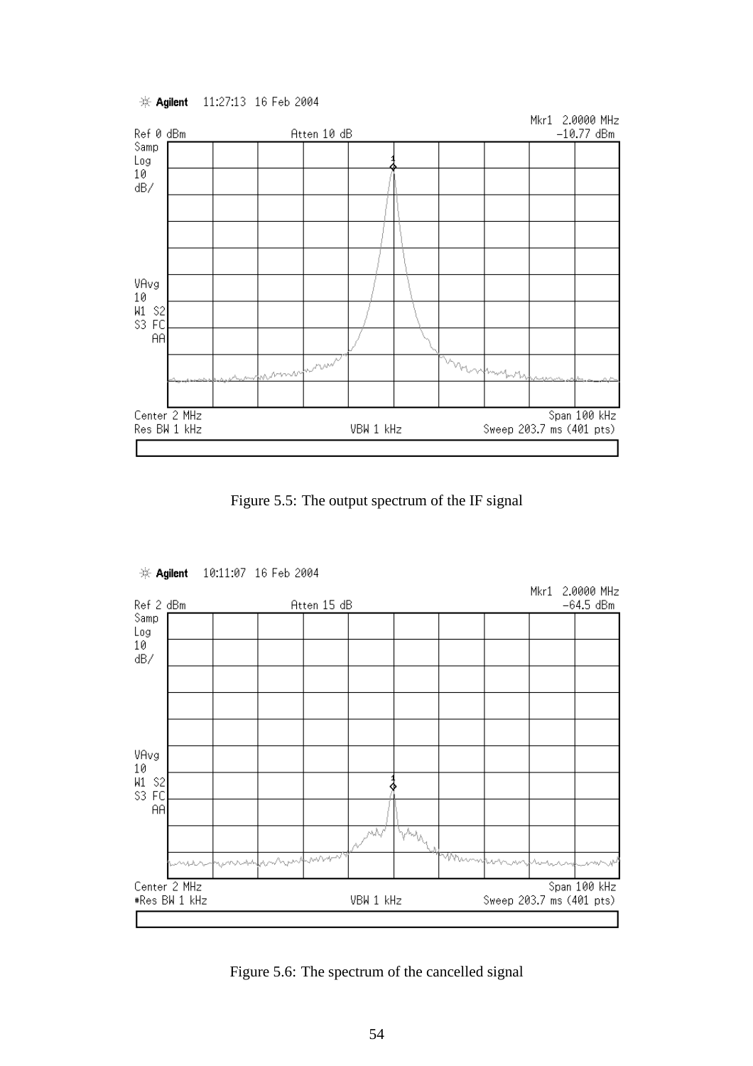Figure 5.5: The output spectrum of the IF signal

Figure 5.6: The spectrum of the cancelled signal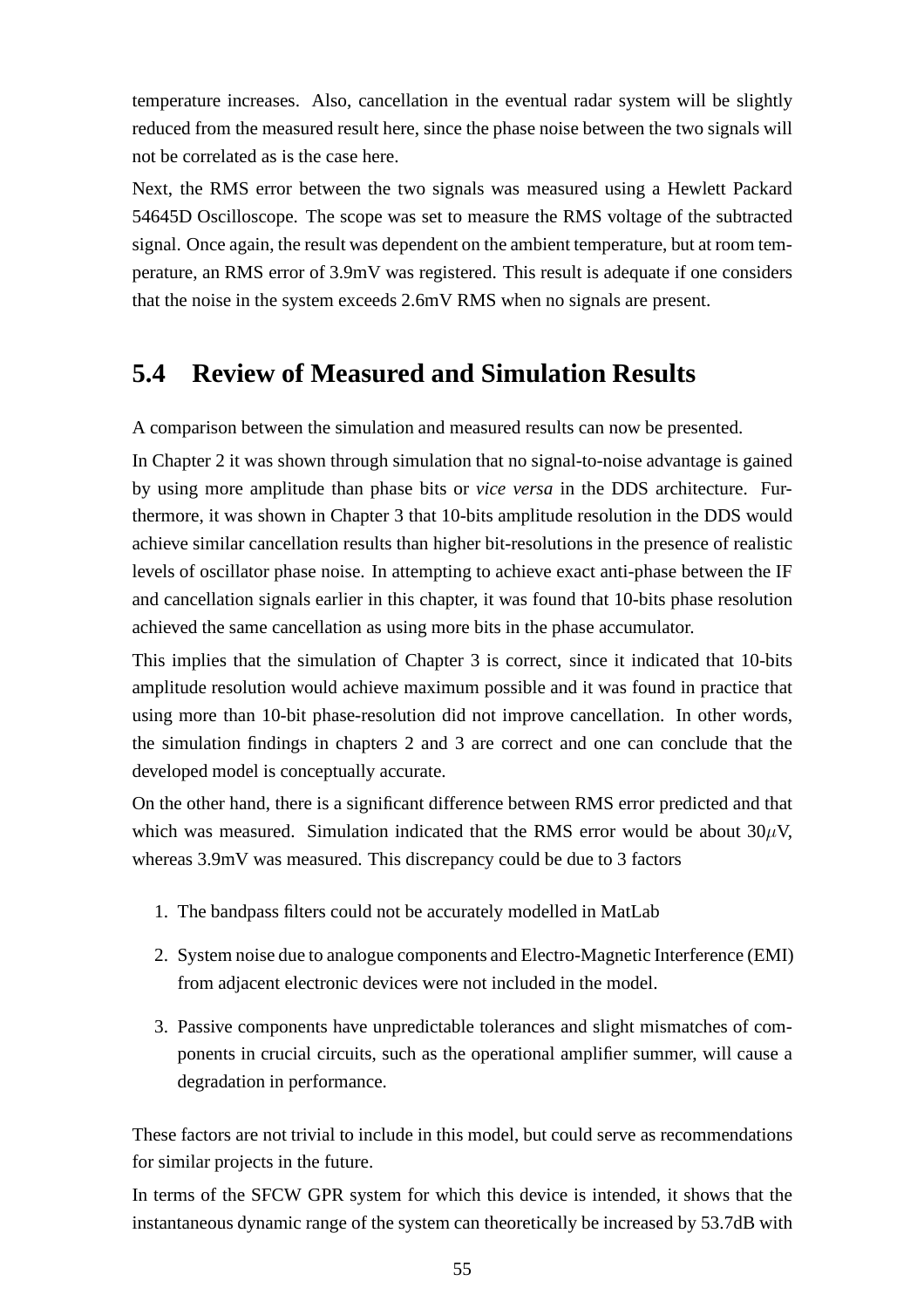temperature increases. Also, cancellation in the eventual radar system will be slightly reduced from the measured result here, since the phase noise between the two signals will not be correlated as is the case here.

Next, the RMS error between the two signals was measured using a Hewlett Packard 54645D Oscilloscope. The scope was set to measure the RMS voltage of the subtracted signal. Once again, the result was dependent on the ambient temperature, but at room temperature, an RMS error of 3.9mV was registered. This result is adequate if one considers that the noise in the system exceeds 2.6mV RMS when no signals are present.

## 5.4 Review of Measured and Simulation Results

A comparison between the simulation and measured results can now be presented.

In Chapter 2 it was shown through simulation that no signal-to-noise advantage is gained by using more amplitude than phase bits or *vice versa* in the DDS architecture. Furthermore, it was shown in Chapter 3 that 10-bits amplitude resolution in the DDS would achieve similar cancellation results than higher bit-resolutions in the presence of realistic levels of oscillator phase noise. In attempting to achieve exact anti-phase between the IF and cancellation signals earlier in this chapter, it was found that 10-bits phase resolution achieved the same cancellation as using more bits in the phase accumulator.

This implies that the simulation of Chapter 3 is correct, since it indicated that 10-bits amplitude resolution would achieve maximum possible and it was found in practice that using more than 10-bit phase-resolution did not improve cancellation. In other words, the simulation findings in chapters 2 and 3 are correct and one can conclude that the developed model is conceptually accurate.

On the other hand, there is a significant difference between RMS error predicted and that which was measured. Simulation indicated that the RMS error would be about 30$\mu$V, whereas 3.9mV was measured. This discrepancy could be due to 3 factors

1. The bandpass filters could not be accurately modelled in MatLab
2. System noise due to analogue components and Electro-Magnetic Interference (EMI) from adjacent electronic devices were not included in the model.
3. Passive components have unpredictable tolerances and slight mismatches of components in crucial circuits, such as the operational amplifier summer, will cause a degradation in performance.

These factors are not trivial to include in this model, but could serve as recommendations for similar projects in the future.

In terms of the SFCW GPR system for which this device is intended, it shows that the instantaneous dynamic range of the system can theoretically be increased by 53.7dB with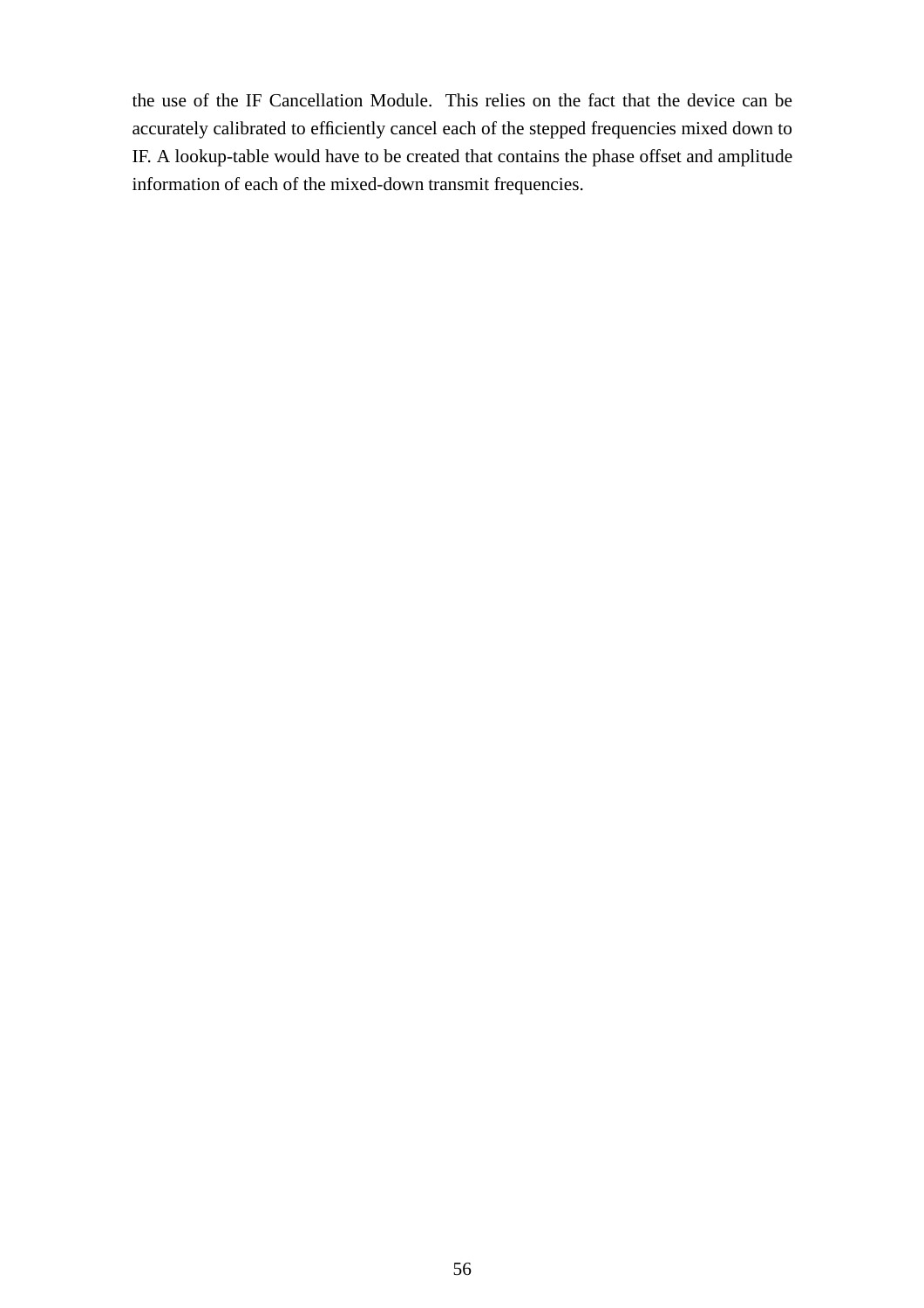the use of the IF Cancellation Module. This relies on the fact that the device can be accurately calibrated to efficiently cancel each of the stepped frequencies mixed down to IF. A lookup-table would have to be created that contains the phase offset and amplitude information of each of the mixed-down transmit frequencies.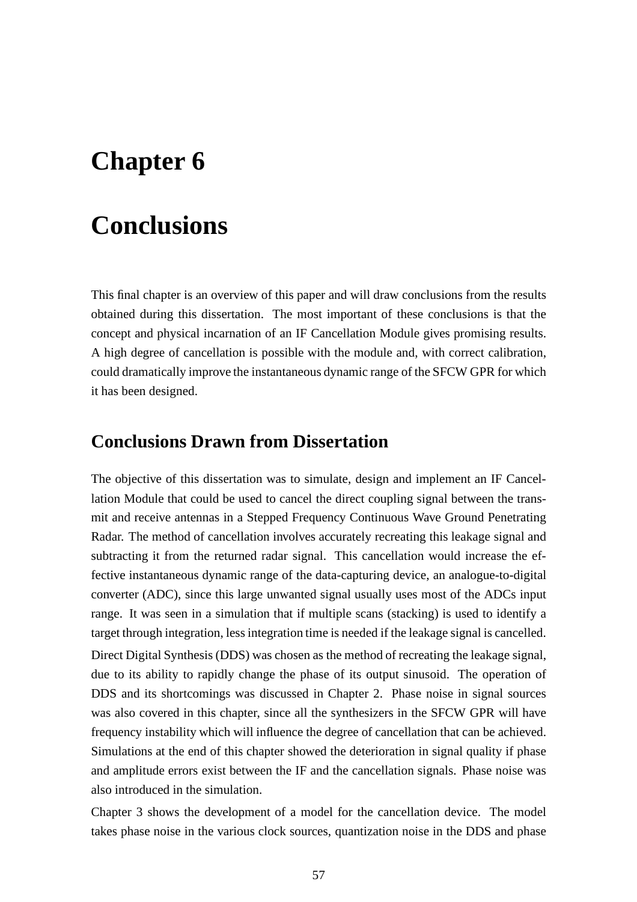# Chapter 6

# Conclusions

This final chapter is an overview of this paper and will draw conclusions from the results obtained during this dissertation. The most important of these conclusions is that the concept and physical incarnation of an IF Cancellation Module gives promising results. A high degree of cancellation is possible with the module and, with correct calibration, could dramatically improve the instantaneous dynamic range of the SFCW GPR for which it has been designed.

## Conclusions Drawn from Dissertation

The objective of this dissertation was to simulate, design and implement an IF Cancellation Module that could be used to cancel the direct coupling signal between the transmit and receive antennas in a Stepped Frequency Continuous Wave Ground Penetrating Radar. The method of cancellation involves accurately recreating this leakage signal and subtracting it from the returned radar signal. This cancellation would increase the effective instantaneous dynamic range of the data-capturing device, an analogue-to-digital converter (ADC), since this large unwanted signal usually uses most of the ADCs input range. It was seen in a simulation that if multiple scans (stacking) is used to identify a target through integration, less integration time is needed if the leakage signal is cancelled.

Direct Digital Synthesis (DDS) was chosen as the method of recreating the leakage signal, due to its ability to rapidly change the phase of its output sinusoid. The operation of DDS and its shortcomings was discussed in Chapter 2. Phase noise in signal sources was also covered in this chapter, since all the synthesizers in the SFCW GPR will have frequency instability which will influence the degree of cancellation that can be achieved. Simulations at the end of this chapter showed the deterioration in signal quality if phase and amplitude errors exist between the IF and the cancellation signals. Phase noise was also introduced in the simulation.

Chapter 3 shows the development of a model for the cancellation device. The model takes phase noise in the various clock sources, quantization noise in the DDS and phase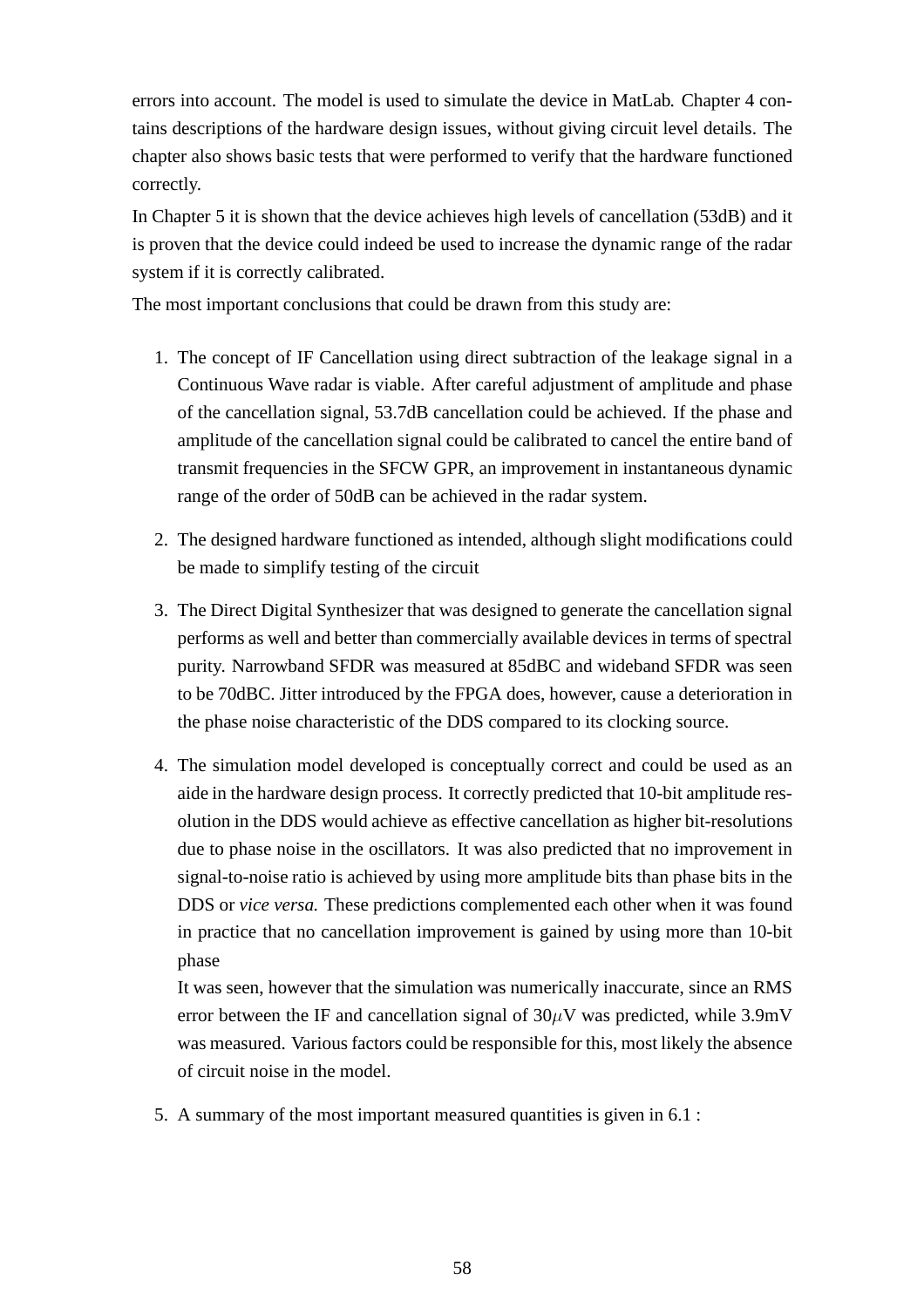errors into account. The model is used to simulate the device in MatLab. Chapter 4 contains descriptions of the hardware design issues, without giving circuit level details. The chapter also shows basic tests that were performed to verify that the hardware functioned correctly.

In Chapter 5 it is shown that the device achieves high levels of cancellation (53dB) and it is proven that the device could indeed be used to increase the dynamic range of the radar system if it is correctly calibrated.

The most important conclusions that could be drawn from this study are:

1. The concept of IF Cancellation using direct subtraction of the leakage signal in a Continuous Wave radar is viable. After careful adjustment of amplitude and phase of the cancellation signal, 53.7dB cancellation could be achieved. If the phase and amplitude of the cancellation signal could be calibrated to cancel the entire band of transmit frequencies in the SFCW GPR, an improvement in instantaneous dynamic range of the order of 50dB can be achieved in the radar system.

2. The designed hardware functioned as intended, although slight modifications could be made to simplify testing of the circuit

3. The Direct Digital Synthesizer that was designed to generate the cancellation signal performs as well and better than commercially available devices in terms of spectral purity. Narrowband SFDR was measured at 85dBC and wideband SFDR was seen to be 70dBC. Jitter introduced by the FPGA does, however, cause a deterioration in the phase noise characteristic of the DDS compared to its clocking source.

4. The simulation model developed is conceptually correct and could be used as an aide in the hardware design process. It correctly predicted that 10-bit amplitude resolution in the DDS would achieve as effective cancellation as higher bit-resolutions due to phase noise in the oscillators. It was also predicted that no improvement in signal-to-noise ratio is achieved by using more amplitude bits than phase bits in the DDS or *vice versa.* These predictions complemented each other when it was found in practice that no cancellation improvement is gained by using more than 10-bit phase

   It was seen, however that the simulation was numerically inaccurate, since an RMS error between the IF and cancellation signal of 30$\mu$V was predicted, while 3.9mV was measured. Various factors could be responsible for this, most likely the absence of circuit noise in the model.

5. A summary of the most important measured quantities is given in 6.1 :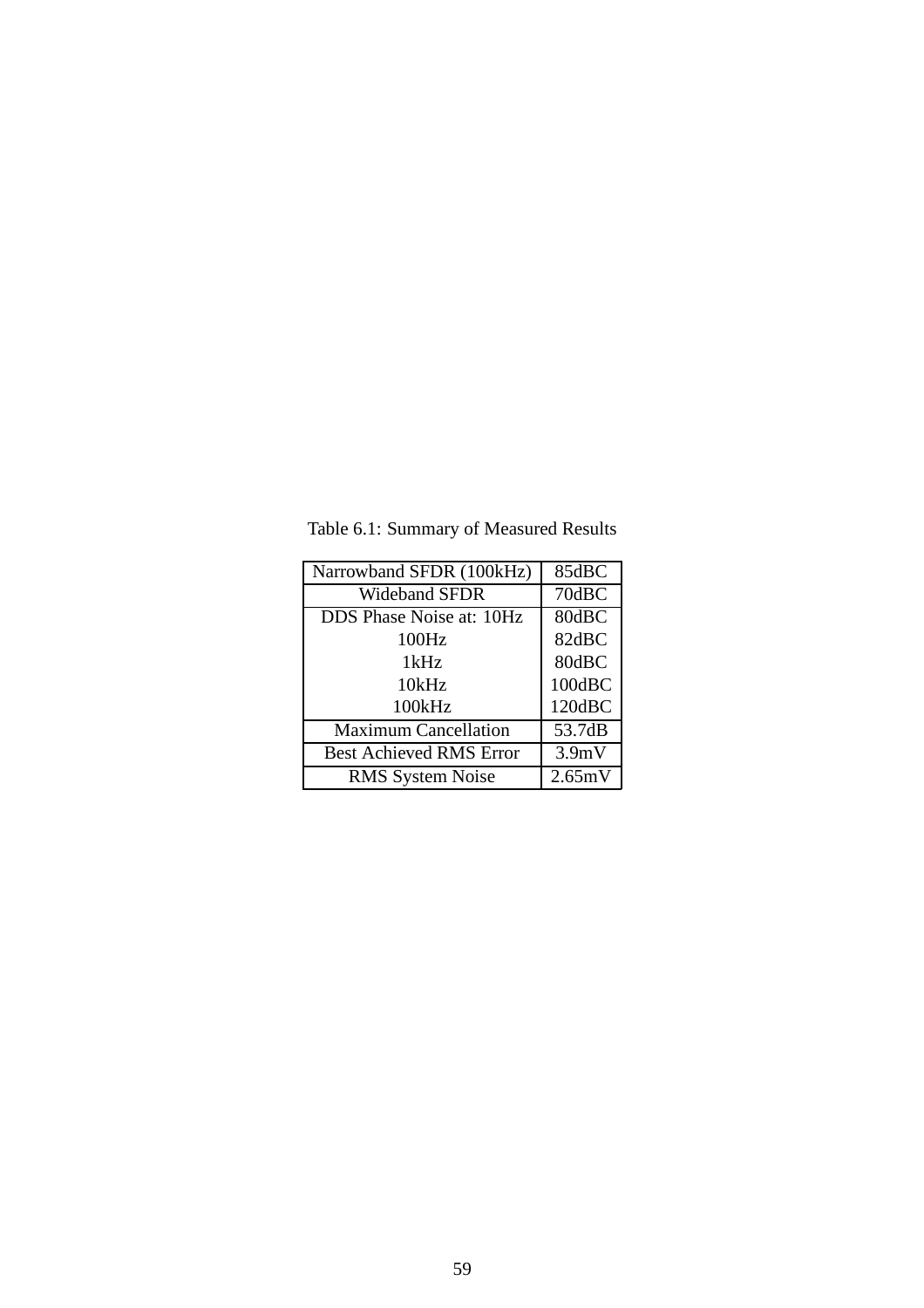Table 6.1: Summary of Measured Results

| | |
|---|---|
| Narrowband SFDR (100kHz) | 85dBC |
| Wideband SFDR | 70dBC |
| DDS Phase Noise at: 10Hz | 80dBC |
| 100Hz | 82dBC |
| 1kHz | 80dBC |
| 10kHz | 100dBC |
| 100kHz | 120dBC |
| Maximum Cancellation | 53.7dB |
| Best Achieved RMS Error | 3.9mV |
| RMS System Noise | 2.65mV |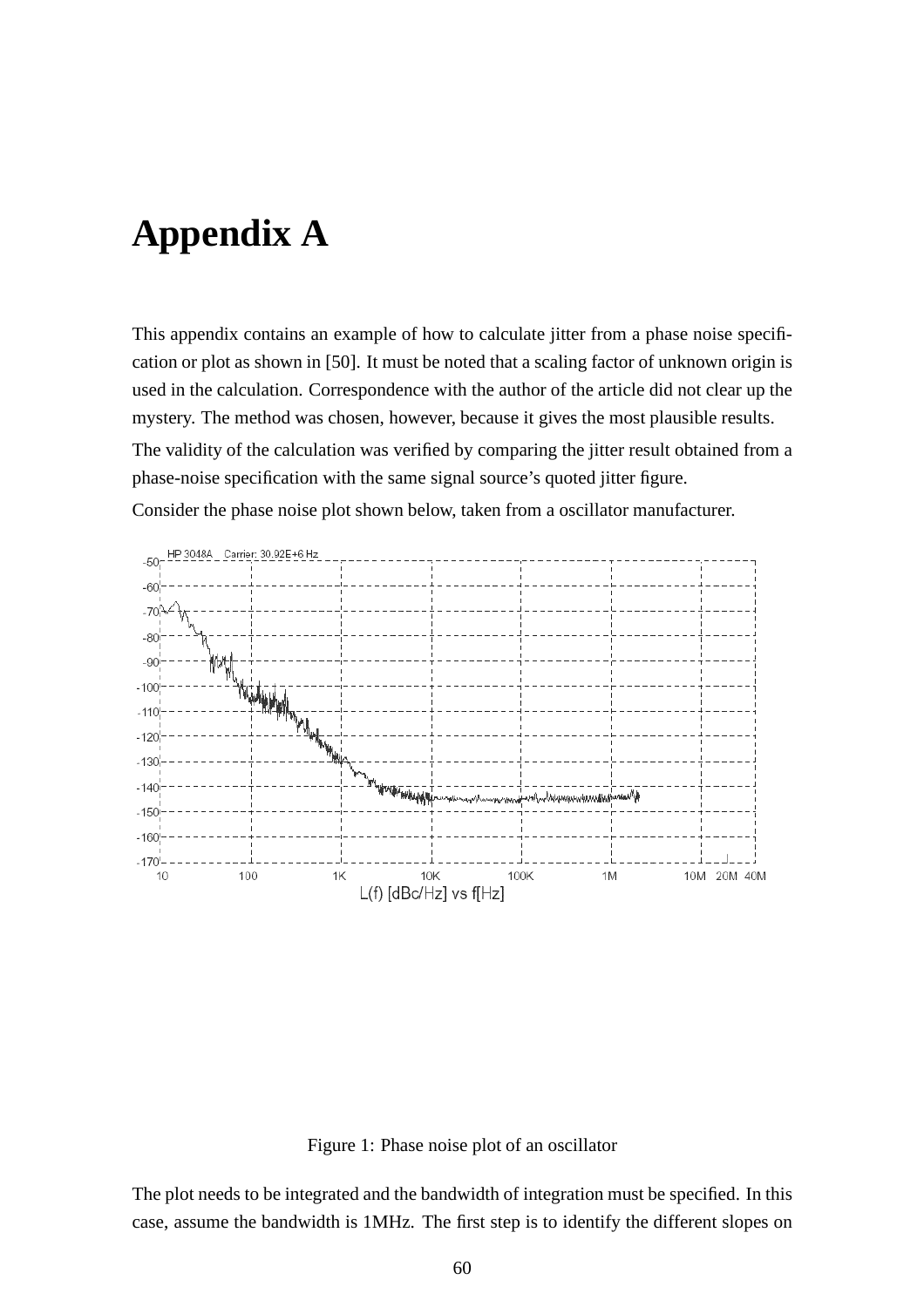# Appendix A

This appendix contains an example of how to calculate jitter from a phase noise specification or plot as shown in [50]. It must be noted that a scaling factor of unknown origin is used in the calculation. Correspondence with the author of the article did not clear up the mystery. The method was chosen, however, because it gives the most plausible results.

The validity of the calculation was verified by comparing the jitter result obtained from a phase-noise specification with the same signal source's quoted jitter figure.

Consider the phase noise plot shown below, taken from a oscillator manufacturer.

Figure 1: Phase noise plot of an oscillator

The plot needs to be integrated and the bandwidth of integration must be specified. In this case, assume the bandwidth is 1MHz. The first step is to identify the different slopes on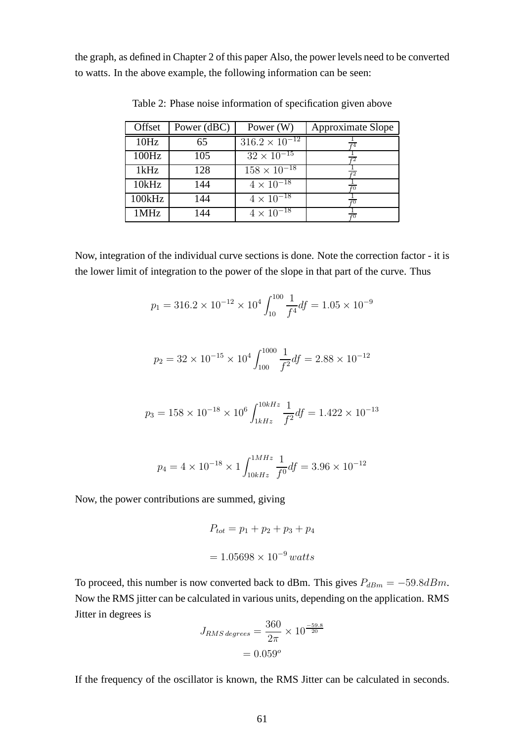the graph, as defined in Chapter 2 of this paper Also, the power levels need to be converted to watts. In the above example, the following information can be seen:

Table 2: Phase noise information of specification given above

| Offset | Power (dBC) | Power (W) | Approximate Slope |
|---|---|---|---|
| 10Hz | 65 | $316.2 \times 10^{-12}$ | $\frac{1}{f^4}$ |
| 100Hz | 105 | $32 \times 10^{-15}$ | $\frac{1}{f^2}$ |
| 1kHz | 128 | $158 \times 10^{-18}$ | $\frac{1}{f^2}$ |
| 10kHz | 144 | $4 \times 10^{-18}$ | $\frac{1}{f^0}$ |
| 100kHz | 144 | $4 \times 10^{-18}$ | $\frac{1}{f^0}$ |
| 1MHz | 144 | $4 \times 10^{-18}$ | $\frac{1}{f^0}$ |

Now, integration of the individual curve sections is done. Note the correction factor - it is the lower limit of integration to the power of the slope in that part of the curve. Thus

$$p_1 = 316.2 \times 10^{-12} \times 10^4 \int_{10}^{100} \frac{1}{f^4} df = 1.05 \times 10^{-9}$$

$$p_2 = 32 \times 10^{-15} \times 10^4 \int_{100}^{1000} \frac{1}{f^2} df = 2.88 \times 10^{-12}$$

$$p_3 = 158 \times 10^{-18} \times 10^6 \int_{1kHz}^{10kHz} \frac{1}{f^2} df = 1.422 \times 10^{-13}$$

$$p_4 = 4 \times 10^{-18} \times 1 \int_{10kHz}^{1MHz} \frac{1}{f^0} df = 3.96 \times 10^{-12}$$

Now, the power contributions are summed, giving

$$P_{tot} = p_1 + p_2 + p_3 + p_4$$

$$= 1.05698 \times 10^{-9} \, watts$$

To proceed, this number is now converted back to dBm. This gives $P_{dBm} = -59.8dBm$. Now the RMS jitter can be calculated in various units, depending on the application. RMS Jitter in degrees is

$$J_{RMS\,degrees} = \frac{360}{2\pi} \times 10^{\frac{-59.8}{20}}$$

$$= 0.059^o$$

If the frequency of the oscillator is known, the RMS Jitter can be calculated in seconds.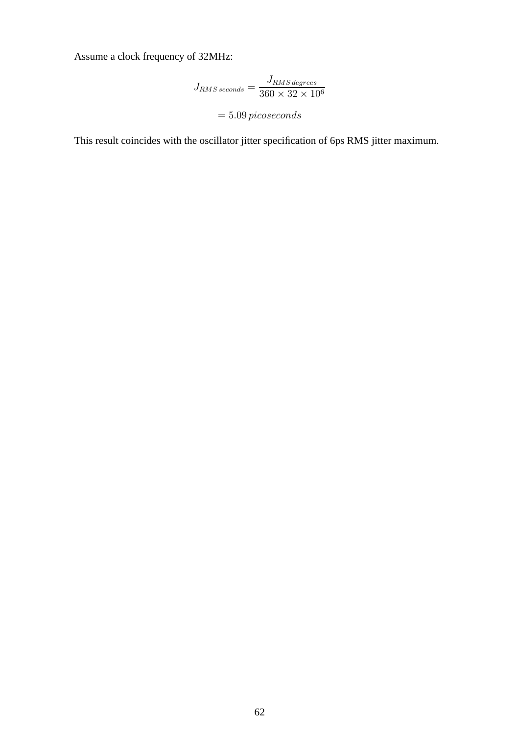Assume a clock frequency of 32MHz:

$$J_{RMS\,seconds} = \frac{J_{RMS\,degrees}}{360 \times 32 \times 10^6}$$

$$= 5.09\,picoseconds$$

This result coincides with the oscillator jitter specification of 6ps RMS jitter maximum.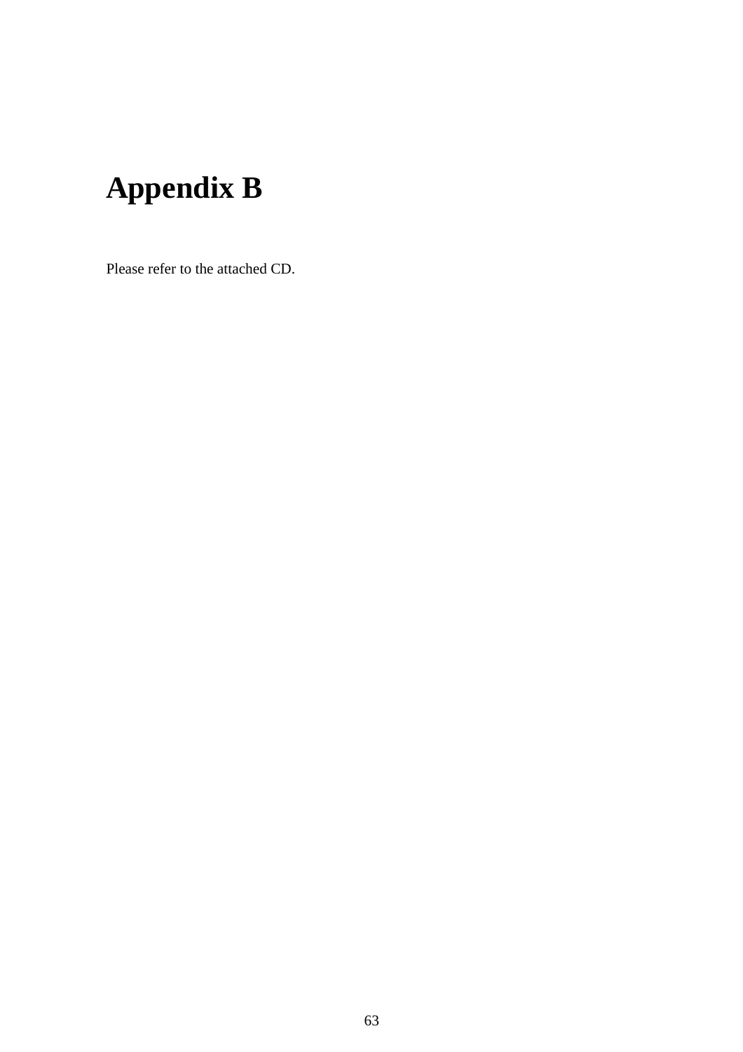# Appendix B

Please refer to the attached CD.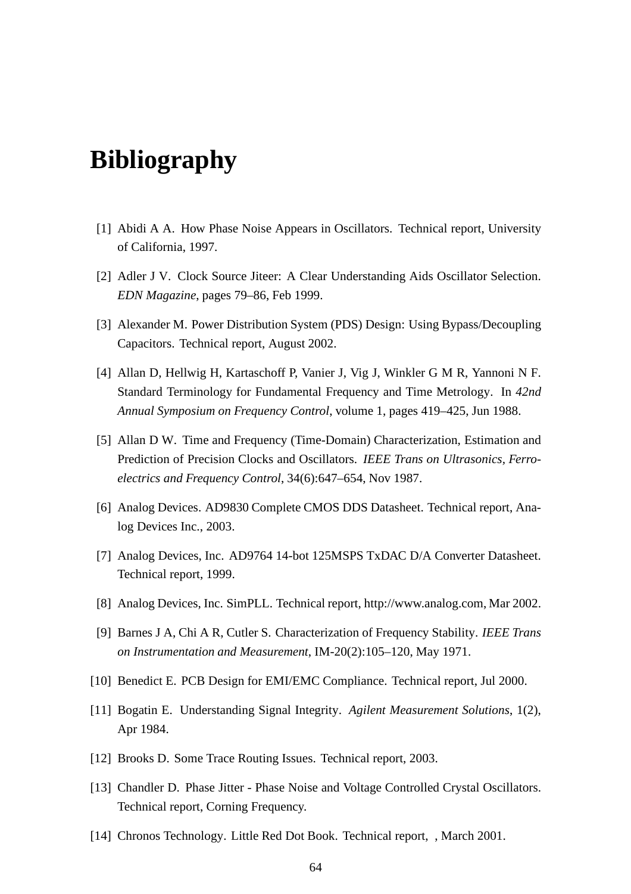# Bibliography

[1] Abidi A A. How Phase Noise Appears in Oscillators. Technical report, University of California, 1997.

[2] Adler J V. Clock Source Jiteer: A Clear Understanding Aids Oscillator Selection. *EDN Magazine*, pages 79–86, Feb 1999.

[3] Alexander M. Power Distribution System (PDS) Design: Using Bypass/Decoupling Capacitors. Technical report, August 2002.

[4] Allan D, Hellwig H, Kartaschoff P, Vanier J, Vig J, Winkler G M R, Yannoni N F. Standard Terminology for Fundamental Frequency and Time Metrology. In *42nd Annual Symposium on Frequency Control*, volume 1, pages 419–425, Jun 1988.

[5] Allan D W. Time and Frequency (Time-Domain) Characterization, Estimation and Prediction of Precision Clocks and Oscillators. *IEEE Trans on Ultrasonics, Ferroelectrics and Frequency Control*, 34(6):647–654, Nov 1987.

[6] Analog Devices. AD9830 Complete CMOS DDS Datasheet. Technical report, Analog Devices Inc., 2003.

[7] Analog Devices, Inc. AD9764 14-bot 125MSPS TxDAC D/A Converter Datasheet. Technical report, 1999.

[8] Analog Devices, Inc. SimPLL. Technical report, http://www.analog.com, Mar 2002.

[9] Barnes J A, Chi A R, Cutler S. Characterization of Frequency Stability. *IEEE Trans on Instrumentation and Measurement*, IM-20(2):105–120, May 1971.

[10] Benedict E. PCB Design for EMI/EMC Compliance. Technical report, Jul 2000.

[11] Bogatin E. Understanding Signal Integrity. *Agilent Measurement Solutions*, 1(2), Apr 1984.

[12] Brooks D. Some Trace Routing Issues. Technical report, 2003.

[13] Chandler D. Phase Jitter - Phase Noise and Voltage Controlled Crystal Oscillators. Technical report, Corning Frequency.

[14] Chronos Technology. Little Red Dot Book. Technical report, , March 2001.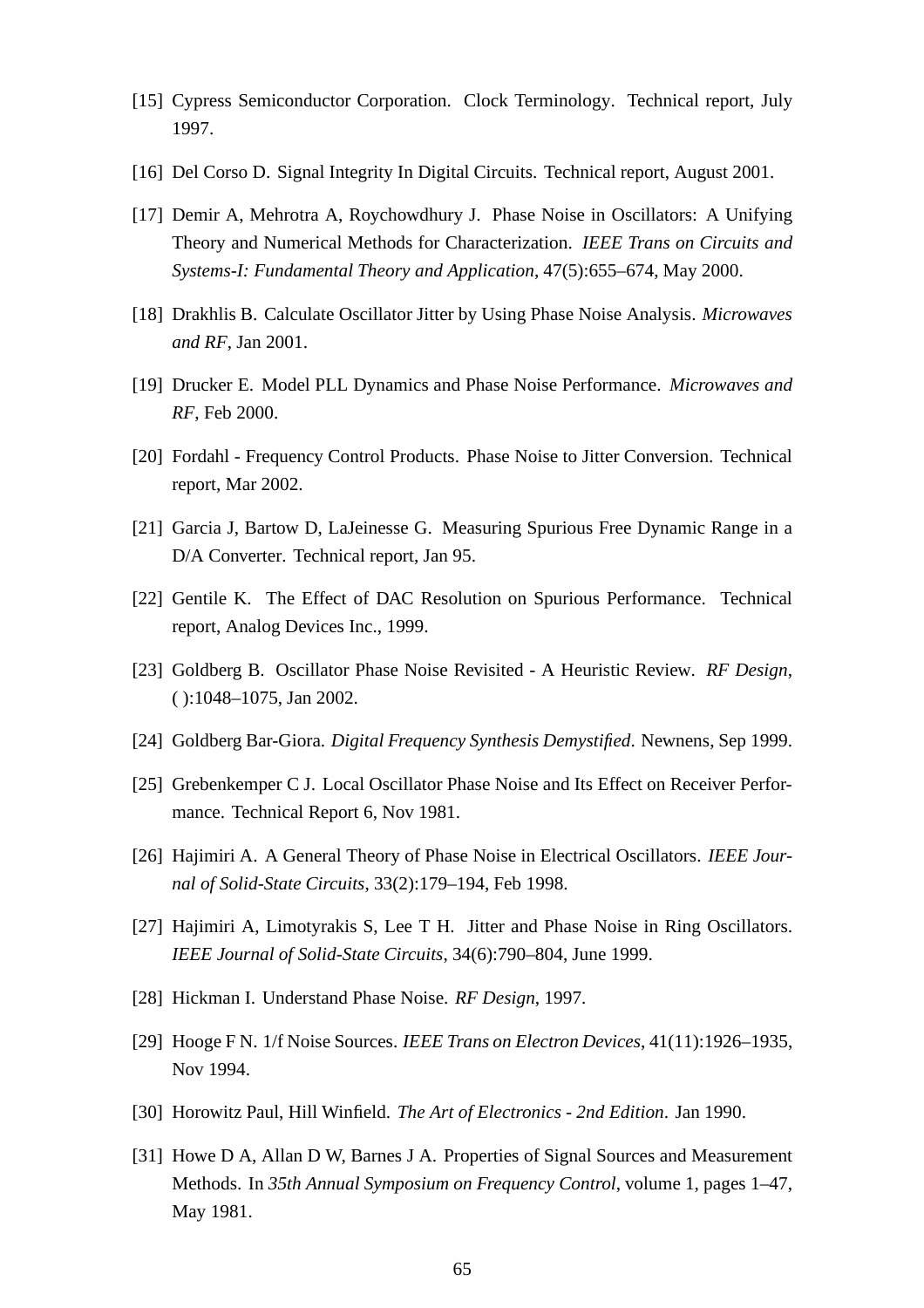[15] Cypress Semiconductor Corporation. Clock Terminology. Technical report, July 1997.

[16] Del Corso D. Signal Integrity In Digital Circuits. Technical report, August 2001.

[17] Demir A, Mehrotra A, Roychowdhury J. Phase Noise in Oscillators: A Unifying Theory and Numerical Methods for Characterization. *IEEE Trans on Circuits and Systems-I: Fundamental Theory and Application*, 47(5):655–674, May 2000.

[18] Drakhlis B. Calculate Oscillator Jitter by Using Phase Noise Analysis. *Microwaves and RF*, Jan 2001.

[19] Drucker E. Model PLL Dynamics and Phase Noise Performance. *Microwaves and RF*, Feb 2000.

[20] Fordahl - Frequency Control Products. Phase Noise to Jitter Conversion. Technical report, Mar 2002.

[21] Garcia J, Bartow D, LaJeinesse G. Measuring Spurious Free Dynamic Range in a D/A Converter. Technical report, Jan 95.

[22] Gentile K. The Effect of DAC Resolution on Spurious Performance. Technical report, Analog Devices Inc., 1999.

[23] Goldberg B. Oscillator Phase Noise Revisited - A Heuristic Review. *RF Design*, ( ):1048–1075, Jan 2002.

[24] Goldberg Bar-Giora. *Digital Frequency Synthesis Demystified*. Newnens, Sep 1999.

[25] Grebenkemper C J. Local Oscillator Phase Noise and Its Effect on Receiver Performance. Technical Report 6, Nov 1981.

[26] Hajimiri A. A General Theory of Phase Noise in Electrical Oscillators. *IEEE Journal of Solid-State Circuits*, 33(2):179–194, Feb 1998.

[27] Hajimiri A, Limotyrakis S, Lee T H. Jitter and Phase Noise in Ring Oscillators. *IEEE Journal of Solid-State Circuits*, 34(6):790–804, June 1999.

[28] Hickman I. Understand Phase Noise. *RF Design*, 1997.

[29] Hooge F N. 1/f Noise Sources. *IEEE Trans on Electron Devices*, 41(11):1926–1935, Nov 1994.

[30] Horowitz Paul, Hill Winfield. *The Art of Electronics - 2nd Edition*. Jan 1990.

[31] Howe D A, Allan D W, Barnes J A. Properties of Signal Sources and Measurement Methods. In *35th Annual Symposium on Frequency Control*, volume 1, pages 1–47, May 1981.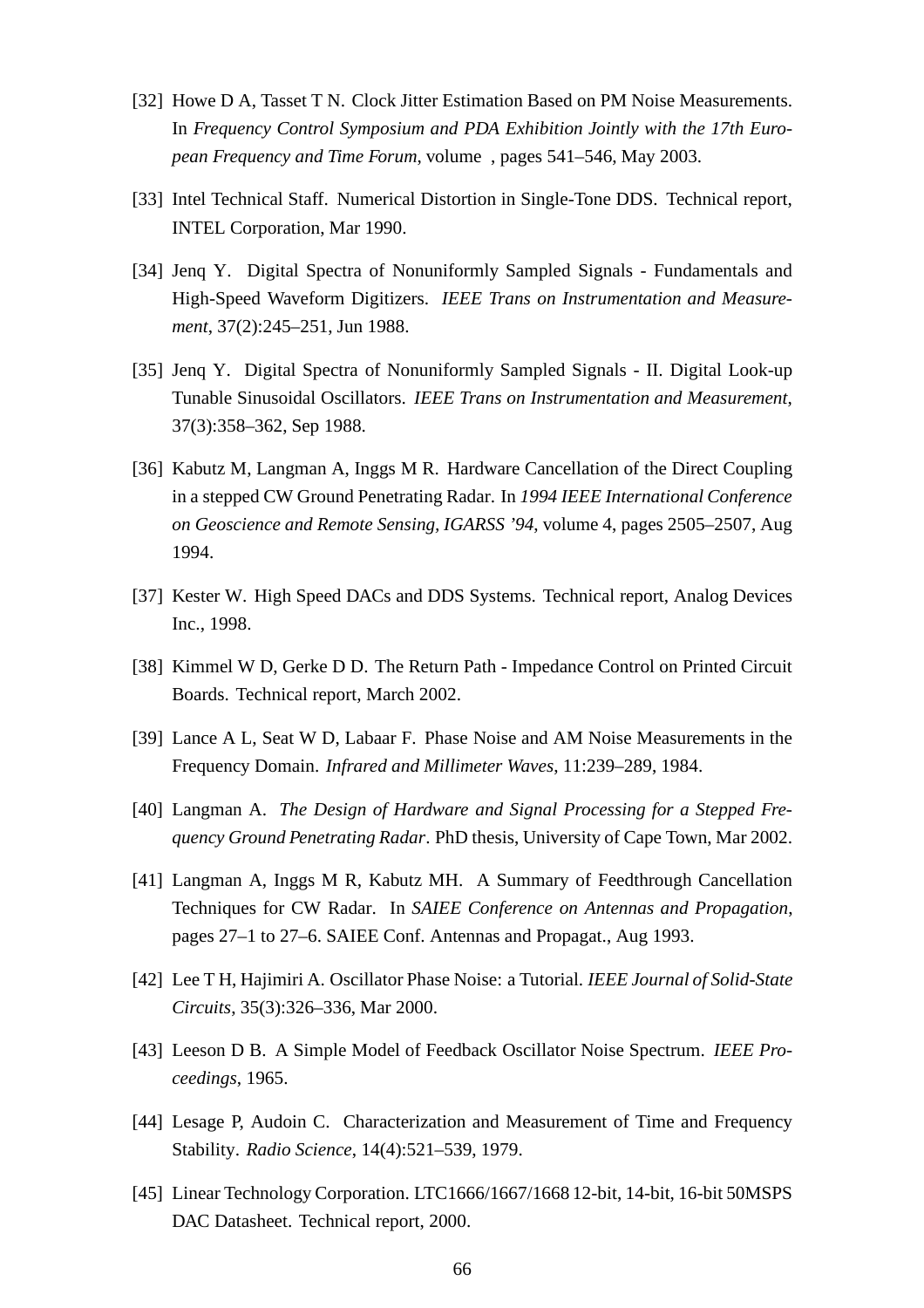[32] Howe D A, Tasset T N. Clock Jitter Estimation Based on PM Noise Measurements. In *Frequency Control Symposium and PDA Exhibition Jointly with the 17th European Frequency and Time Forum*, volume , pages 541–546, May 2003.

[33] Intel Technical Staff. Numerical Distortion in Single-Tone DDS. Technical report, INTEL Corporation, Mar 1990.

[34] Jenq Y. Digital Spectra of Nonuniformly Sampled Signals - Fundamentals and High-Speed Waveform Digitizers. *IEEE Trans on Instrumentation and Measurement*, 37(2):245–251, Jun 1988.

[35] Jenq Y. Digital Spectra of Nonuniformly Sampled Signals - II. Digital Look-up Tunable Sinusoidal Oscillators. *IEEE Trans on Instrumentation and Measurement*, 37(3):358–362, Sep 1988.

[36] Kabutz M, Langman A, Inggs M R. Hardware Cancellation of the Direct Coupling in a stepped CW Ground Penetrating Radar. In *1994 IEEE International Conference on Geoscience and Remote Sensing, IGARSS '94*, volume 4, pages 2505–2507, Aug 1994.

[37] Kester W. High Speed DACs and DDS Systems. Technical report, Analog Devices Inc., 1998.

[38] Kimmel W D, Gerke D D. The Return Path - Impedance Control on Printed Circuit Boards. Technical report, March 2002.

[39] Lance A L, Seat W D, Labaar F. Phase Noise and AM Noise Measurements in the Frequency Domain. *Infrared and Millimeter Waves*, 11:239–289, 1984.

[40] Langman A. *The Design of Hardware and Signal Processing for a Stepped Frequency Ground Penetrating Radar*. PhD thesis, University of Cape Town, Mar 2002.

[41] Langman A, Inggs M R, Kabutz MH. A Summary of Feedthrough Cancellation Techniques for CW Radar. In *SAIEE Conference on Antennas and Propagation*, pages 27–1 to 27–6. SAIEE Conf. Antennas and Propagat., Aug 1993.

[42] Lee T H, Hajimiri A. Oscillator Phase Noise: a Tutorial. *IEEE Journal of Solid-State Circuits*, 35(3):326–336, Mar 2000.

[43] Leeson D B. A Simple Model of Feedback Oscillator Noise Spectrum. *IEEE Proceedings*, 1965.

[44] Lesage P, Audoin C. Characterization and Measurement of Time and Frequency Stability. *Radio Science*, 14(4):521–539, 1979.

[45] Linear Technology Corporation. LTC1666/1667/1668 12-bit, 14-bit, 16-bit 50MSPS DAC Datasheet. Technical report, 2000.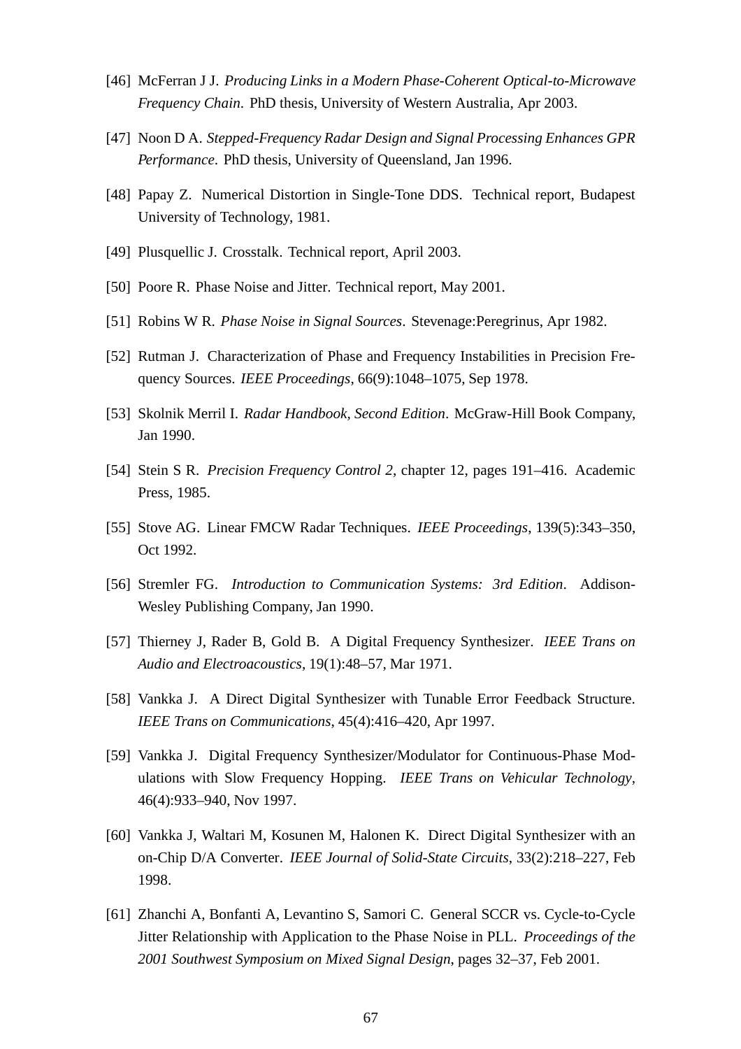[46] McFerran J J. *Producing Links in a Modern Phase-Coherent Optical-to-Microwave Frequency Chain*. PhD thesis, University of Western Australia, Apr 2003.

[47] Noon D A. *Stepped-Frequency Radar Design and Signal Processing Enhances GPR Performance*. PhD thesis, University of Queensland, Jan 1996.

[48] Papay Z. Numerical Distortion in Single-Tone DDS. Technical report, Budapest University of Technology, 1981.

[49] Plusquellic J. Crosstalk. Technical report, April 2003.

[50] Poore R. Phase Noise and Jitter. Technical report, May 2001.

[51] Robins W R. *Phase Noise in Signal Sources*. Stevenage:Peregrinus, Apr 1982.

[52] Rutman J. Characterization of Phase and Frequency Instabilities in Precision Frequency Sources. *IEEE Proceedings*, 66(9):1048–1075, Sep 1978.

[53] Skolnik Merril I. *Radar Handbook, Second Edition*. McGraw-Hill Book Company, Jan 1990.

[54] Stein S R. *Precision Frequency Control 2*, chapter 12, pages 191–416. Academic Press, 1985.

[55] Stove AG. Linear FMCW Radar Techniques. *IEEE Proceedings*, 139(5):343–350, Oct 1992.

[56] Stremler FG. *Introduction to Communication Systems: 3rd Edition*. Addison-Wesley Publishing Company, Jan 1990.

[57] Thierney J, Rader B, Gold B. A Digital Frequency Synthesizer. *IEEE Trans on Audio and Electroacoustics*, 19(1):48–57, Mar 1971.

[58] Vankka J. A Direct Digital Synthesizer with Tunable Error Feedback Structure. *IEEE Trans on Communications*, 45(4):416–420, Apr 1997.

[59] Vankka J. Digital Frequency Synthesizer/Modulator for Continuous-Phase Modulations with Slow Frequency Hopping. *IEEE Trans on Vehicular Technology*, 46(4):933–940, Nov 1997.

[60] Vankka J, Waltari M, Kosunen M, Halonen K. Direct Digital Synthesizer with an on-Chip D/A Converter. *IEEE Journal of Solid-State Circuits*, 33(2):218–227, Feb 1998.

[61] Zhanchi A, Bonfanti A, Levantino S, Samori C. General SCCR vs. Cycle-to-Cycle Jitter Relationship with Application to the Phase Noise in PLL. *Proceedings of the 2001 Southwest Symposium on Mixed Signal Design*, pages 32–37, Feb 2001.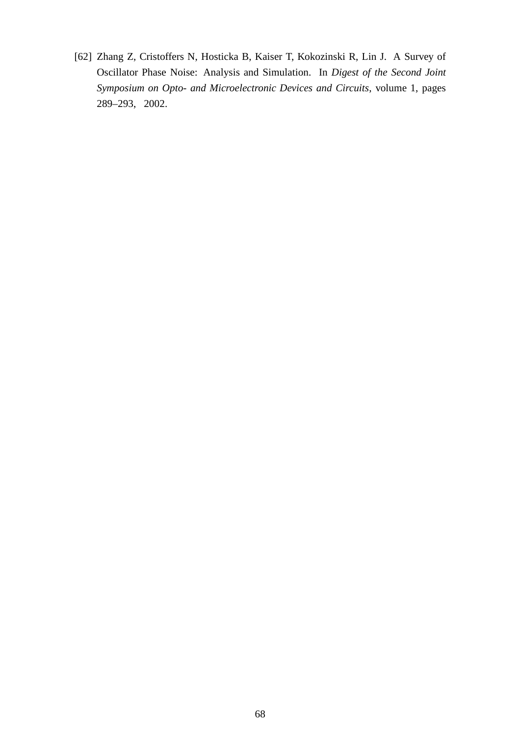[62] Zhang Z, Cristoffers N, Hosticka B, Kaiser T, Kokozinski R, Lin J. A Survey of Oscillator Phase Noise: Analysis and Simulation. In *Digest of the Second Joint Symposium on Opto- and Microelectronic Devices and Circuits*, volume 1, pages 289–293, 2002.